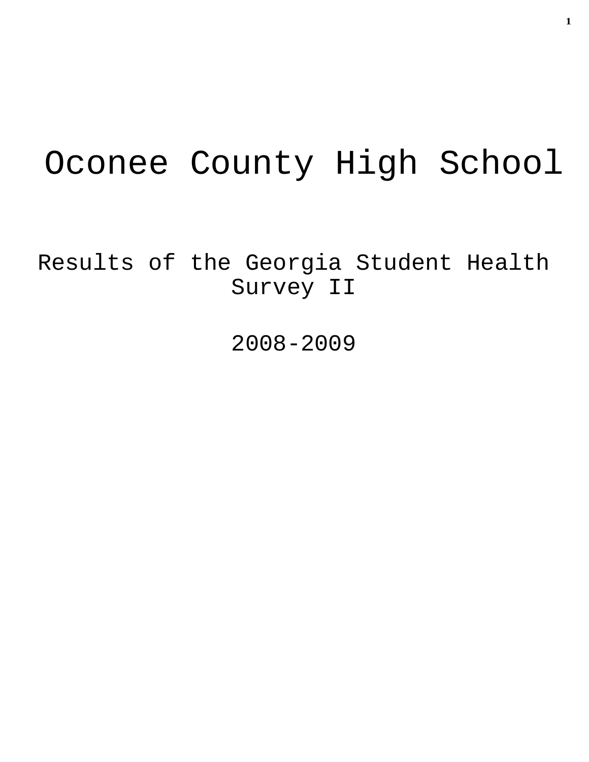# Oconee County High School

## Results of the Georgia Student Health Survey II

## 2008-2009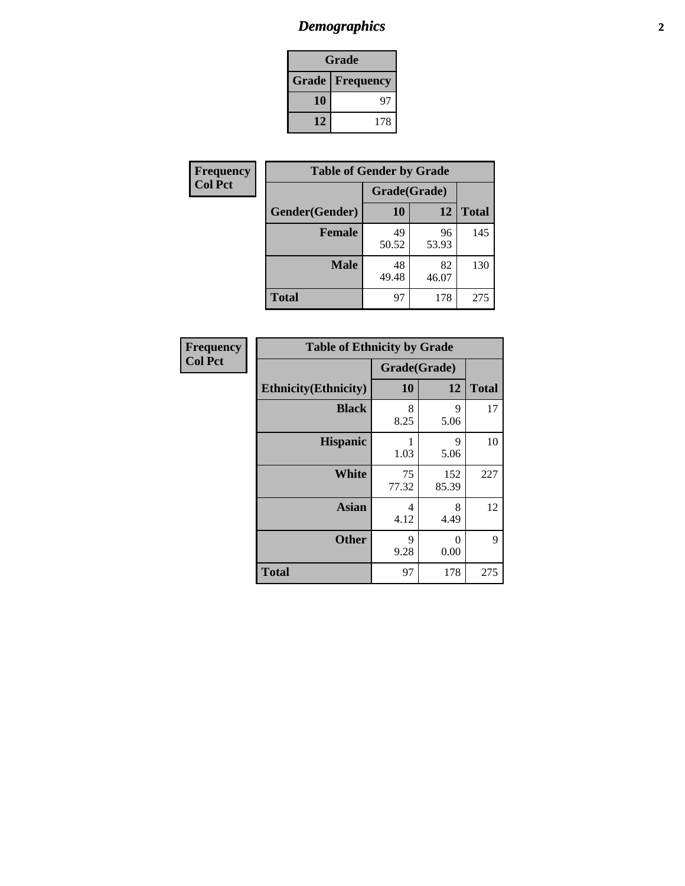# Demographics

| Grade | |
|---|---|
| **Grade** | **Frequency** |
| 10 | 97 |
| 12 | 178 |

**Frequency**
**Col Pct**

| Table of Gender by Grade | | | |
|---|---|---|---|
| | Grade(Grade) | | |
| Gender(Gender) | 10 | 12 | Total |
| **Female** | 49<br>50.52 | 96<br>53.93 | 145 |
| **Male** | 48<br>49.48 | 82<br>46.07 | 130 |
| **Total** | 97 | 178 | 275 |

**Frequency**
**Col Pct**

| Table of Ethnicity by Grade | | | |
|---|---|---|---|
| | Grade(Grade) | | |
| Ethnicity(Ethnicity) | 10 | 12 | Total |
| **Black** | 8<br>8.25 | 9<br>5.06 | 17 |
| **Hispanic** | 1<br>1.03 | 9<br>5.06 | 10 |
| **White** | 75<br>77.32 | 152<br>85.39 | 227 |
| **Asian** | 4<br>4.12 | 8<br>4.49 | 12 |
| **Other** | 9<br>9.28 | 0<br>0.00 | 9 |
| **Total** | 97 | 178 | 275 |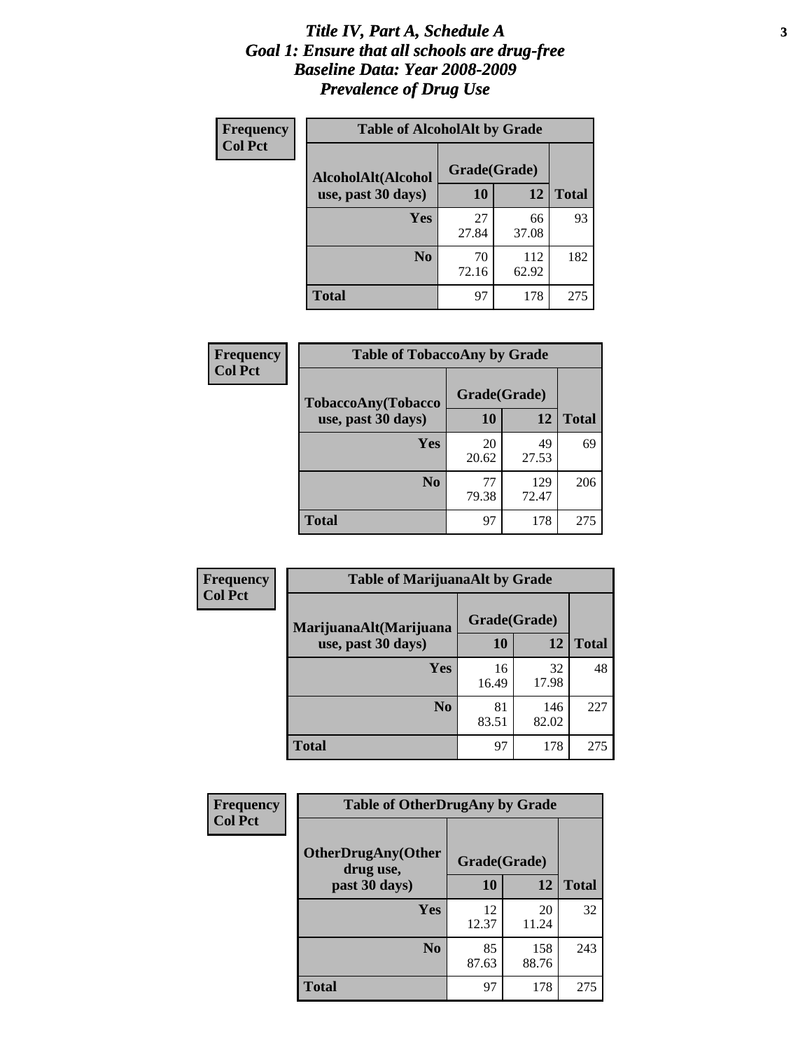# *Title IV, Part A, Schedule A*
## *Goal 1: Ensure that all schools are drug-free*
## *Baseline Data: Year 2008-2009*
## *Prevalence of Drug Use*

**Frequency**
**Col Pct**

| Table of AlcoholAlt by Grade | | | |
|---|---|---|---|
| AlcoholAlt(Alcohol use, past 30 days) | Grade(Grade) | | |
| | 10 | 12 | Total |
| **Yes** | 27<br>27.84 | 66<br>37.08 | 93 |
| **No** | 70<br>72.16 | 112<br>62.92 | 182 |
| **Total** | 97 | 178 | 275 |

**Frequency**
**Col Pct**

| Table of TobaccoAny by Grade | | | |
|---|---|---|---|
| TobaccoAny(Tobacco use, past 30 days) | Grade(Grade) | | |
| | 10 | 12 | Total |
| **Yes** | 20<br>20.62 | 49<br>27.53 | 69 |
| **No** | 77<br>79.38 | 129<br>72.47 | 206 |
| **Total** | 97 | 178 | 275 |

**Frequency**
**Col Pct**

| Table of MarijuanaAlt by Grade | | | |
|---|---|---|---|
| MarijuanaAlt(Marijuana use, past 30 days) | Grade(Grade) | | |
| | 10 | 12 | Total |
| **Yes** | 16<br>16.49 | 32<br>17.98 | 48 |
| **No** | 81<br>83.51 | 146<br>82.02 | 227 |
| **Total** | 97 | 178 | 275 |

**Frequency**
**Col Pct**

| Table of OtherDrugAny by Grade | | | |
|---|---|---|---|
| OtherDrugAny(Other drug use, past 30 days) | Grade(Grade) | | |
| | 10 | 12 | Total |
| **Yes** | 12<br>12.37 | 20<br>11.24 | 32 |
| **No** | 85<br>87.63 | 158<br>88.76 | 243 |
| **Total** | 97 | 178 | 275 |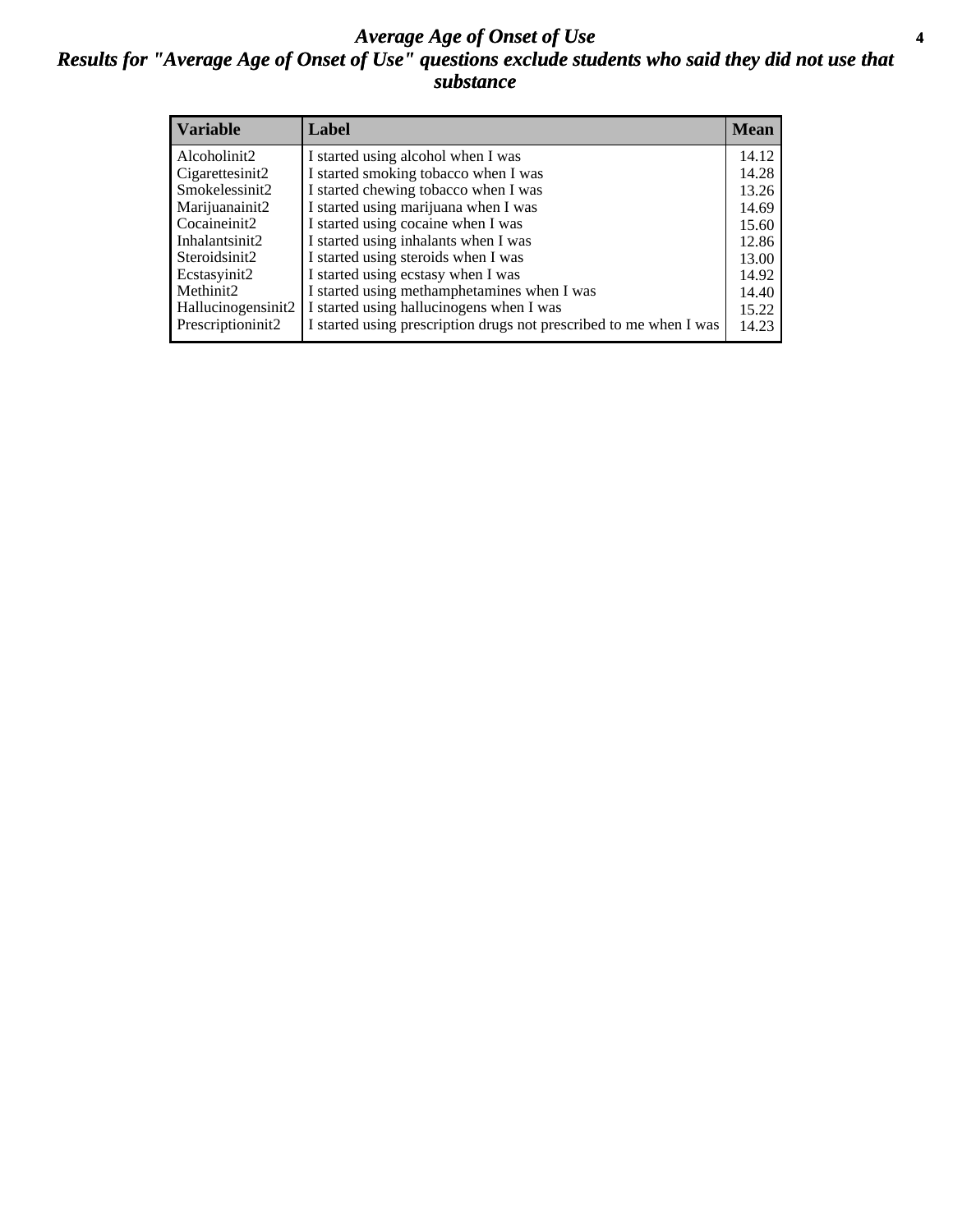# *Average Age of Onset of Use*

## *Results for "Average Age of Onset of Use" questions exclude students who said they did not use that substance*

| Variable | Label | Mean |
|---|---|---|
| Alcoholinit2 | I started using alcohol when I was | 14.12 |
| Cigarettesinit2 | I started smoking tobacco when I was | 14.28 |
| Smokelessinit2 | I started chewing tobacco when I was | 13.26 |
| Marijuanainit2 | I started using marijuana when I was | 14.69 |
| Cocaineinit2 | I started using cocaine when I was | 15.60 |
| Inhalantsinit2 | I started using inhalants when I was | 12.86 |
| Steroidsinit2 | I started using steroids when I was | 13.00 |
| Ecstasyinit2 | I started using ecstasy when I was | 14.92 |
| Methinit2 | I started using methamphetamines when I was | 14.40 |
| Hallucinogensinit2 | I started using hallucinogens when I was | 15.22 |
| Prescriptioninit2 | I started using prescription drugs not prescribed to me when I was | 14.23 |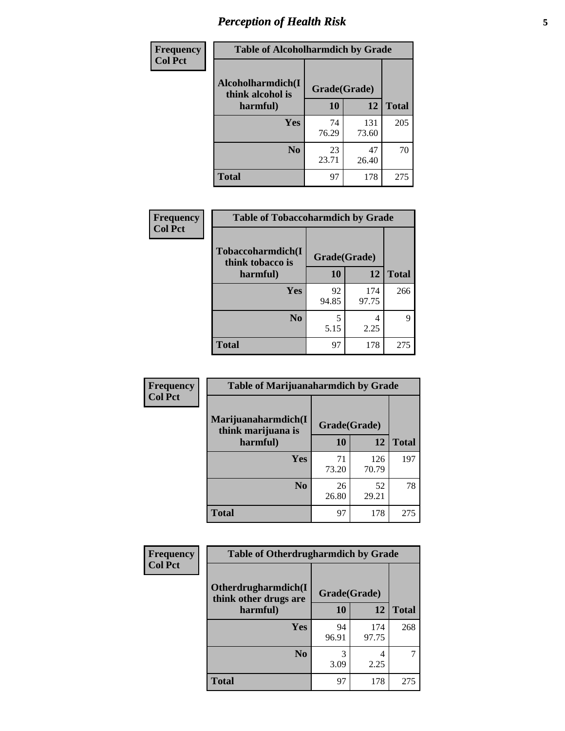# Perception of Health Risk

| Frequency<br>Col Pct | Table of Alcoholharmdich by Grade | | |
|---|---|---|---|
| Alcoholharmdich(I think alcohol is harmful) | Grade(Grade) | | |
| | 10 | 12 | Total |
| Yes | 74<br>76.29 | 131<br>73.60 | 205 |
| No | 23<br>23.71 | 47<br>26.40 | 70 |
| Total | 97 | 178 | 275 |

| Frequency<br>Col Pct | Table of Tobaccoharmdich by Grade | | |
|---|---|---|---|
| Tobaccoharmdich(I think tobacco is harmful) | Grade(Grade) | | |
| | 10 | 12 | Total |
| Yes | 92<br>94.85 | 174<br>97.75 | 266 |
| No | 5<br>5.15 | 4<br>2.25 | 9 |
| Total | 97 | 178 | 275 |

| Frequency<br>Col Pct | Table of Marijuanaharmdich by Grade | | |
|---|---|---|---|
| Marijuanaharmdich(I think marijuana is harmful) | Grade(Grade) | | |
| | 10 | 12 | Total |
| Yes | 71<br>73.20 | 126<br>70.79 | 197 |
| No | 26<br>26.80 | 52<br>29.21 | 78 |
| Total | 97 | 178 | 275 |

| Frequency<br>Col Pct | Table of Otherdrugharmdich by Grade | | |
|---|---|---|---|
| Otherdrugharmdich(I think other drugs are harmful) | Grade(Grade) | | |
| | 10 | 12 | Total |
| Yes | 94<br>96.91 | 174<br>97.75 | 268 |
| No | 3<br>3.09 | 4<br>2.25 | 7 |
| Total | 97 | 178 | 275 |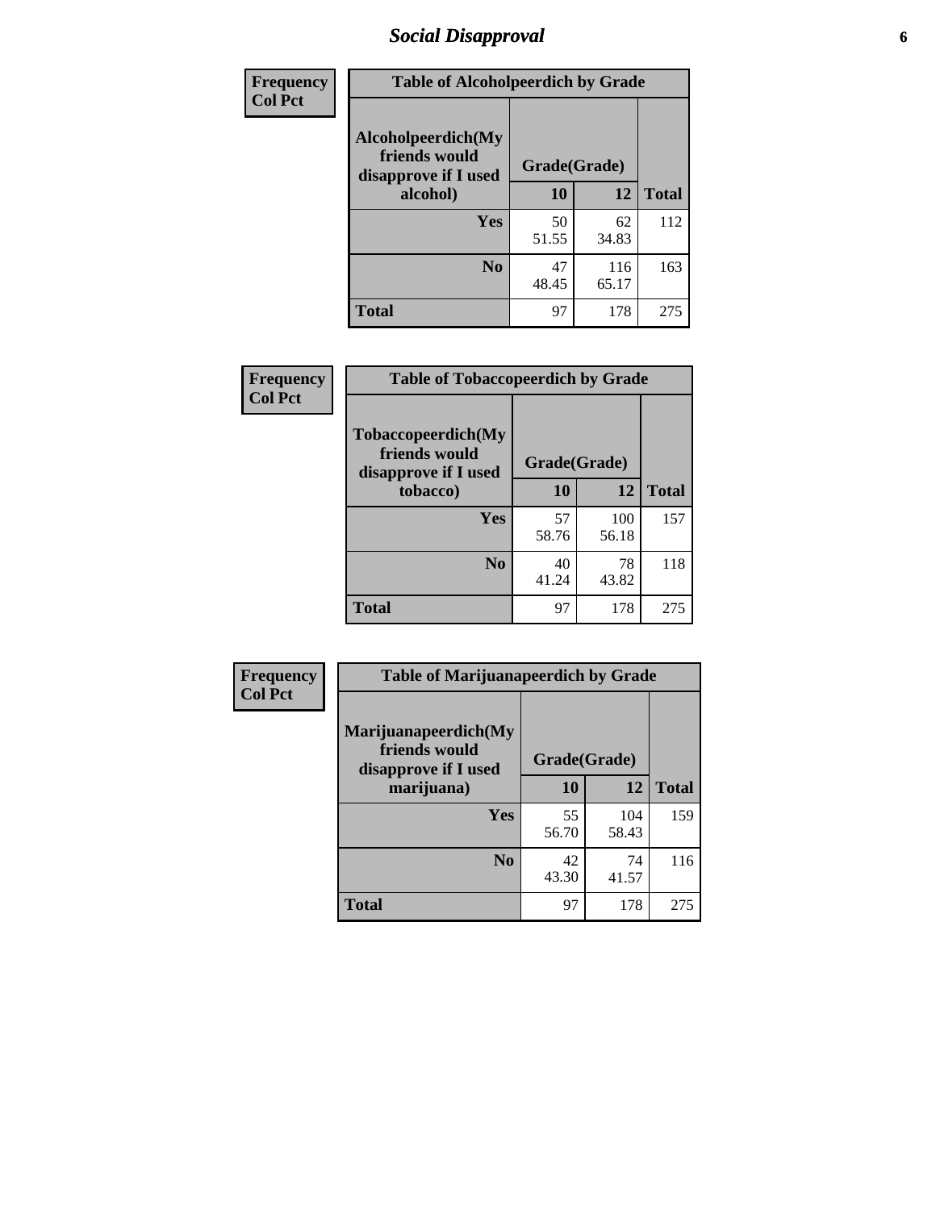## Social Disapproval

**Frequency**
**Col Pct**

**Table of Alcoholpeerdich by Grade**

| Alcoholpeerdich(My friends would disapprove if I used alcohol) | Grade(Grade) | | Total |
|---|---|---|---|
| | 10 | 12 | |
| Yes | 50<br>51.55 | 62<br>34.83 | 112 |
| No | 47<br>48.45 | 116<br>65.17 | 163 |
| Total | 97 | 178 | 275 |

**Frequency**
**Col Pct**

**Table of Tobaccopeerdich by Grade**

| Tobaccopeerdich(My friends would disapprove if I used tobacco) | Grade(Grade) | | Total |
|---|---|---|---|
| | 10 | 12 | |
| Yes | 57<br>58.76 | 100<br>56.18 | 157 |
| No | 40<br>41.24 | 78<br>43.82 | 118 |
| Total | 97 | 178 | 275 |

**Frequency**
**Col Pct**

**Table of Marijuanapeerdich by Grade**

| Marijuanapeerdich(My friends would disapprove if I used marijuana) | Grade(Grade) | | Total |
|---|---|---|---|
| | 10 | 12 | |
| Yes | 55<br>56.70 | 104<br>58.43 | 159 |
| No | 42<br>43.30 | 74<br>41.57 | 116 |
| Total | 97 | 178 | 275 |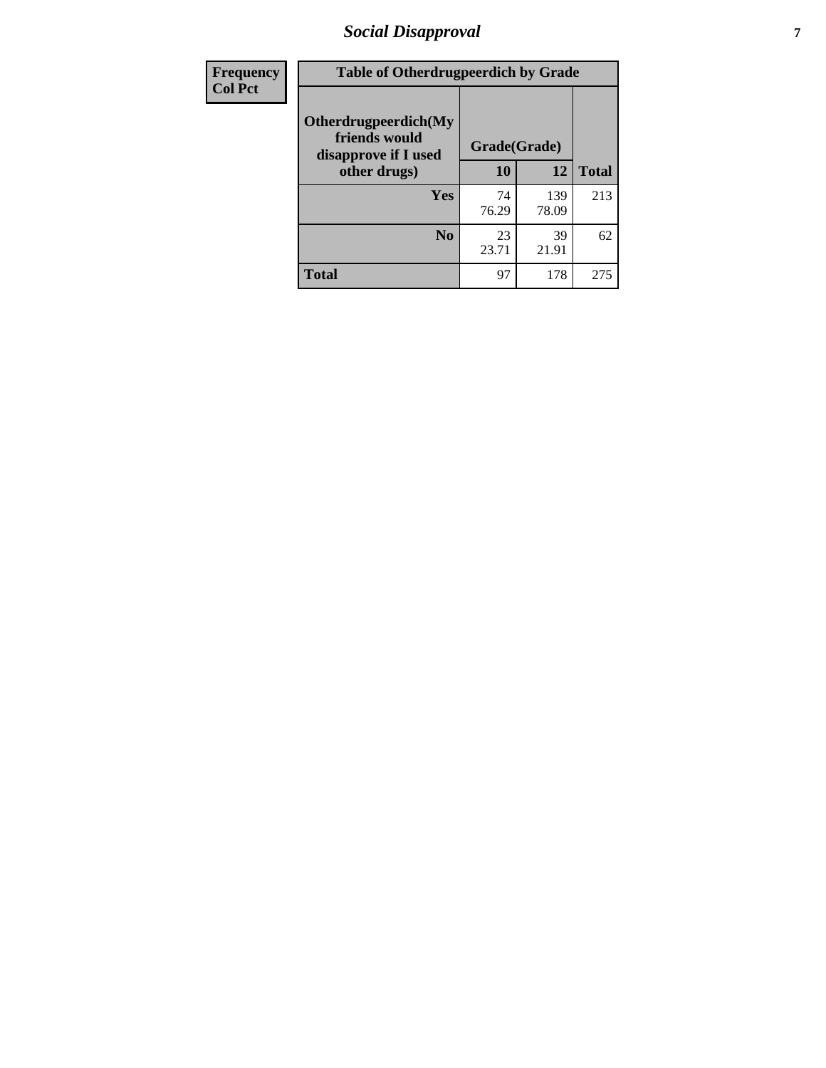# Social Disapproval

| Frequency<br>Col Pct | Table of Otherdrugpeerdich by Grade | | |
|---|---|---|---|
| **Otherdrugpeerdich(My friends would disapprove if I used other drugs)** | **Grade(Grade)** | | |
| | **10** | **12** | **Total** |
| **Yes** | 74<br>76.29 | 139<br>78.09 | 213 |
| **No** | 23<br>23.71 | 39<br>21.91 | 62 |
| **Total** | 97 | 178 | 275 |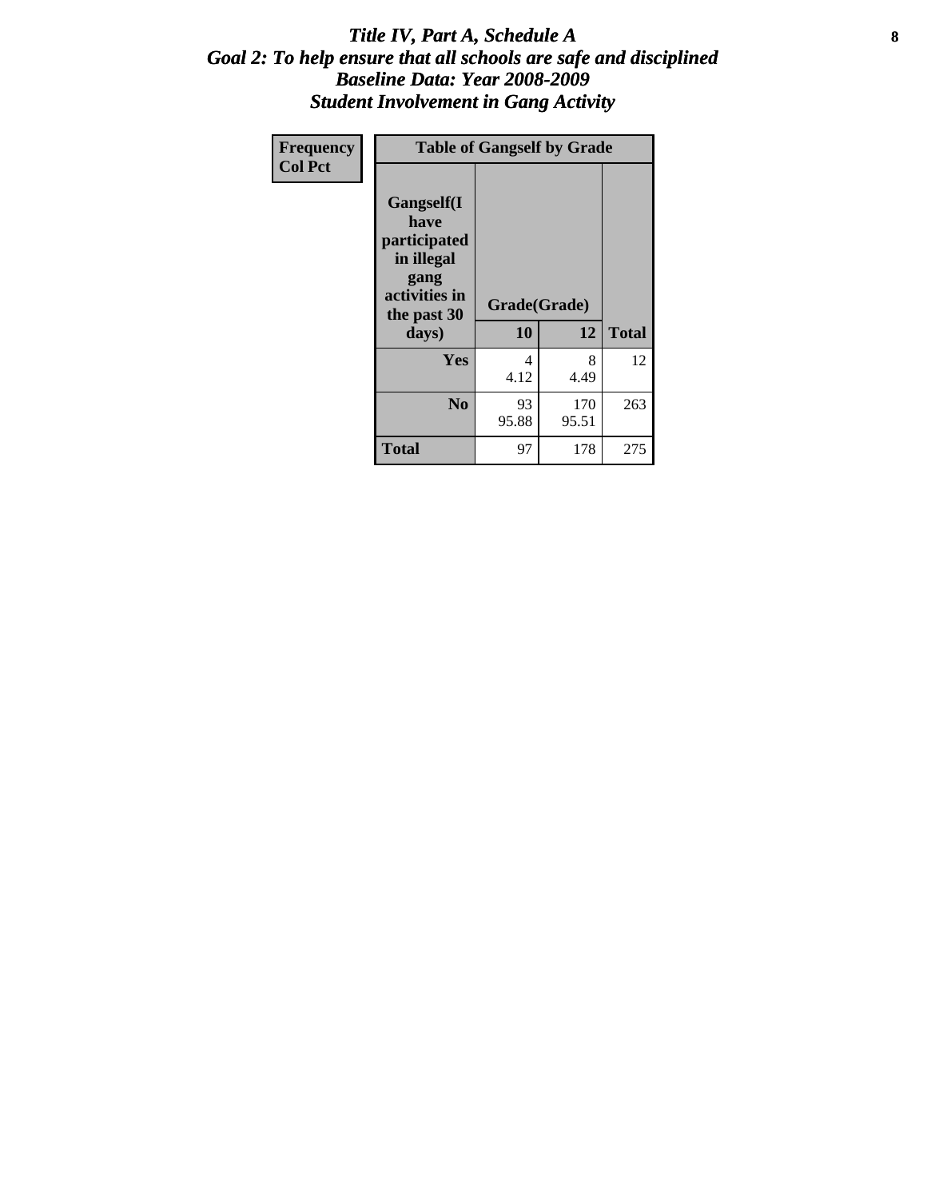# *Title IV, Part A, Schedule A*
## *Goal 2: To help ensure that all schools are safe and disciplined*
## *Baseline Data: Year 2008-2009*
## *Student Involvement in Gang Activity*

| Frequency<br>Col Pct | Table of Gangself by Grade | | |
|---|---|---|---|
| **Gangself(I have participated in illegal gang activities in the past 30 days)** | **Grade(Grade)** | | |
| | **10** | **12** | **Total** |
| **Yes** | 4<br>4.12 | 8<br>4.49 | 12 |
| **No** | 93<br>95.88 | 170<br>95.51 | 263 |
| **Total** | 97 | 178 | 275 |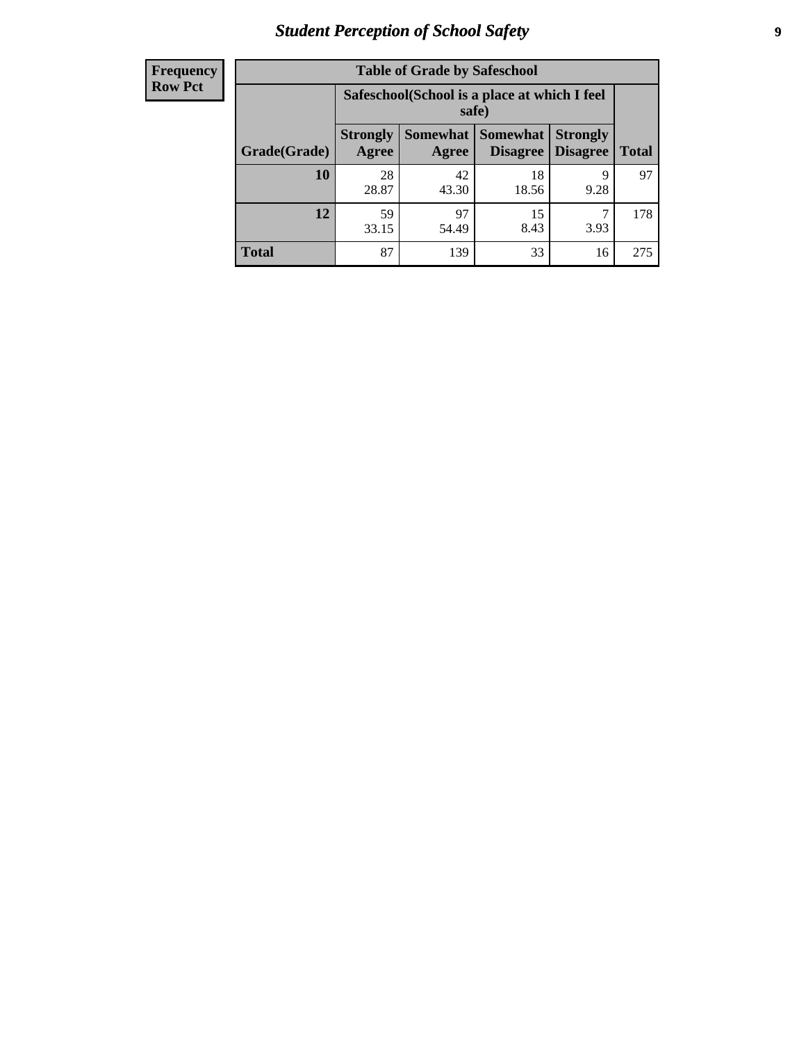| Frequency Row Pct |
|---|

**Table of Grade by Safeschool**

| Grade(Grade) | Safeschool(School is a place at which I feel safe) | | | | Total |
|---|---|---|---|---|---|
| | Strongly Agree | Somewhat Agree | Somewhat Disagree | Strongly Disagree | |
| 10 | 28<br>28.87 | 42<br>43.30 | 18<br>18.56 | 9<br>9.28 | 97 |
| 12 | 59<br>33.15 | 97<br>54.49 | 15<br>8.43 | 7<br>3.93 | 178 |
| Total | 87 | 139 | 33 | 16 | 275 |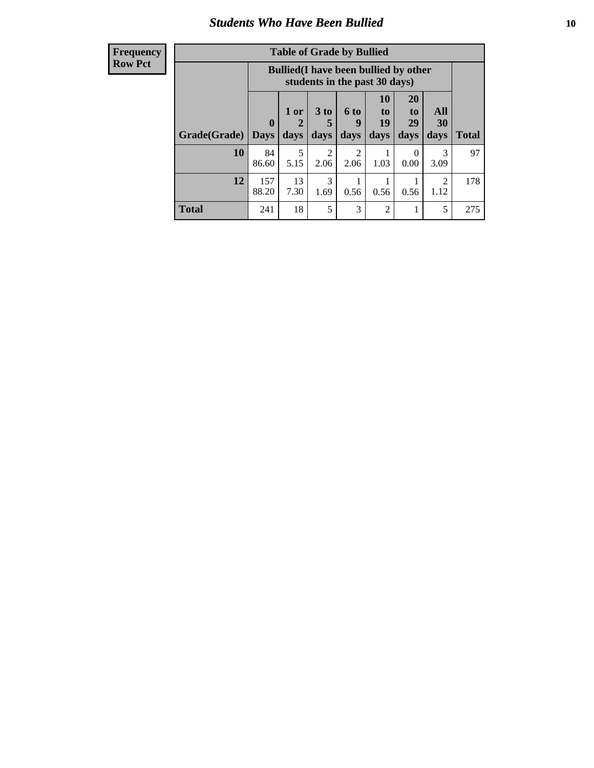# Students Who Have Been Bullied

**Frequency**
**Row Pct**

| Table of Grade by Bullied | | | | | | | | |
|---|---|---|---|---|---|---|---|---|
| | Bullied(I have been bullied by other students in the past 30 days) | | | | | | | |
| Grade(Grade) | 0 Days | 1 or 2 days | 3 to 5 days | 6 to 9 days | 10 to 19 days | 20 to 29 days | All 30 days | Total |
| 10 | 84<br>86.60 | 5<br>5.15 | 2<br>2.06 | 2<br>2.06 | 1<br>1.03 | 0<br>0.00 | 3<br>3.09 | 97 |
| 12 | 157<br>88.20 | 13<br>7.30 | 3<br>1.69 | 1<br>0.56 | 1<br>0.56 | 1<br>0.56 | 2<br>1.12 | 178 |
| Total | 241 | 18 | 5 | 3 | 2 | 1 | 5 | 275 |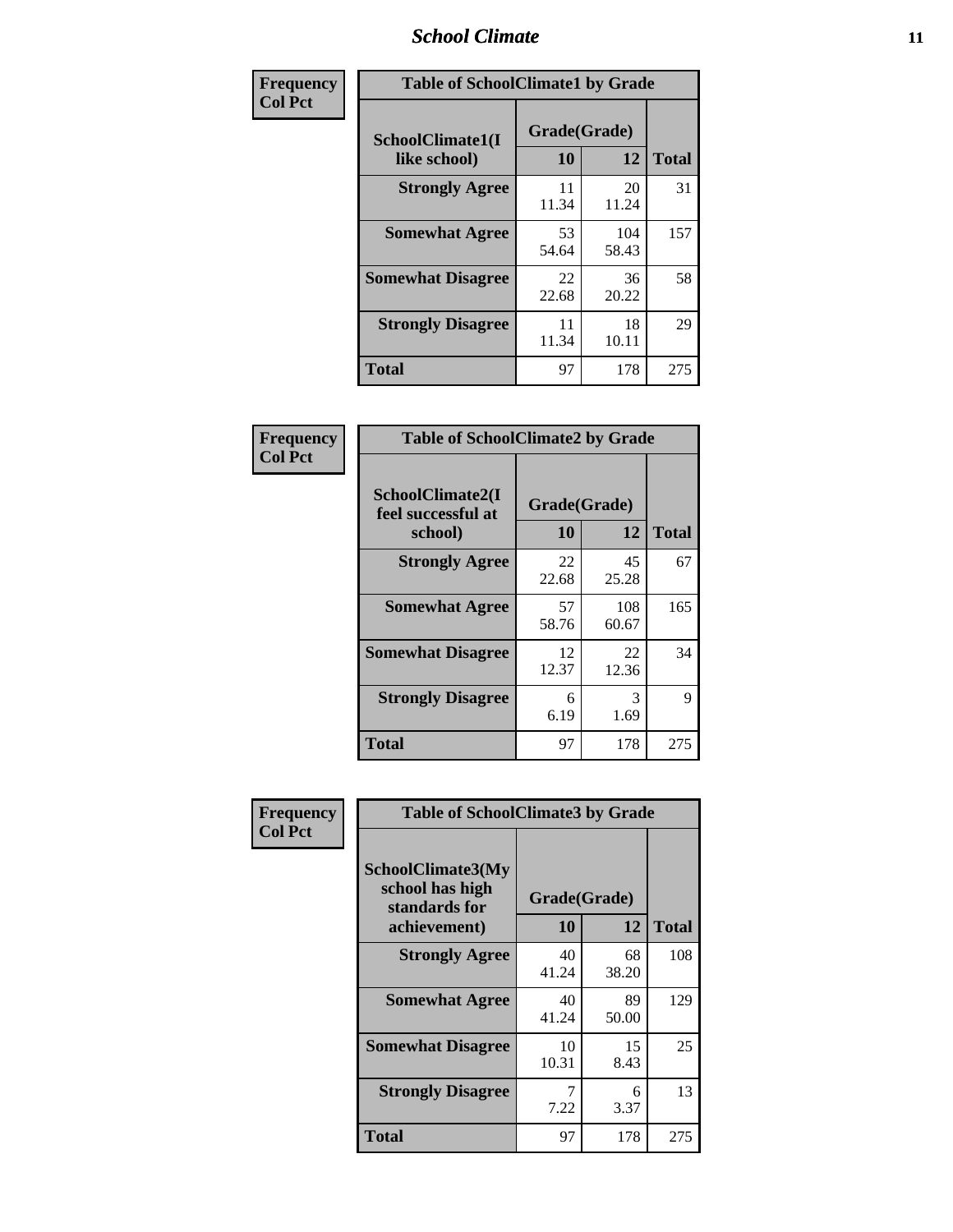| Frequency<br>Col Pct |
|---|

**Table of SchoolClimate1 by Grade**

| SchoolClimate1(I like school) | Grade(Grade) 10 | 12 | Total |
|---|---|---|---|
| **Strongly Agree** | 11<br>11.34 | 20<br>11.24 | 31 |
| **Somewhat Agree** | 53<br>54.64 | 104<br>58.43 | 157 |
| **Somewhat Disagree** | 22<br>22.68 | 36<br>20.22 | 58 |
| **Strongly Disagree** | 11<br>11.34 | 18<br>10.11 | 29 |
| **Total** | 97 | 178 | 275 |

| Frequency<br>Col Pct |
|---|

**Table of SchoolClimate2 by Grade**

| SchoolClimate2(I feel successful at school) | Grade(Grade) 10 | 12 | Total |
|---|---|---|---|
| **Strongly Agree** | 22<br>22.68 | 45<br>25.28 | 67 |
| **Somewhat Agree** | 57<br>58.76 | 108<br>60.67 | 165 |
| **Somewhat Disagree** | 12<br>12.37 | 22<br>12.36 | 34 |
| **Strongly Disagree** | 6<br>6.19 | 3<br>1.69 | 9 |
| **Total** | 97 | 178 | 275 |

| Frequency<br>Col Pct |
|---|

**Table of SchoolClimate3 by Grade**

| SchoolClimate3(My school has high standards for achievement) | Grade(Grade) 10 | 12 | Total |
|---|---|---|---|
| **Strongly Agree** | 40<br>41.24 | 68<br>38.20 | 108 |
| **Somewhat Agree** | 40<br>41.24 | 89<br>50.00 | 129 |
| **Somewhat Disagree** | 10<br>10.31 | 15<br>8.43 | 25 |
| **Strongly Disagree** | 7<br>7.22 | 6<br>3.37 | 13 |
| **Total** | 97 | 178 | 275 |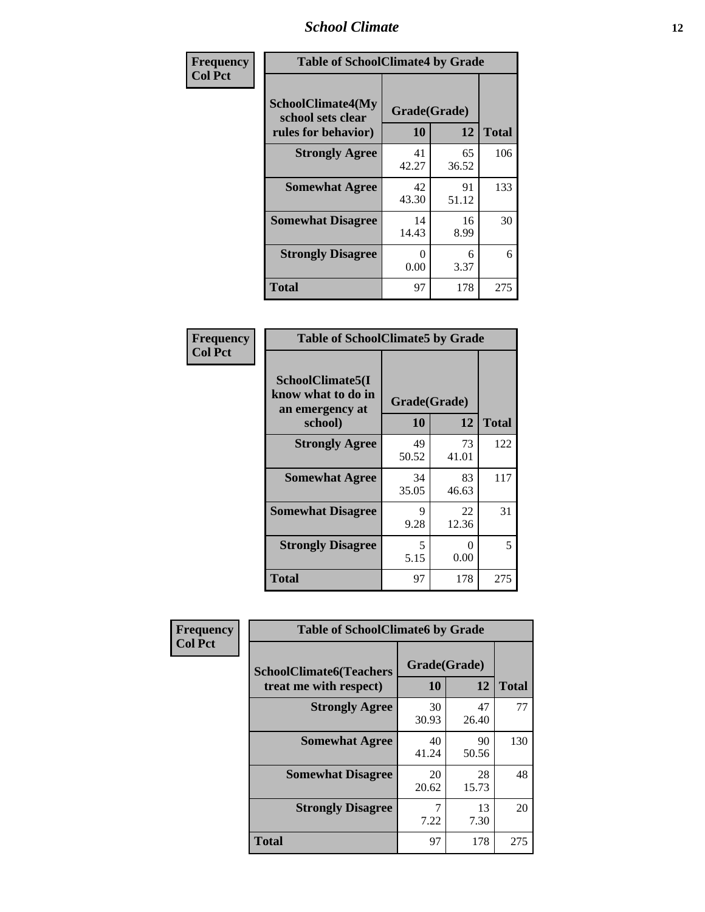| Frequency<br>Col Pct | Table of SchoolClimate4 by Grade | | |
|---|---|---|---|
| SchoolClimate4(My school sets clear rules for behavior) | Grade(Grade) | | |
| | 10 | 12 | Total |
| Strongly Agree | 41<br>42.27 | 65<br>36.52 | 106 |
| Somewhat Agree | 42<br>43.30 | 91<br>51.12 | 133 |
| Somewhat Disagree | 14<br>14.43 | 16<br>8.99 | 30 |
| Strongly Disagree | 0<br>0.00 | 6<br>3.37 | 6 |
| Total | 97 | 178 | 275 |

| Frequency<br>Col Pct | Table of SchoolClimate5 by Grade | | |
|---|---|---|---|
| SchoolClimate5(I know what to do in an emergency at school) | Grade(Grade) | | |
| | 10 | 12 | Total |
| Strongly Agree | 49<br>50.52 | 73<br>41.01 | 122 |
| Somewhat Agree | 34<br>35.05 | 83<br>46.63 | 117 |
| Somewhat Disagree | 9<br>9.28 | 22<br>12.36 | 31 |
| Strongly Disagree | 5<br>5.15 | 0<br>0.00 | 5 |
| Total | 97 | 178 | 275 |

| Frequency<br>Col Pct | Table of SchoolClimate6 by Grade | | |
|---|---|---|---|
| SchoolClimate6(Teachers treat me with respect) | Grade(Grade) | | |
| | 10 | 12 | Total |
| Strongly Agree | 30<br>30.93 | 47<br>26.40 | 77 |
| Somewhat Agree | 40<br>41.24 | 90<br>50.56 | 130 |
| Somewhat Disagree | 20<br>20.62 | 28<br>15.73 | 48 |
| Strongly Disagree | 7<br>7.22 | 13<br>7.30 | 20 |
| Total | 97 | 178 | 275 |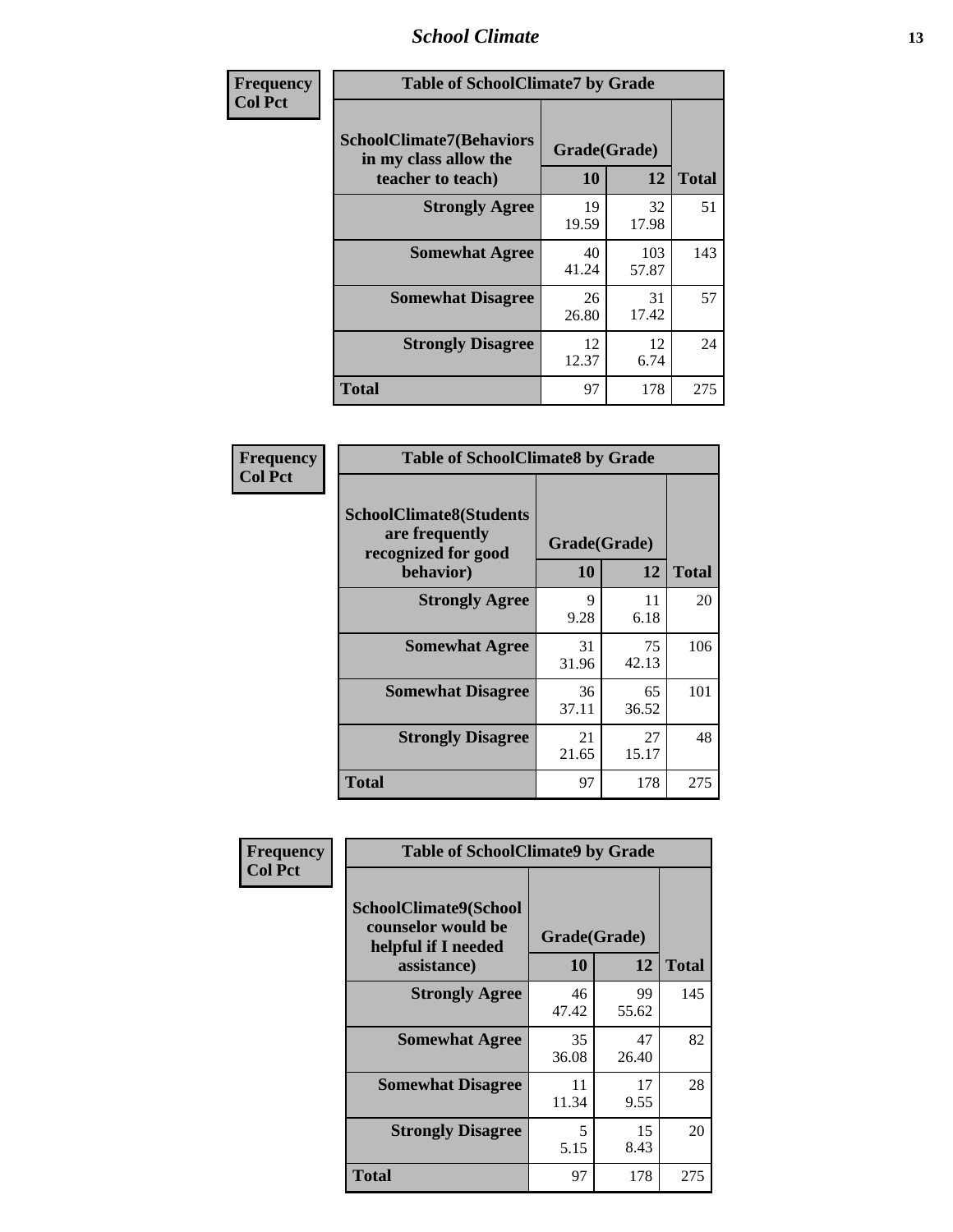| Frequency<br>Col Pct |
|---|

**Table of SchoolClimate7 by Grade**

| SchoolClimate7(Behaviors in my class allow the teacher to teach) | Grade(Grade) | | Total |
|---|---|---|---|
| | 10 | 12 | |
| Strongly Agree | 19<br>19.59 | 32<br>17.98 | 51 |
| Somewhat Agree | 40<br>41.24 | 103<br>57.87 | 143 |
| Somewhat Disagree | 26<br>26.80 | 31<br>17.42 | 57 |
| Strongly Disagree | 12<br>12.37 | 12<br>6.74 | 24 |
| Total | 97 | 178 | 275 |

| Frequency<br>Col Pct |
|---|

**Table of SchoolClimate8 by Grade**

| SchoolClimate8(Students are frequently recognized for good behavior) | Grade(Grade) | | Total |
|---|---|---|---|
| | 10 | 12 | |
| Strongly Agree | 9<br>9.28 | 11<br>6.18 | 20 |
| Somewhat Agree | 31<br>31.96 | 75<br>42.13 | 106 |
| Somewhat Disagree | 36<br>37.11 | 65<br>36.52 | 101 |
| Strongly Disagree | 21<br>21.65 | 27<br>15.17 | 48 |
| Total | 97 | 178 | 275 |

| Frequency<br>Col Pct |
|---|

**Table of SchoolClimate9 by Grade**

| SchoolClimate9(School counselor would be helpful if I needed assistance) | Grade(Grade) | | Total |
|---|---|---|---|
| | 10 | 12 | |
| Strongly Agree | 46<br>47.42 | 99<br>55.62 | 145 |
| Somewhat Agree | 35<br>36.08 | 47<br>26.40 | 82 |
| Somewhat Disagree | 11<br>11.34 | 17<br>9.55 | 28 |
| Strongly Disagree | 5<br>5.15 | 15<br>8.43 | 20 |
| Total | 97 | 178 | 275 |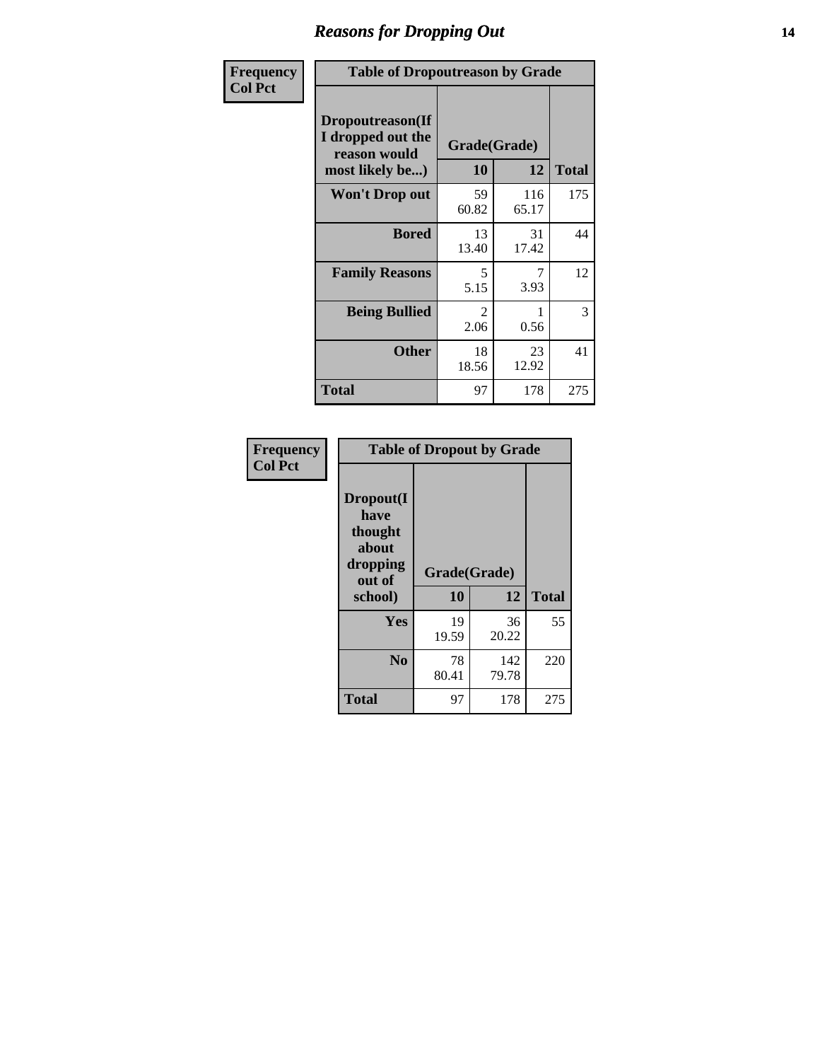| Frequency<br>Col Pct | Table of Dropoutreason by Grade | | |
|---|---|---|---|
| Dropoutreason(If I dropped out the reason would most likely be...) | Grade(Grade) | | |
| | 10 | 12 | Total |
| Won't Drop out | 59<br>60.82 | 116<br>65.17 | 175 |
| Bored | 13<br>13.40 | 31<br>17.42 | 44 |
| Family Reasons | 5<br>5.15 | 7<br>3.93 | 12 |
| Being Bullied | 2<br>2.06 | 1<br>0.56 | 3 |
| Other | 18<br>18.56 | 23<br>12.92 | 41 |
| Total | 97 | 178 | 275 |

| Frequency<br>Col Pct | Table of Dropout by Grade | | |
|---|---|---|---|
| Dropout(I have thought about dropping out of school) | Grade(Grade) | | |
| | 10 | 12 | Total |
| Yes | 19<br>19.59 | 36<br>20.22 | 55 |
| No | 78<br>80.41 | 142<br>79.78 | 220 |
| Total | 97 | 178 | 275 |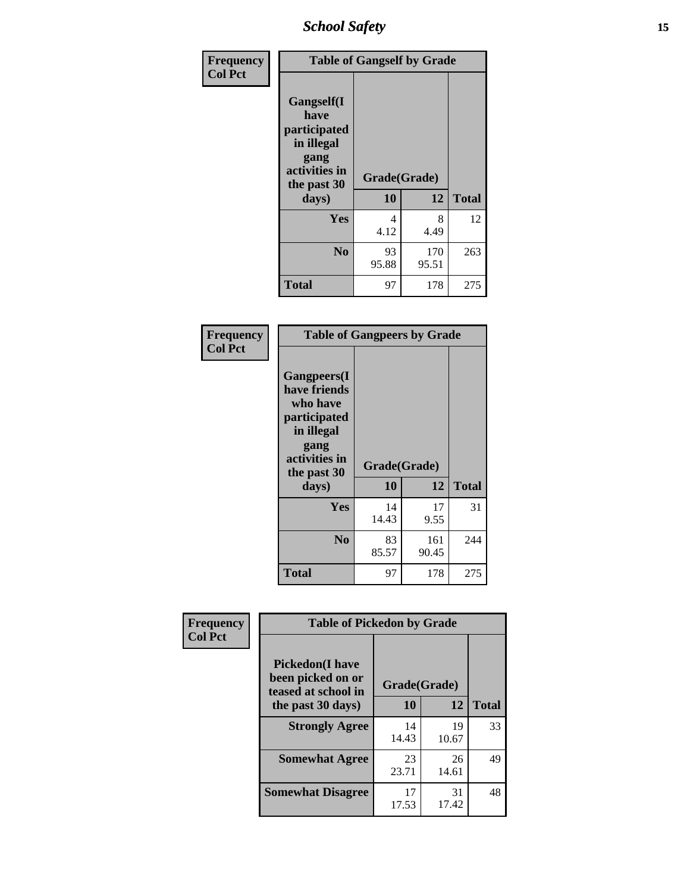**Frequency**
**Col Pct**

| Table of Gangself by Grade | | | |
|---|---|---|---|
| **Gangself(I have participated in illegal gang activities in the past 30 days)** | **Grade(Grade)** | | |
| | **10** | **12** | **Total** |
| **Yes** | 4<br>4.12 | 8<br>4.49 | 12 |
| **No** | 93<br>95.88 | 170<br>95.51 | 263 |
| **Total** | 97 | 178 | 275 |

**Frequency**
**Col Pct**

| Table of Gangpeers by Grade | | | |
|---|---|---|---|
| **Gangpeers(I have friends who have participated in illegal gang activities in the past 30 days)** | **Grade(Grade)** | | |
| | **10** | **12** | **Total** |
| **Yes** | 14<br>14.43 | 17<br>9.55 | 31 |
| **No** | 83<br>85.57 | 161<br>90.45 | 244 |
| **Total** | 97 | 178 | 275 |

**Frequency**
**Col Pct**

| Table of Pickedon by Grade | | | |
|---|---|---|---|
| **Pickedon(I have been picked on or teased at school in the past 30 days)** | **Grade(Grade)** | | |
| | **10** | **12** | **Total** |
| **Strongly Agree** | 14<br>14.43 | 19<br>10.67 | 33 |
| **Somewhat Agree** | 23<br>23.71 | 26<br>14.61 | 49 |
| **Somewhat Disagree** | 17<br>17.53 | 31<br>17.42 | 48 |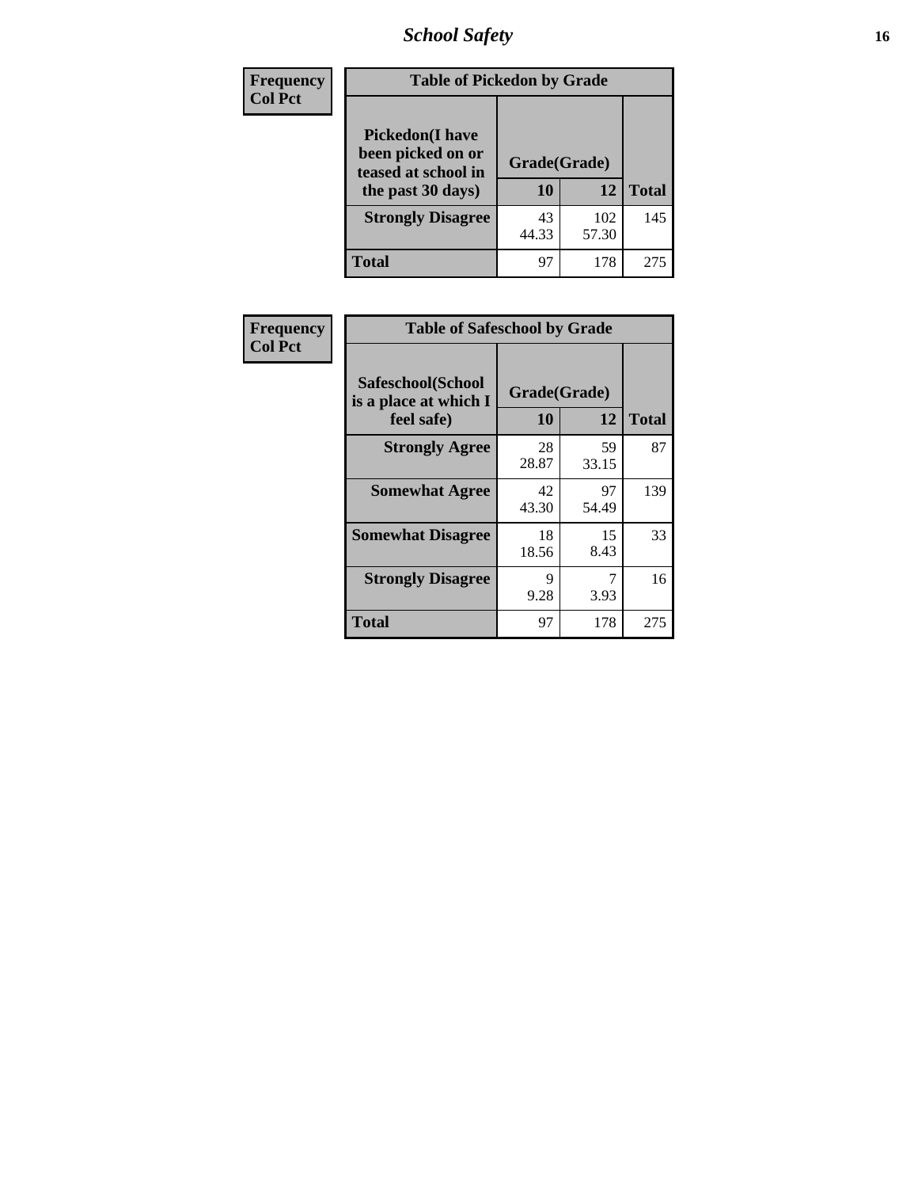| Frequency<br>Col Pct | Table of Pickedon by Grade | | |
|---|---|---|---|
| Pickedon(I have been picked on or teased at school in the past 30 days) | Grade(Grade) | | Total |
| | 10 | 12 | |
| Strongly Disagree | 43<br>44.33 | 102<br>57.30 | 145 |
| Total | 97 | 178 | 275 |

| Frequency<br>Col Pct | Table of Safeschool by Grade | | |
|---|---|---|---|
| Safeschool(School is a place at which I feel safe) | Grade(Grade) | | Total |
| | 10 | 12 | |
| Strongly Agree | 28<br>28.87 | 59<br>33.15 | 87 |
| Somewhat Agree | 42<br>43.30 | 97<br>54.49 | 139 |
| Somewhat Disagree | 18<br>18.56 | 15<br>8.43 | 33 |
| Strongly Disagree | 9<br>9.28 | 7<br>3.93 | 16 |
| Total | 97 | 178 | 275 |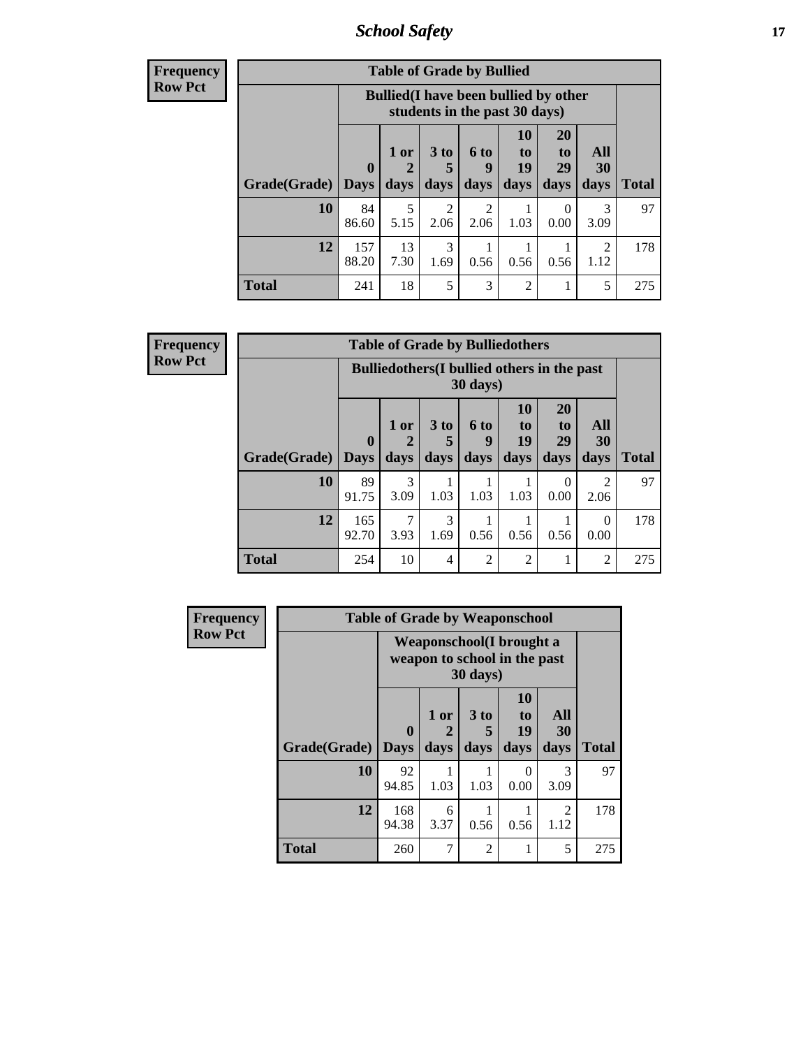| Frequency Row Pct | Table of Grade by Bullied | | | | | | | |
|---|---|---|---|---|---|---|---|---|
| | Bullied(I have been bullied by other students in the past 30 days) | | | | | | | |
| Grade(Grade) | 0 Days | 1 or 2 days | 3 to 5 days | 6 to 9 days | 10 to 19 days | 20 to 29 days | All 30 days | Total |
| 10 | 84 86.60 | 5 5.15 | 2 2.06 | 2 2.06 | 1 1.03 | 0 0.00 | 3 3.09 | 97 |
| 12 | 157 88.20 | 13 7.30 | 3 1.69 | 1 0.56 | 1 0.56 | 1 0.56 | 2 1.12 | 178 |
| Total | 241 | 18 | 5 | 3 | 2 | 1 | 5 | 275 |

| Frequency Row Pct | Table of Grade by Bulliedothers | | | | | | | |
|---|---|---|---|---|---|---|---|---|
| | Bulliedothers(I bullied others in the past 30 days) | | | | | | | |
| Grade(Grade) | 0 Days | 1 or 2 days | 3 to 5 days | 6 to 9 days | 10 to 19 days | 20 to 29 days | All 30 days | Total |
| 10 | 89 91.75 | 3 3.09 | 1 1.03 | 1 1.03 | 1 1.03 | 0 0.00 | 2 2.06 | 97 |
| 12 | 165 92.70 | 7 3.93 | 3 1.69 | 1 0.56 | 1 0.56 | 1 0.56 | 0 0.00 | 178 |
| Total | 254 | 10 | 4 | 2 | 2 | 1 | 2 | 275 |

| Frequency Row Pct | Table of Grade by Weaponschool | | | | | |
|---|---|---|---|---|---|---|
| | Weaponschool(I brought a weapon to school in the past 30 days) | | | | | |
| Grade(Grade) | 0 Days | 1 or 2 days | 3 to 5 days | 10 to 19 days | All 30 days | Total |
| 10 | 92 94.85 | 1 1.03 | 1 1.03 | 0 0.00 | 3 3.09 | 97 |
| 12 | 168 94.38 | 6 3.37 | 1 0.56 | 1 0.56 | 2 1.12 | 178 |
| Total | 260 | 7 | 2 | 1 | 5 | 275 |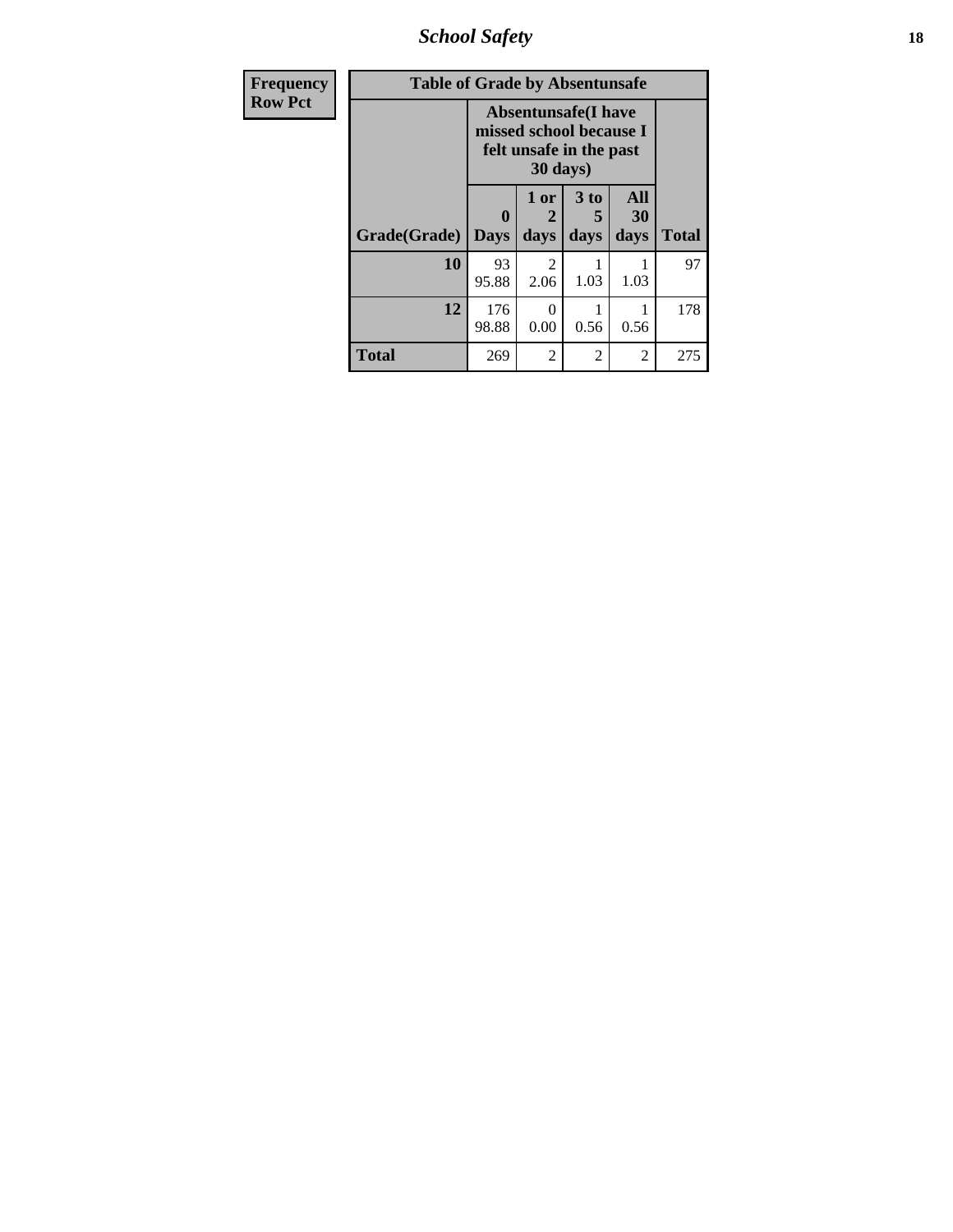| Frequency Row Pct | Table of Grade by Absentunsafe | | | | |
|---|---|---|---|---|---|
| | Absentunsafe(I have missed school because I felt unsafe in the past 30 days) | | | | |
| Grade(Grade) | 0 Days | 1 or 2 days | 3 to 5 days | All 30 days | Total |
| 10 | 93<br>95.88 | 2<br>2.06 | 1<br>1.03 | 1<br>1.03 | 97 |
| 12 | 176<br>98.88 | 0<br>0.00 | 1<br>0.56 | 1<br>0.56 | 178 |
| Total | 269 | 2 | 2 | 2 | 275 |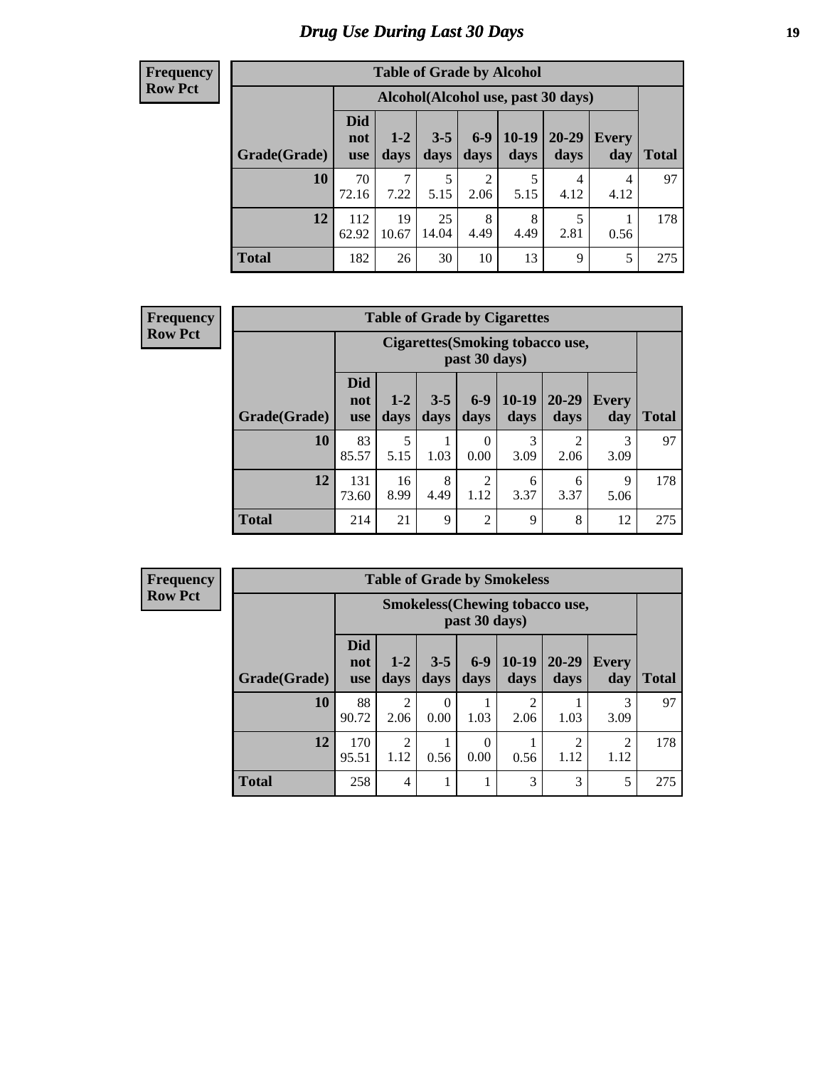# Drug Use During Last 30 Days

**Frequency**
**Row Pct**

| Table of Grade by Alcohol | | | | | | | | |
|---|---|---|---|---|---|---|---|---|
| | Alcohol(Alcohol use, past 30 days) | | | | | | | |
| Grade(Grade) | Did not use | 1-2 days | 3-5 days | 6-9 days | 10-19 days | 20-29 days | Every day | Total |
| **10** | 70<br>72.16 | 7<br>7.22 | 5<br>5.15 | 2<br>2.06 | 5<br>5.15 | 4<br>4.12 | 4<br>4.12 | 97 |
| **12** | 112<br>62.92 | 19<br>10.67 | 25<br>14.04 | 8<br>4.49 | 8<br>4.49 | 5<br>2.81 | 1<br>0.56 | 178 |
| **Total** | 182 | 26 | 30 | 10 | 13 | 9 | 5 | 275 |

**Frequency**
**Row Pct**

| Table of Grade by Cigarettes | | | | | | | | |
|---|---|---|---|---|---|---|---|---|
| | Cigarettes(Smoking tobacco use, past 30 days) | | | | | | | |
| Grade(Grade) | Did not use | 1-2 days | 3-5 days | 6-9 days | 10-19 days | 20-29 days | Every day | Total |
| **10** | 83<br>85.57 | 5<br>5.15 | 1<br>1.03 | 0<br>0.00 | 3<br>3.09 | 2<br>2.06 | 3<br>3.09 | 97 |
| **12** | 131<br>73.60 | 16<br>8.99 | 8<br>4.49 | 2<br>1.12 | 6<br>3.37 | 6<br>3.37 | 9<br>5.06 | 178 |
| **Total** | 214 | 21 | 9 | 2 | 9 | 8 | 12 | 275 |

**Frequency**
**Row Pct**

| Table of Grade by Smokeless | | | | | | | | |
|---|---|---|---|---|---|---|---|---|
| | Smokeless(Chewing tobacco use, past 30 days) | | | | | | | |
| Grade(Grade) | Did not use | 1-2 days | 3-5 days | 6-9 days | 10-19 days | 20-29 days | Every day | Total |
| **10** | 88<br>90.72 | 2<br>2.06 | 0<br>0.00 | 1<br>1.03 | 2<br>2.06 | 1<br>1.03 | 3<br>3.09 | 97 |
| **12** | 170<br>95.51 | 2<br>1.12 | 1<br>0.56 | 0<br>0.00 | 1<br>0.56 | 2<br>1.12 | 2<br>1.12 | 178 |
| **Total** | 258 | 4 | 1 | 1 | 3 | 3 | 5 | 275 |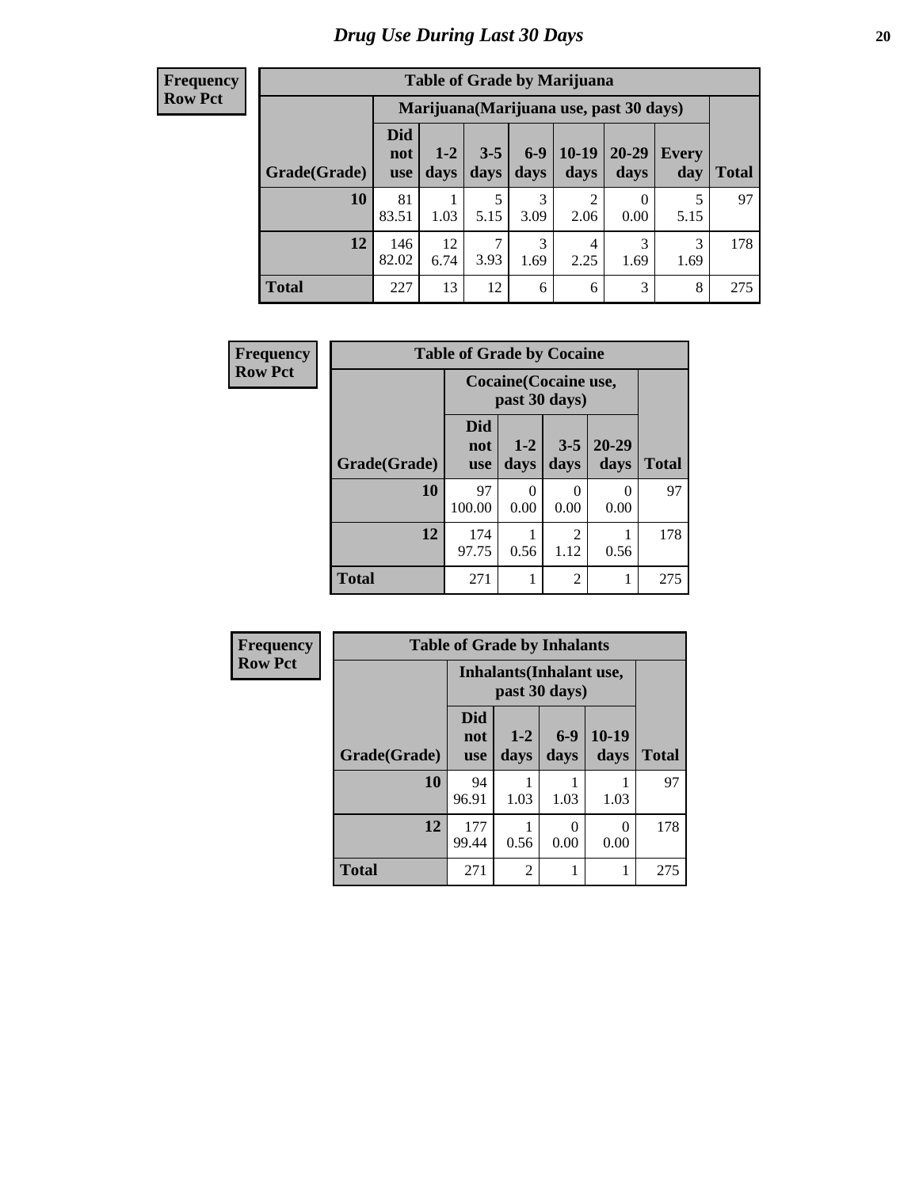# Drug Use During Last 30 Days

Frequency
Row Pct

| Table of Grade by Marijuana | | | | | | | | |
|---|---|---|---|---|---|---|---|---|
| | Marijuana(Marijuana use, past 30 days) | | | | | | | |
| Grade(Grade) | Did not use | 1-2 days | 3-5 days | 6-9 days | 10-19 days | 20-29 days | Every day | Total |
| 10 | 81<br>83.51 | 1<br>1.03 | 5<br>5.15 | 3<br>3.09 | 2<br>2.06 | 0<br>0.00 | 5<br>5.15 | 97 |
| 12 | 146<br>82.02 | 12<br>6.74 | 7<br>3.93 | 3<br>1.69 | 4<br>2.25 | 3<br>1.69 | 3<br>1.69 | 178 |
| Total | 227 | 13 | 12 | 6 | 6 | 3 | 8 | 275 |

Frequency
Row Pct

| Table of Grade by Cocaine | | | | | |
|---|---|---|---|---|---|
| | Cocaine(Cocaine use, past 30 days) | | | | |
| Grade(Grade) | Did not use | 1-2 days | 3-5 days | 20-29 days | Total |
| 10 | 97<br>100.00 | 0<br>0.00 | 0<br>0.00 | 0<br>0.00 | 97 |
| 12 | 174<br>97.75 | 1<br>0.56 | 2<br>1.12 | 1<br>0.56 | 178 |
| Total | 271 | 1 | 2 | 1 | 275 |

Frequency
Row Pct

| Table of Grade by Inhalants | | | | | |
|---|---|---|---|---|---|
| | Inhalants(Inhalant use, past 30 days) | | | | |
| Grade(Grade) | Did not use | 1-2 days | 6-9 days | 10-19 days | Total |
| 10 | 94<br>96.91 | 1<br>1.03 | 1<br>1.03 | 1<br>1.03 | 97 |
| 12 | 177<br>99.44 | 1<br>0.56 | 0<br>0.00 | 0<br>0.00 | 178 |
| Total | 271 | 2 | 1 | 1 | 275 |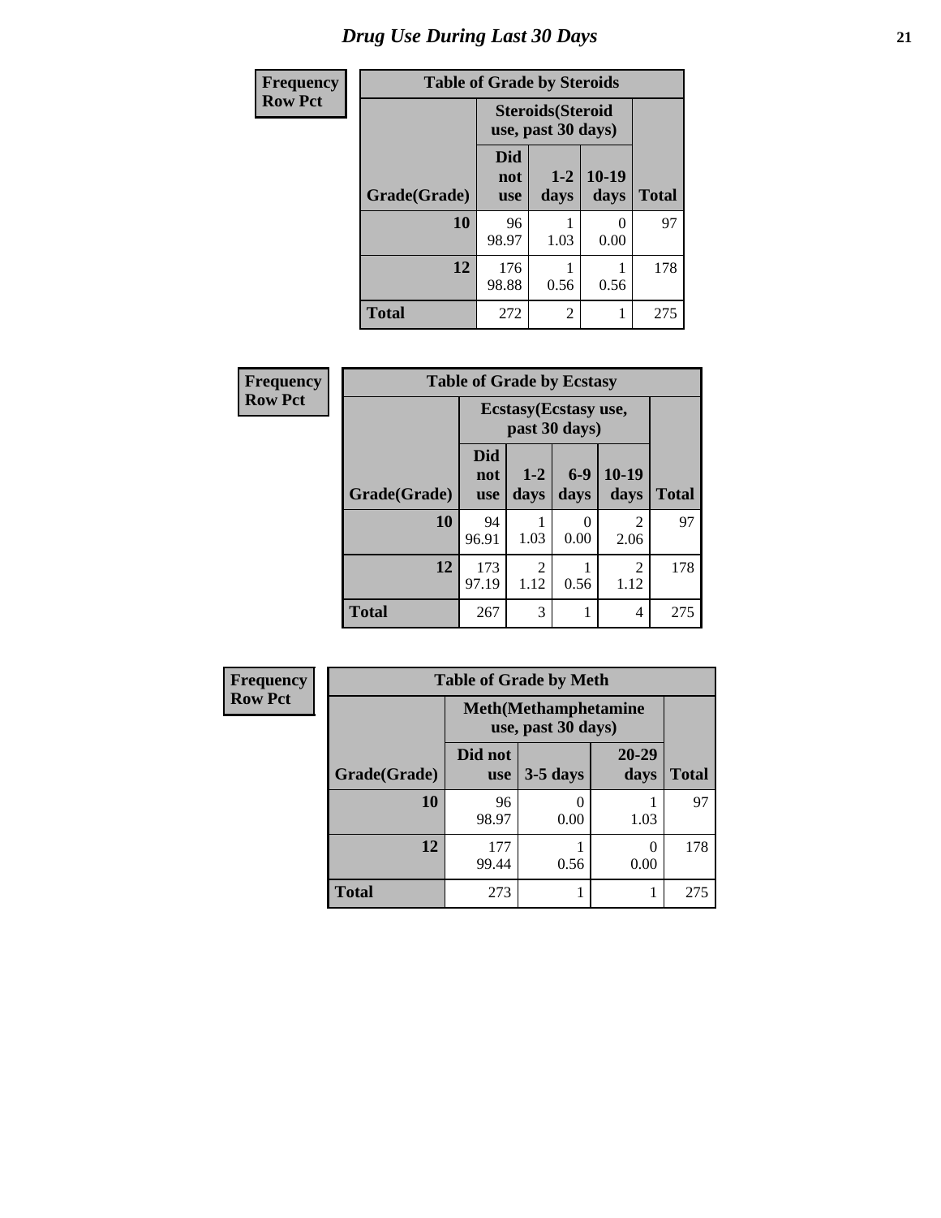# Drug Use During Last 30 Days

**Frequency**
**Row Pct**

| Table of Grade by Steroids | | | | |
|---|---|---|---|---|
| | Steroids(Steroid use, past 30 days) | | | |
| Grade(Grade) | Did not use | 1-2 days | 10-19 days | Total |
| 10 | 96<br>98.97 | 1<br>1.03 | 0<br>0.00 | 97 |
| 12 | 176<br>98.88 | 1<br>0.56 | 1<br>0.56 | 178 |
| Total | 272 | 2 | 1 | 275 |

**Frequency**
**Row Pct**

| Table of Grade by Ecstasy | | | | | |
|---|---|---|---|---|---|
| | Ecstasy(Ecstasy use, past 30 days) | | | | |
| Grade(Grade) | Did not use | 1-2 days | 6-9 days | 10-19 days | Total |
| 10 | 94<br>96.91 | 1<br>1.03 | 0<br>0.00 | 2<br>2.06 | 97 |
| 12 | 173<br>97.19 | 2<br>1.12 | 1<br>0.56 | 2<br>1.12 | 178 |
| Total | 267 | 3 | 1 | 4 | 275 |

**Frequency**
**Row Pct**

| Table of Grade by Meth | | | | |
|---|---|---|---|---|
| | Meth(Methamphetamine use, past 30 days) | | | |
| Grade(Grade) | Did not use | 3-5 days | 20-29 days | Total |
| 10 | 96<br>98.97 | 0<br>0.00 | 1<br>1.03 | 97 |
| 12 | 177<br>99.44 | 1<br>0.56 | 0<br>0.00 | 178 |
| Total | 273 | 1 | 1 | 275 |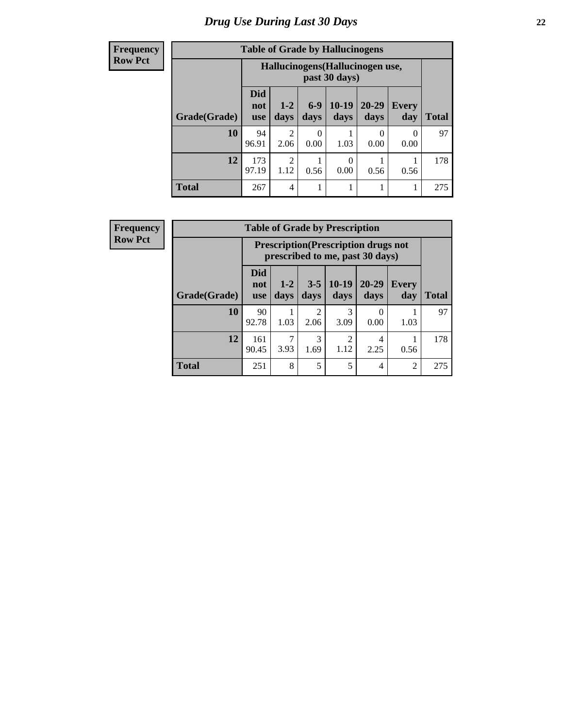# Drug Use During Last 30 Days

| Frequency<br>Row Pct | Table of Grade by Hallucinogens | | | | | | |
|---|---|---|---|---|---|---|---|
| | Hallucinogens(Hallucinogen use, past 30 days) | | | | | | |
| Grade(Grade) | Did not use | 1-2 days | 6-9 days | 10-19 days | 20-29 days | Every day | Total |
| 10 | 94<br>96.91 | 2<br>2.06 | 0<br>0.00 | 1<br>1.03 | 0<br>0.00 | 0<br>0.00 | 97 |
| 12 | 173<br>97.19 | 2<br>1.12 | 1<br>0.56 | 0<br>0.00 | 1<br>0.56 | 1<br>0.56 | 178 |
| Total | 267 | 4 | 1 | 1 | 1 | 1 | 275 |

| Frequency<br>Row Pct | Table of Grade by Prescription | | | | | | |
|---|---|---|---|---|---|---|---|
| | Prescription(Prescription drugs not prescribed to me, past 30 days) | | | | | | |
| Grade(Grade) | Did not use | 1-2 days | 3-5 days | 10-19 days | 20-29 days | Every day | Total |
| 10 | 90<br>92.78 | 1<br>1.03 | 2<br>2.06 | 3<br>3.09 | 0<br>0.00 | 1<br>1.03 | 97 |
| 12 | 161<br>90.45 | 7<br>3.93 | 3<br>1.69 | 2<br>1.12 | 4<br>2.25 | 1<br>0.56 | 178 |
| Total | 251 | 8 | 5 | 5 | 4 | 2 | 275 |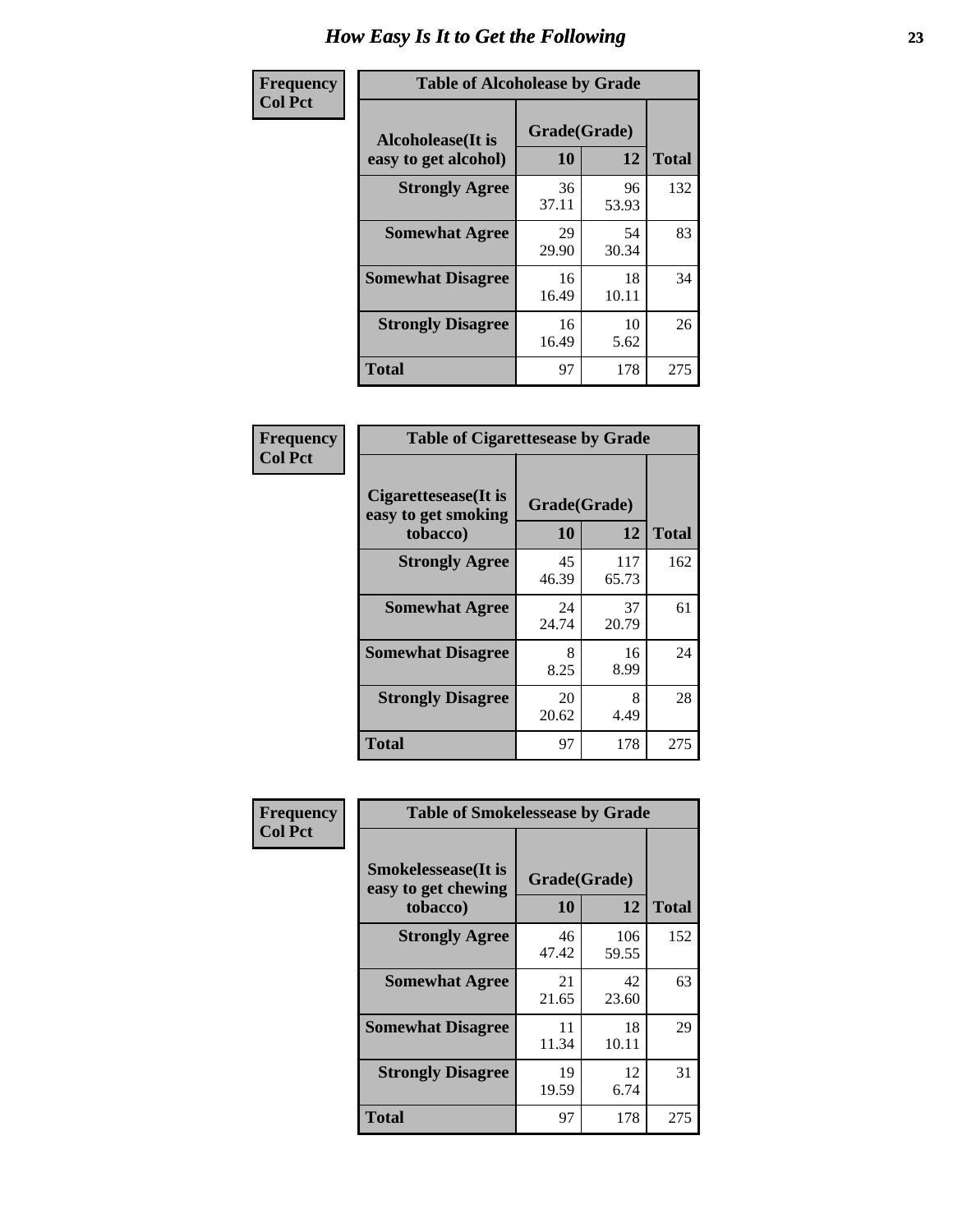# How Easy Is It to Get the Following

**Frequency**
**Col Pct**

| Table of Alcoholease by Grade | | | |
|---|---|---|---|
| **Alcoholease(It is easy to get alcohol)** | **Grade(Grade)** | | **Total** |
| | **10** | **12** | |
| **Strongly Agree** | 36<br>37.11 | 96<br>53.93 | 132 |
| **Somewhat Agree** | 29<br>29.90 | 54<br>30.34 | 83 |
| **Somewhat Disagree** | 16<br>16.49 | 18<br>10.11 | 34 |
| **Strongly Disagree** | 16<br>16.49 | 10<br>5.62 | 26 |
| **Total** | 97 | 178 | 275 |

**Frequency**
**Col Pct**

| Table of Cigarettesease by Grade | | | |
|---|---|---|---|
| **Cigarettesease(It is easy to get smoking tobacco)** | **Grade(Grade)** | | **Total** |
| | **10** | **12** | |
| **Strongly Agree** | 45<br>46.39 | 117<br>65.73 | 162 |
| **Somewhat Agree** | 24<br>24.74 | 37<br>20.79 | 61 |
| **Somewhat Disagree** | 8<br>8.25 | 16<br>8.99 | 24 |
| **Strongly Disagree** | 20<br>20.62 | 8<br>4.49 | 28 |
| **Total** | 97 | 178 | 275 |

**Frequency**
**Col Pct**

| Table of Smokelessease by Grade | | | |
|---|---|---|---|
| **Smokelessease(It is easy to get chewing tobacco)** | **Grade(Grade)** | | **Total** |
| | **10** | **12** | |
| **Strongly Agree** | 46<br>47.42 | 106<br>59.55 | 152 |
| **Somewhat Agree** | 21<br>21.65 | 42<br>23.60 | 63 |
| **Somewhat Disagree** | 11<br>11.34 | 18<br>10.11 | 29 |
| **Strongly Disagree** | 19<br>19.59 | 12<br>6.74 | 31 |
| **Total** | 97 | 178 | 275 |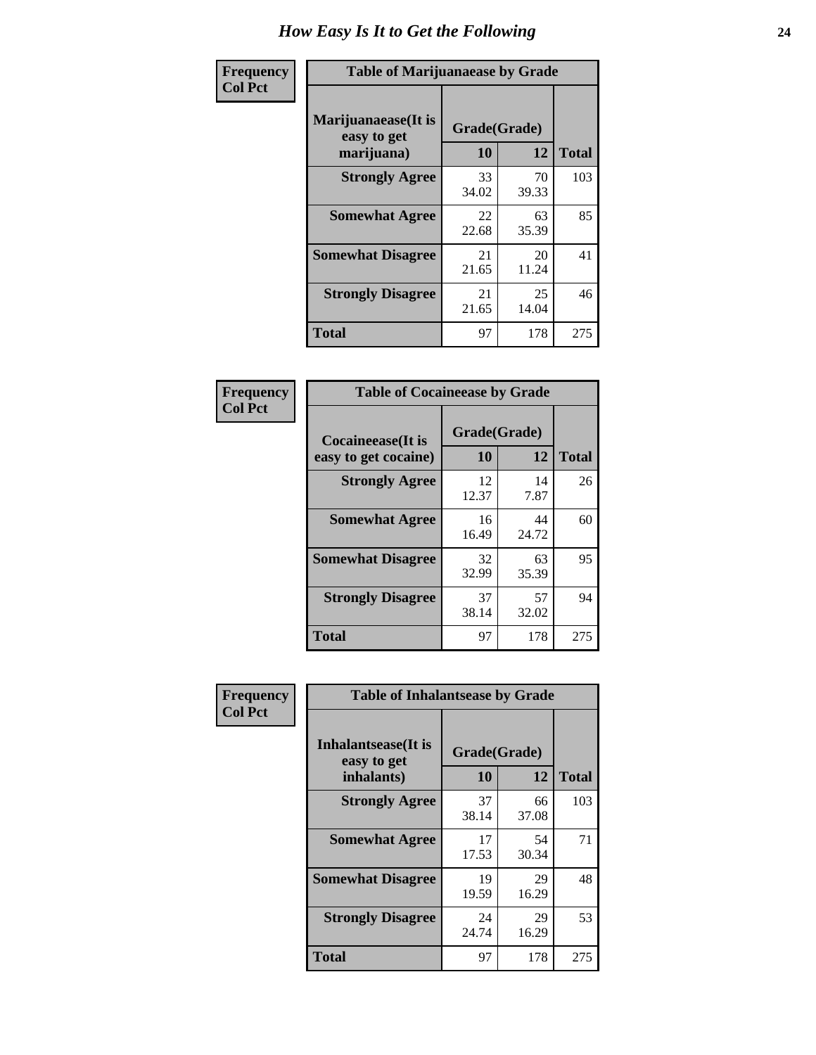# How Easy Is It to Get the Following

**Frequency**
**Col Pct**

| Table of Marijuanaease by Grade | | | |
|---|---|---|---|
| **Marijuanaease(It is easy to get marijuana)** | **Grade(Grade)** | | **Total** |
| | **10** | **12** | |
| **Strongly Agree** | 33<br>34.02 | 70<br>39.33 | 103 |
| **Somewhat Agree** | 22<br>22.68 | 63<br>35.39 | 85 |
| **Somewhat Disagree** | 21<br>21.65 | 20<br>11.24 | 41 |
| **Strongly Disagree** | 21<br>21.65 | 25<br>14.04 | 46 |
| **Total** | 97 | 178 | 275 |

**Frequency**
**Col Pct**

| Table of Cocaineease by Grade | | | |
|---|---|---|---|
| **Cocaineease(It is easy to get cocaine)** | **Grade(Grade)** | | **Total** |
| | **10** | **12** | |
| **Strongly Agree** | 12<br>12.37 | 14<br>7.87 | 26 |
| **Somewhat Agree** | 16<br>16.49 | 44<br>24.72 | 60 |
| **Somewhat Disagree** | 32<br>32.99 | 63<br>35.39 | 95 |
| **Strongly Disagree** | 37<br>38.14 | 57<br>32.02 | 94 |
| **Total** | 97 | 178 | 275 |

**Frequency**
**Col Pct**

| Table of Inhalantsease by Grade | | | |
|---|---|---|---|
| **Inhalantsease(It is easy to get inhalants)** | **Grade(Grade)** | | **Total** |
| | **10** | **12** | |
| **Strongly Agree** | 37<br>38.14 | 66<br>37.08 | 103 |
| **Somewhat Agree** | 17<br>17.53 | 54<br>30.34 | 71 |
| **Somewhat Disagree** | 19<br>19.59 | 29<br>16.29 | 48 |
| **Strongly Disagree** | 24<br>24.74 | 29<br>16.29 | 53 |
| **Total** | 97 | 178 | 275 |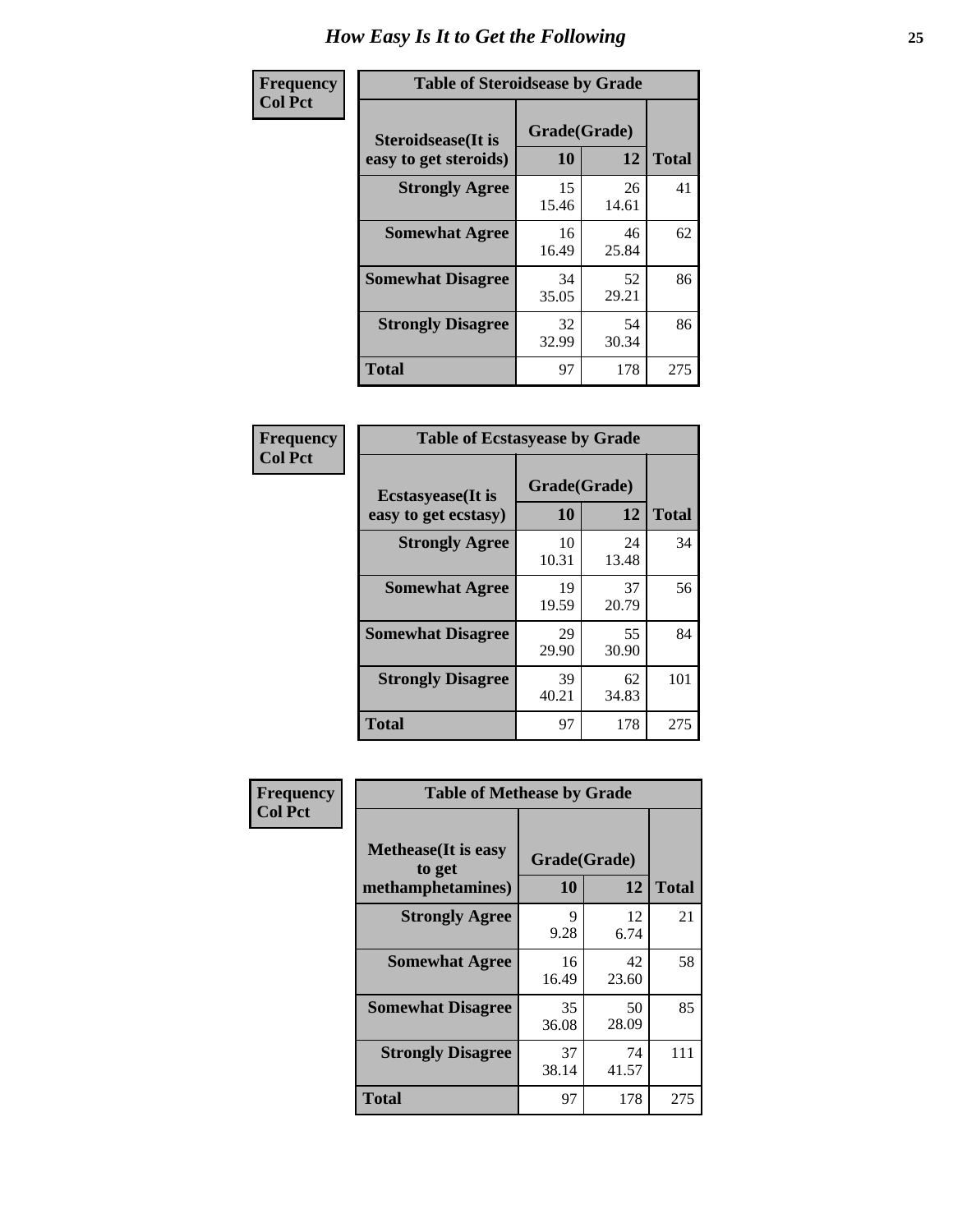# How Easy Is It to Get the Following

**Frequency**
**Col Pct**

**Table of Steroidsease by Grade**

| Steroidsease(It is easy to get steroids) | Grade(Grade) 10 | 12 | Total |
|---|---|---|---|
| **Strongly Agree** | 15<br>15.46 | 26<br>14.61 | 41 |
| **Somewhat Agree** | 16<br>16.49 | 46<br>25.84 | 62 |
| **Somewhat Disagree** | 34<br>35.05 | 52<br>29.21 | 86 |
| **Strongly Disagree** | 32<br>32.99 | 54<br>30.34 | 86 |
| **Total** | 97 | 178 | 275 |

**Frequency**
**Col Pct**

**Table of Ecstasyease by Grade**

| Ecstasyease(It is easy to get ecstasy) | Grade(Grade) 10 | 12 | Total |
|---|---|---|---|
| **Strongly Agree** | 10<br>10.31 | 24<br>13.48 | 34 |
| **Somewhat Agree** | 19<br>19.59 | 37<br>20.79 | 56 |
| **Somewhat Disagree** | 29<br>29.90 | 55<br>30.90 | 84 |
| **Strongly Disagree** | 39<br>40.21 | 62<br>34.83 | 101 |
| **Total** | 97 | 178 | 275 |

**Frequency**
**Col Pct**

**Table of Methease by Grade**

| Methease(It is easy to get methamphetamines) | Grade(Grade) 10 | 12 | Total |
|---|---|---|---|
| **Strongly Agree** | 9<br>9.28 | 12<br>6.74 | 21 |
| **Somewhat Agree** | 16<br>16.49 | 42<br>23.60 | 58 |
| **Somewhat Disagree** | 35<br>36.08 | 50<br>28.09 | 85 |
| **Strongly Disagree** | 37<br>38.14 | 74<br>41.57 | 111 |
| **Total** | 97 | 178 | 275 |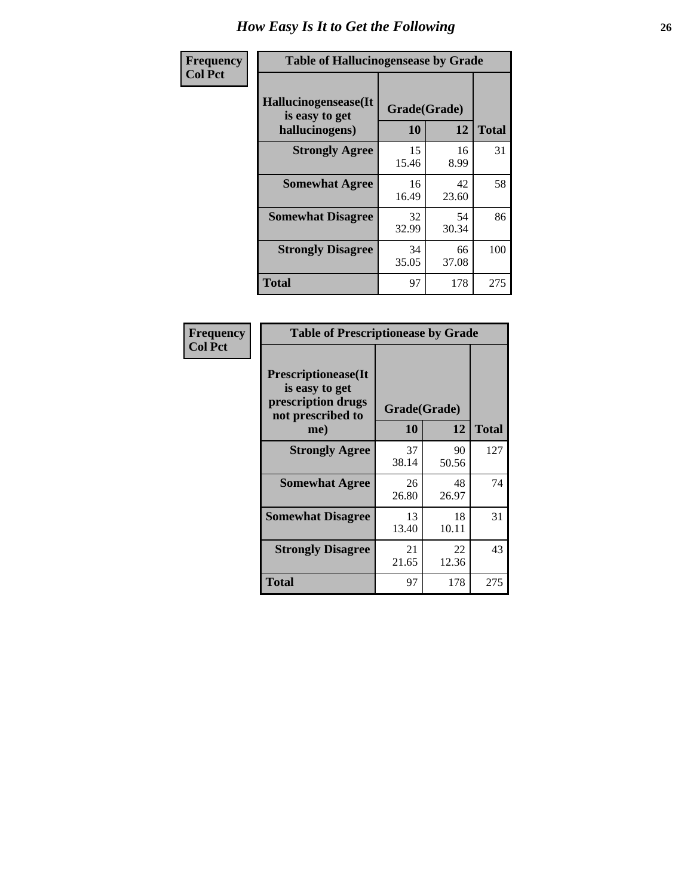# How Easy Is It to Get the Following

**Frequency**
**Col Pct**

| Table of Hallucinogensease by Grade | | | |
|---|---|---|---|
| **Hallucinogensease(It is easy to get hallucinogens)** | **Grade(Grade)** | | |
| | **10** | **12** | **Total** |
| **Strongly Agree** | 15<br>15.46 | 16<br>8.99 | 31 |
| **Somewhat Agree** | 16<br>16.49 | 42<br>23.60 | 58 |
| **Somewhat Disagree** | 32<br>32.99 | 54<br>30.34 | 86 |
| **Strongly Disagree** | 34<br>35.05 | 66<br>37.08 | 100 |
| **Total** | 97 | 178 | 275 |

**Frequency**
**Col Pct**

| Table of Prescriptionease by Grade | | | |
|---|---|---|---|
| **Prescriptionease(It is easy to get prescription drugs not prescribed to me)** | **Grade(Grade)** | | |
| | **10** | **12** | **Total** |
| **Strongly Agree** | 37<br>38.14 | 90<br>50.56 | 127 |
| **Somewhat Agree** | 26<br>26.80 | 48<br>26.97 | 74 |
| **Somewhat Disagree** | 13<br>13.40 | 18<br>10.11 | 31 |
| **Strongly Disagree** | 21<br>21.65 | 22<br>12.36 | 43 |
| **Total** | 97 | 178 | 275 |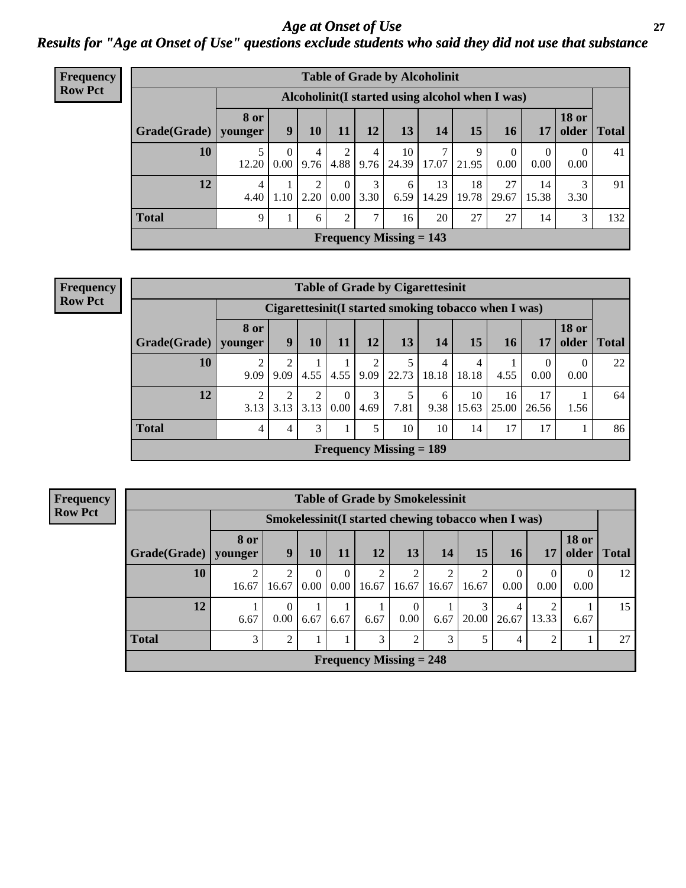# Age at Onset of Use

## Results for "Age at Onset of Use" questions exclude students who said they did not use that substance

**Frequency**
**Row Pct**

| Table of Grade by Alcoholinit | | | | | | | | | | | | |
|---|---|---|---|---|---|---|---|---|---|---|---|---|
| | Alcoholinit(I started using alcohol when I was) | | | | | | | | | | | |
| Grade(Grade) | 8 or younger | 9 | 10 | 11 | 12 | 13 | 14 | 15 | 16 | 17 | 18 or older | Total |
| 10 | 5<br>12.20 | 0<br>0.00 | 4<br>9.76 | 2<br>4.88 | 4<br>9.76 | 10<br>24.39 | 7<br>17.07 | 9<br>21.95 | 0<br>0.00 | 0<br>0.00 | 0<br>0.00 | 41 |
| 12 | 4<br>4.40 | 1<br>1.10 | 2<br>2.20 | 0<br>0.00 | 3<br>3.30 | 6<br>6.59 | 13<br>14.29 | 18<br>19.78 | 27<br>29.67 | 14<br>15.38 | 3<br>3.30 | 91 |
| Total | 9 | 1 | 6 | 2 | 7 | 16 | 20 | 27 | 27 | 14 | 3 | 132 |
| Frequency Missing = 143 | | | | | | | | | | | | |

**Frequency**
**Row Pct**

| Table of Grade by Cigarettesinit | | | | | | | | | | | | |
|---|---|---|---|---|---|---|---|---|---|---|---|---|
| | Cigarettesinit(I started smoking tobacco when I was) | | | | | | | | | | | |
| Grade(Grade) | 8 or younger | 9 | 10 | 11 | 12 | 13 | 14 | 15 | 16 | 17 | 18 or older | Total |
| 10 | 2<br>9.09 | 2<br>9.09 | 1<br>4.55 | 1<br>4.55 | 2<br>9.09 | 5<br>22.73 | 4<br>18.18 | 4<br>18.18 | 1<br>4.55 | 0<br>0.00 | 0<br>0.00 | 22 |
| 12 | 2<br>3.13 | 2<br>3.13 | 2<br>3.13 | 0<br>0.00 | 3<br>4.69 | 5<br>7.81 | 6<br>9.38 | 10<br>15.63 | 16<br>25.00 | 17<br>26.56 | 1<br>1.56 | 64 |
| Total | 4 | 4 | 3 | 1 | 5 | 10 | 10 | 14 | 17 | 17 | 1 | 86 |
| Frequency Missing = 189 | | | | | | | | | | | | |

**Frequency**
**Row Pct**

| Table of Grade by Smokelessinit | | | | | | | | | | | | |
|---|---|---|---|---|---|---|---|---|---|---|---|---|
| | Smokelessinit(I started chewing tobacco when I was) | | | | | | | | | | | |
| Grade(Grade) | 8 or younger | 9 | 10 | 11 | 12 | 13 | 14 | 15 | 16 | 17 | 18 or older | Total |
| 10 | 2<br>16.67 | 2<br>16.67 | 0<br>0.00 | 0<br>0.00 | 2<br>16.67 | 2<br>16.67 | 2<br>16.67 | 2<br>16.67 | 0<br>0.00 | 0<br>0.00 | 0<br>0.00 | 12 |
| 12 | 1<br>6.67 | 0<br>0.00 | 1<br>6.67 | 1<br>6.67 | 1<br>6.67 | 0<br>0.00 | 1<br>6.67 | 3<br>20.00 | 4<br>26.67 | 2<br>13.33 | 1<br>6.67 | 15 |
| Total | 3 | 2 | 1 | 1 | 3 | 2 | 3 | 5 | 4 | 2 | 1 | 27 |
| Frequency Missing = 248 | | | | | | | | | | | | |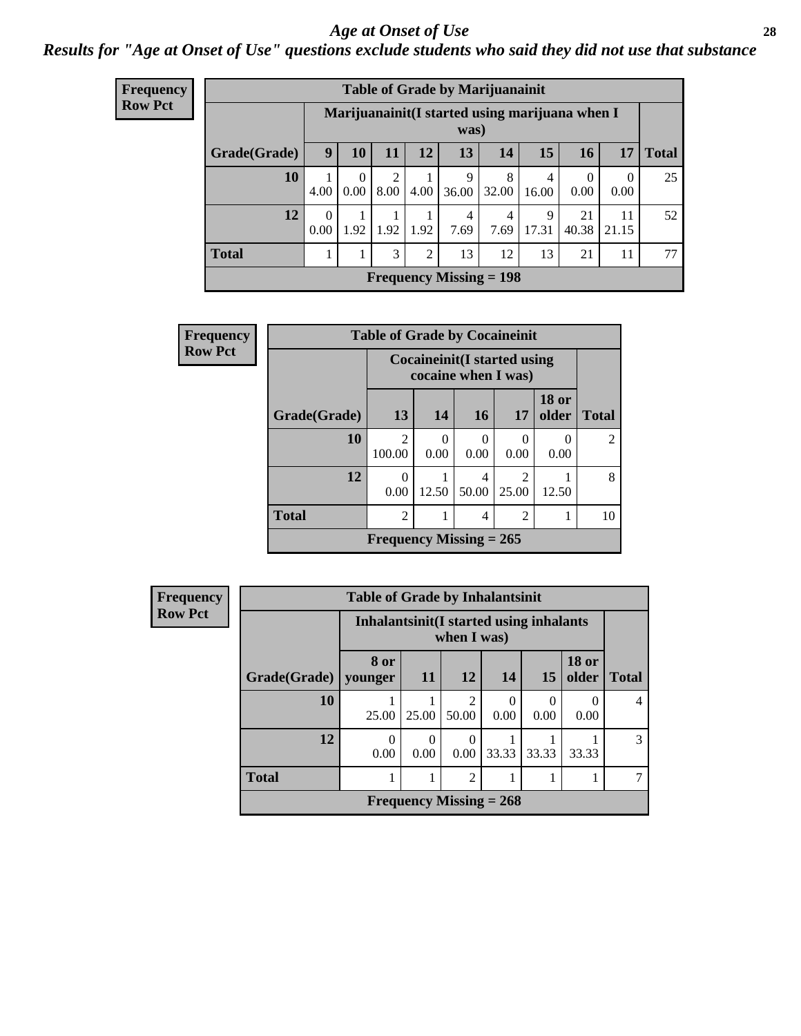# Age at Onset of Use

## *Results for "Age at Onset of Use" questions exclude students who said they did not use that substance*

**Frequency**
**Row Pct**

**Table of Grade by Marijuanainit**

| Grade(Grade) | Marijuanainit(I started using marijuana when I was) | | | | | | | | | Total |
|---|---|---|---|---|---|---|---|---|---|---|
| | 9 | 10 | 11 | 12 | 13 | 14 | 15 | 16 | 17 | |
| **10** | 1<br>4.00 | 0<br>0.00 | 2<br>8.00 | 1<br>4.00 | 9<br>36.00 | 8<br>32.00 | 4<br>16.00 | 0<br>0.00 | 0<br>0.00 | 25 |
| **12** | 0<br>0.00 | 1<br>1.92 | 1<br>1.92 | 1<br>1.92 | 4<br>7.69 | 4<br>7.69 | 9<br>17.31 | 21<br>40.38 | 11<br>21.15 | 52 |
| **Total** | 1 | 1 | 3 | 2 | 13 | 12 | 13 | 21 | 11 | 77 |
| **Frequency Missing = 198** | | | | | | | | | | |

**Frequency**
**Row Pct**

**Table of Grade by Cocaineinit**

| Grade(Grade) | Cocaineinit(I started using cocaine when I was) | | | | | Total |
|---|---|---|---|---|---|---|
| | 13 | 14 | 16 | 17 | 18 or older | |
| **10** | 2<br>100.00 | 0<br>0.00 | 0<br>0.00 | 0<br>0.00 | 0<br>0.00 | 2 |
| **12** | 0<br>0.00 | 1<br>12.50 | 4<br>50.00 | 2<br>25.00 | 1<br>12.50 | 8 |
| **Total** | 2 | 1 | 4 | 2 | 1 | 10 |
| **Frequency Missing = 265** | | | | | | |

**Frequency**
**Row Pct**

**Table of Grade by Inhalantsinit**

| Grade(Grade) | Inhalantsinit(I started using inhalants when I was) | | | | | | Total |
|---|---|---|---|---|---|---|---|
| | 8 or younger | 11 | 12 | 14 | 15 | 18 or older | |
| **10** | 1<br>25.00 | 1<br>25.00 | 2<br>50.00 | 0<br>0.00 | 0<br>0.00 | 0<br>0.00 | 4 |
| **12** | 0<br>0.00 | 0<br>0.00 | 0<br>0.00 | 1<br>33.33 | 1<br>33.33 | 1<br>33.33 | 3 |
| **Total** | 1 | 1 | 2 | 1 | 1 | 1 | 7 |
| **Frequency Missing = 268** | | | | | | | |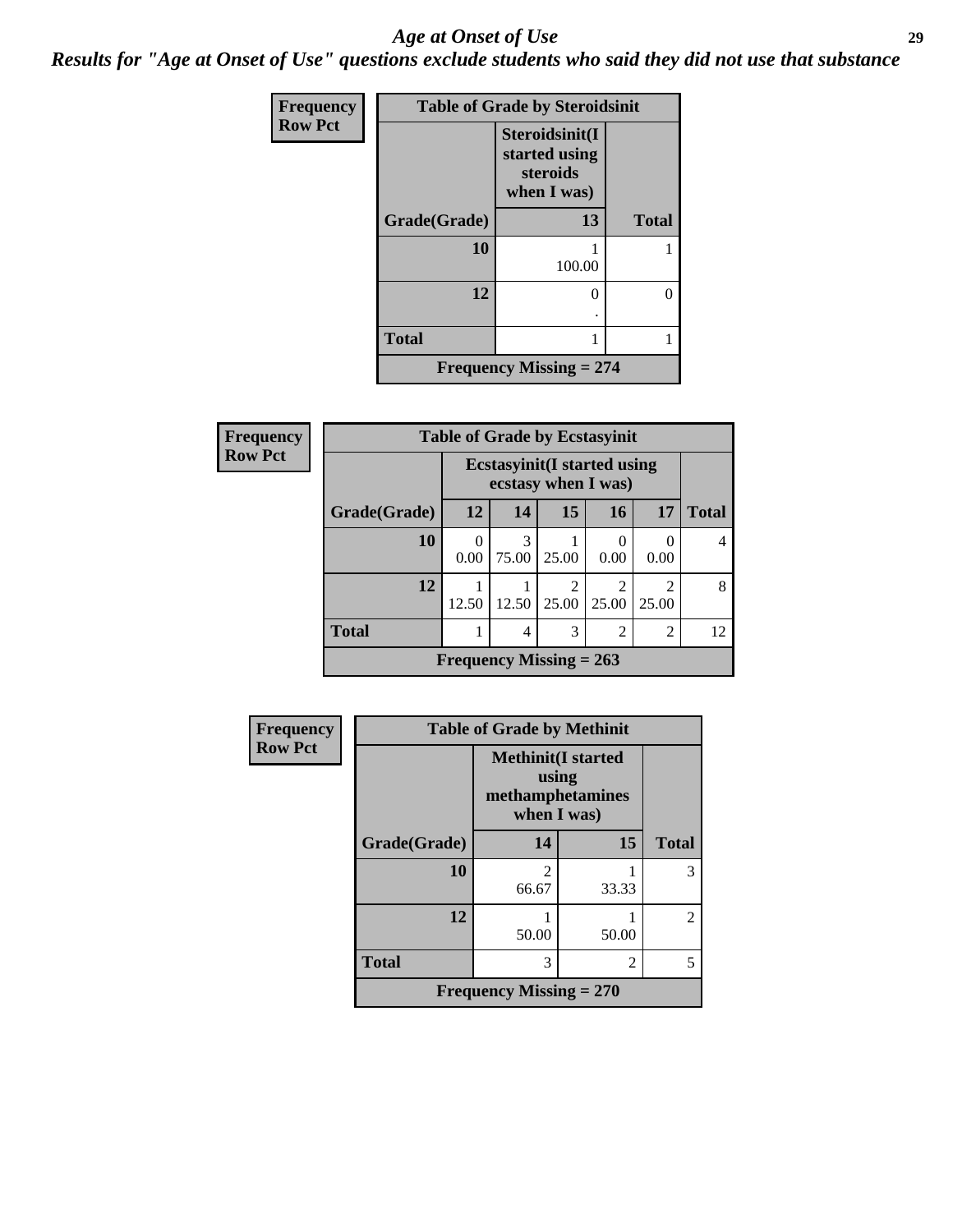# *Age at Onset of Use*

***Results for "Age at Onset of Use" questions exclude students who said they did not use that substance***

**Frequency**
**Row Pct**

| Table of Grade by Steroidsinit | | |
|---|---|---|
| | **Steroidsinit(I started using steroids when I was)** | |
| **Grade(Grade)** | **13** | **Total** |
| **10** | 1<br>100.00 | 1 |
| **12** | 0<br>. | 0 |
| **Total** | 1 | 1 |
| **Frequency Missing = 274** | | |

**Frequency**
**Row Pct**

| Table of Grade by Ecstasyinit | | | | | | |
|---|---|---|---|---|---|---|
| | **Ecstasyinit(I started using ecstasy when I was)** | | | | | |
| **Grade(Grade)** | **12** | **14** | **15** | **16** | **17** | **Total** |
| **10** | 0<br>0.00 | 3<br>75.00 | 1<br>25.00 | 0<br>0.00 | 0<br>0.00 | 4 |
| **12** | 1<br>12.50 | 1<br>12.50 | 2<br>25.00 | 2<br>25.00 | 2<br>25.00 | 8 |
| **Total** | 1 | 4 | 3 | 2 | 2 | 12 |
| **Frequency Missing = 263** | | | | | | |

**Frequency**
**Row Pct**

| Table of Grade by Methinit | | | |
|---|---|---|---|
| | **Methinit(I started using methamphetamines when I was)** | | |
| **Grade(Grade)** | **14** | **15** | **Total** |
| **10** | 2<br>66.67 | 1<br>33.33 | 3 |
| **12** | 1<br>50.00 | 1<br>50.00 | 2 |
| **Total** | 3 | 2 | 5 |
| **Frequency Missing = 270** | | | |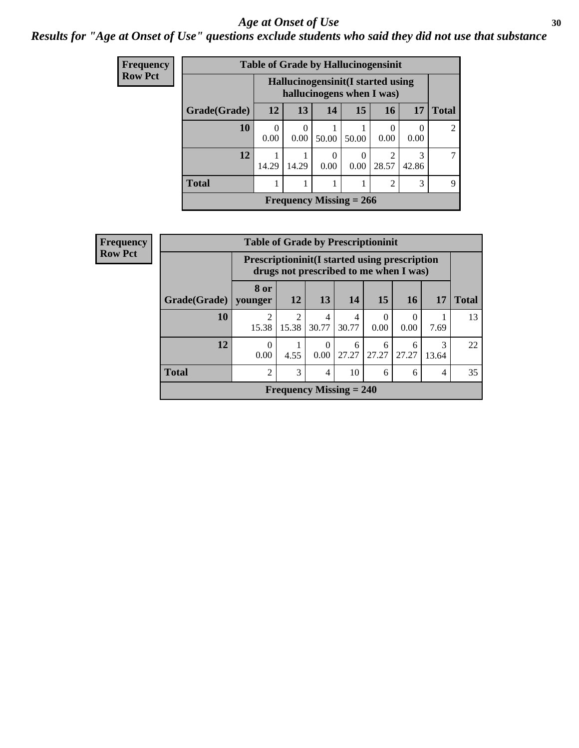# *Age at Onset of Use*

***Results for "Age at Onset of Use" questions exclude students who said they did not use that substance***

**Frequency**
**Row Pct**

**Table of Grade by Hallucinogensinit**

| Grade(Grade) | Hallucinogensinit(I started using hallucinogens when I was) 12 | 13 | 14 | 15 | 16 | 17 | Total |
|---|---|---|---|---|---|---|---|
| **10** | 0<br>0.00 | 0<br>0.00 | 1<br>50.00 | 1<br>50.00 | 0<br>0.00 | 0<br>0.00 | 2 |
| **12** | 1<br>14.29 | 1<br>14.29 | 0<br>0.00 | 0<br>0.00 | 2<br>28.57 | 3<br>42.86 | 7 |
| **Total** | 1 | 1 | 1 | 1 | 2 | 3 | 9 |

**Frequency Missing = 266**

**Frequency**
**Row Pct**

**Table of Grade by Prescriptioninit**

| Grade(Grade) | Prescriptioninit(I started using prescription drugs not prescribed to me when I was) 8 or younger | 12 | 13 | 14 | 15 | 16 | 17 | Total |
|---|---|---|---|---|---|---|---|---|
| **10** | 2<br>15.38 | 2<br>15.38 | 4<br>30.77 | 4<br>30.77 | 0<br>0.00 | 0<br>0.00 | 1<br>7.69 | 13 |
| **12** | 0<br>0.00 | 1<br>4.55 | 0<br>0.00 | 6<br>27.27 | 6<br>27.27 | 6<br>27.27 | 3<br>13.64 | 22 |
| **Total** | 2 | 3 | 4 | 10 | 6 | 6 | 4 | 35 |

**Frequency Missing = 240**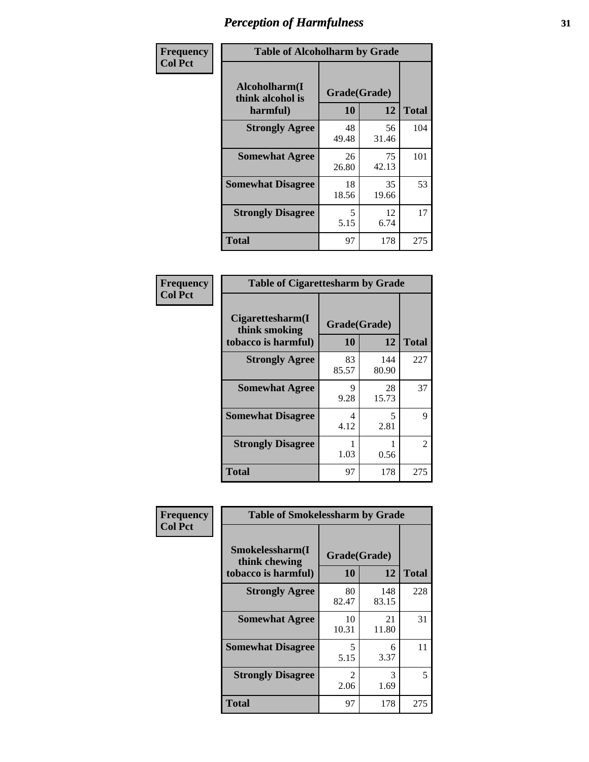# Perception of Harmfulness

| Frequency<br>Col Pct | Table of Alcoholharm by Grade | | |
|---|---|---|---|
| Alcoholharm(I think alcohol is harmful) | Grade(Grade) | | |
| | 10 | 12 | Total |
| Strongly Agree | 48<br>49.48 | 56<br>31.46 | 104 |
| Somewhat Agree | 26<br>26.80 | 75<br>42.13 | 101 |
| Somewhat Disagree | 18<br>18.56 | 35<br>19.66 | 53 |
| Strongly Disagree | 5<br>5.15 | 12<br>6.74 | 17 |
| Total | 97 | 178 | 275 |

| Frequency<br>Col Pct | Table of Cigarettesharm by Grade | | |
|---|---|---|---|
| Cigarettesharm(I think smoking tobacco is harmful) | Grade(Grade) | | |
| | 10 | 12 | Total |
| Strongly Agree | 83<br>85.57 | 144<br>80.90 | 227 |
| Somewhat Agree | 9<br>9.28 | 28<br>15.73 | 37 |
| Somewhat Disagree | 4<br>4.12 | 5<br>2.81 | 9 |
| Strongly Disagree | 1<br>1.03 | 1<br>0.56 | 2 |
| Total | 97 | 178 | 275 |

| Frequency<br>Col Pct | Table of Smokelessharm by Grade | | |
|---|---|---|---|
| Smokelessharm(I think chewing tobacco is harmful) | Grade(Grade) | | |
| | 10 | 12 | Total |
| Strongly Agree | 80<br>82.47 | 148<br>83.15 | 228 |
| Somewhat Agree | 10<br>10.31 | 21<br>11.80 | 31 |
| Somewhat Disagree | 5<br>5.15 | 6<br>3.37 | 11 |
| Strongly Disagree | 2<br>2.06 | 3<br>1.69 | 5 |
| Total | 97 | 178 | 275 |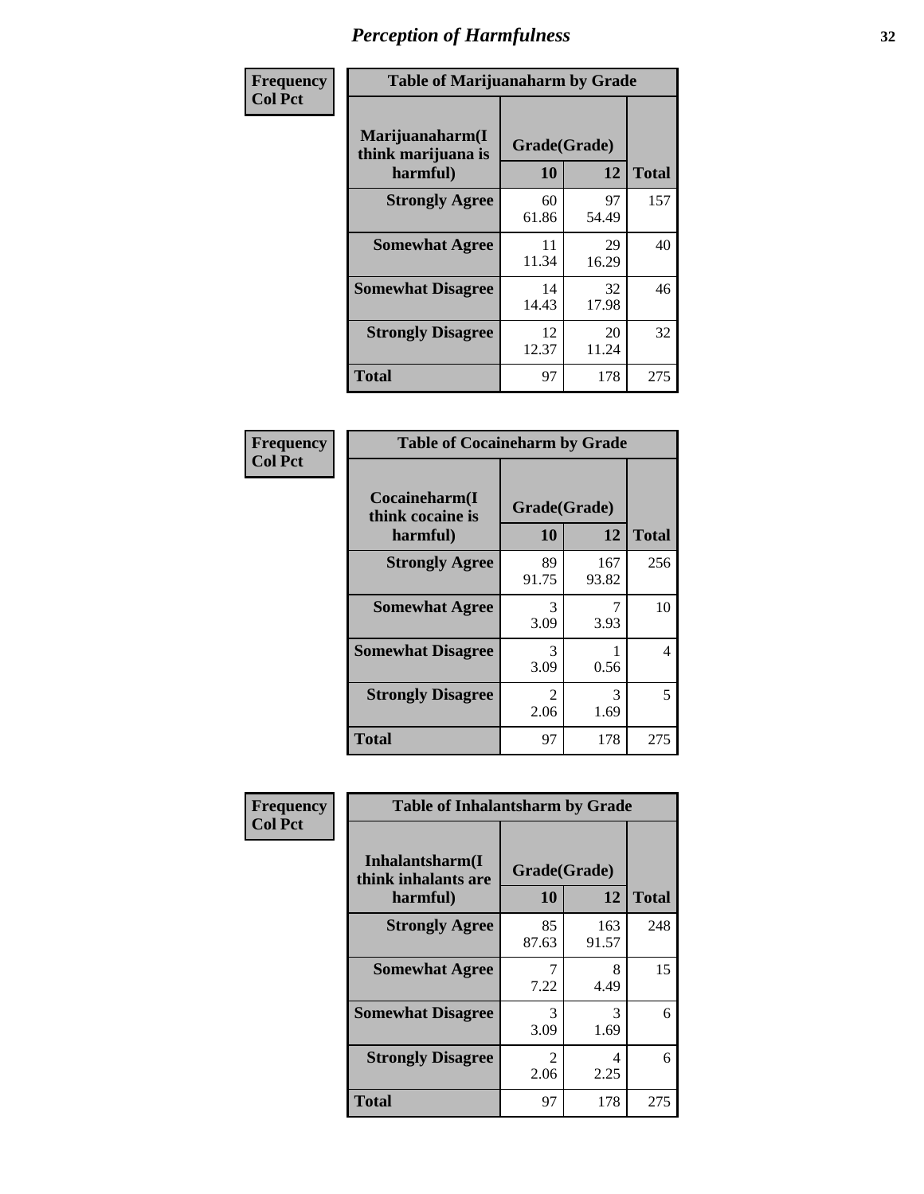# Perception of Harmfulness

**Frequency**
**Col Pct**

| Table of Marijuanaharm by Grade | | | |
|---|---|---|---|
| **Marijuanaharm(I think marijuana is harmful)** | **Grade(Grade)** | | |
| | **10** | **12** | **Total** |
| **Strongly Agree** | 60<br>61.86 | 97<br>54.49 | 157 |
| **Somewhat Agree** | 11<br>11.34 | 29<br>16.29 | 40 |
| **Somewhat Disagree** | 14<br>14.43 | 32<br>17.98 | 46 |
| **Strongly Disagree** | 12<br>12.37 | 20<br>11.24 | 32 |
| **Total** | 97 | 178 | 275 |

**Frequency**
**Col Pct**

| Table of Cocaineharm by Grade | | | |
|---|---|---|---|
| **Cocaineharm(I think cocaine is harmful)** | **Grade(Grade)** | | |
| | **10** | **12** | **Total** |
| **Strongly Agree** | 89<br>91.75 | 167<br>93.82 | 256 |
| **Somewhat Agree** | 3<br>3.09 | 7<br>3.93 | 10 |
| **Somewhat Disagree** | 3<br>3.09 | 1<br>0.56 | 4 |
| **Strongly Disagree** | 2<br>2.06 | 3<br>1.69 | 5 |
| **Total** | 97 | 178 | 275 |

**Frequency**
**Col Pct**

| Table of Inhalantsharm by Grade | | | |
|---|---|---|---|
| **Inhalantsharm(I think inhalants are harmful)** | **Grade(Grade)** | | |
| | **10** | **12** | **Total** |
| **Strongly Agree** | 85<br>87.63 | 163<br>91.57 | 248 |
| **Somewhat Agree** | 7<br>7.22 | 8<br>4.49 | 15 |
| **Somewhat Disagree** | 3<br>3.09 | 3<br>1.69 | 6 |
| **Strongly Disagree** | 2<br>2.06 | 4<br>2.25 | 6 |
| **Total** | 97 | 178 | 275 |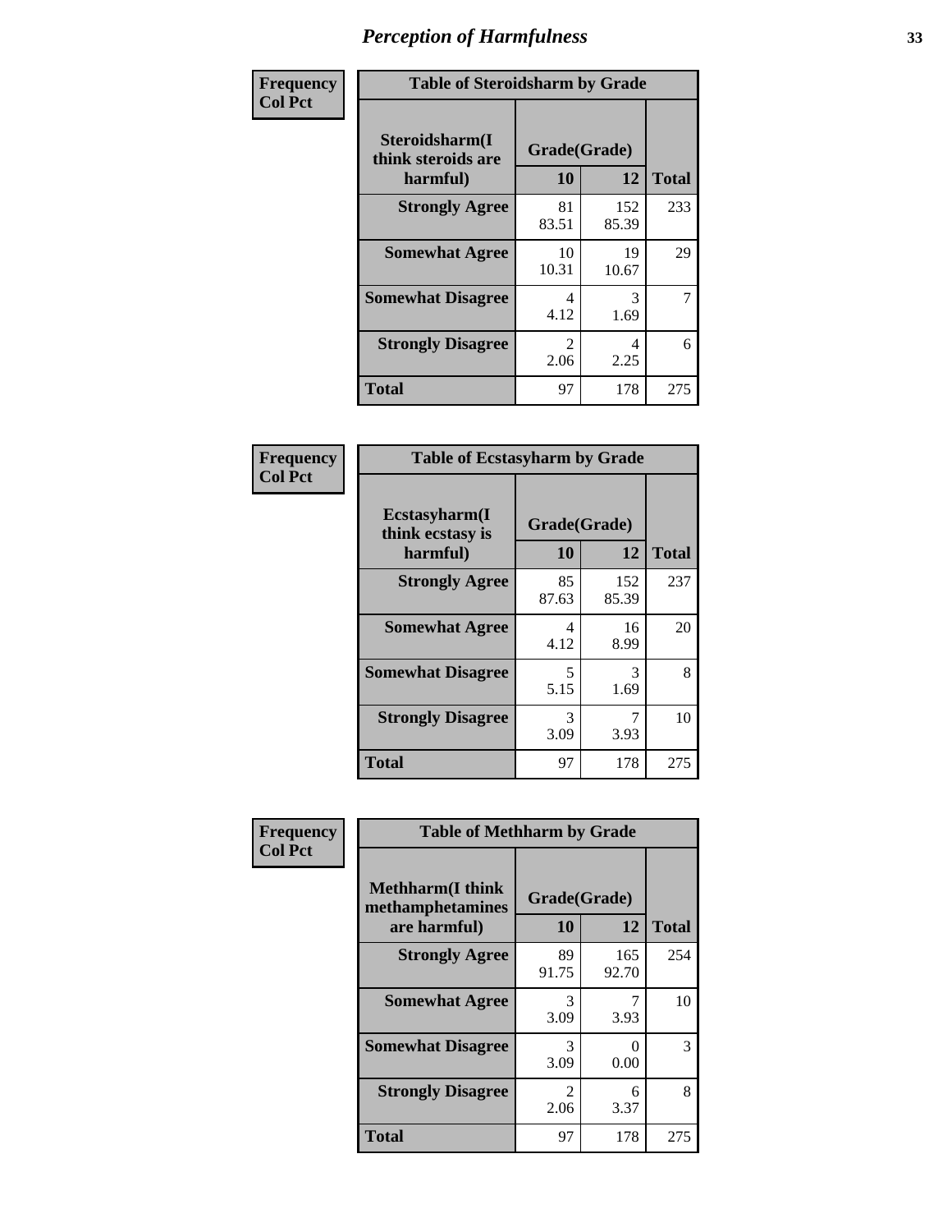# Perception of Harmfulness

**Frequency**
**Col Pct**

| Table of Steroidsharm by Grade | | | |
|---|---|---|---|
| **Steroidsharm(I think steroids are harmful)** | **Grade(Grade)** | | **Total** |
| | **10** | **12** | |
| **Strongly Agree** | 81<br>83.51 | 152<br>85.39 | 233 |
| **Somewhat Agree** | 10<br>10.31 | 19<br>10.67 | 29 |
| **Somewhat Disagree** | 4<br>4.12 | 3<br>1.69 | 7 |
| **Strongly Disagree** | 2<br>2.06 | 4<br>2.25 | 6 |
| **Total** | 97 | 178 | 275 |

**Frequency**
**Col Pct**

| Table of Ecstasyharm by Grade | | | |
|---|---|---|---|
| **Ecstasyharm(I think ecstasy is harmful)** | **Grade(Grade)** | | **Total** |
| | **10** | **12** | |
| **Strongly Agree** | 85<br>87.63 | 152<br>85.39 | 237 |
| **Somewhat Agree** | 4<br>4.12 | 16<br>8.99 | 20 |
| **Somewhat Disagree** | 5<br>5.15 | 3<br>1.69 | 8 |
| **Strongly Disagree** | 3<br>3.09 | 7<br>3.93 | 10 |
| **Total** | 97 | 178 | 275 |

**Frequency**
**Col Pct**

| Table of Methharm by Grade | | | |
|---|---|---|---|
| **Methharm(I think methamphetamines are harmful)** | **Grade(Grade)** | | **Total** |
| | **10** | **12** | |
| **Strongly Agree** | 89<br>91.75 | 165<br>92.70 | 254 |
| **Somewhat Agree** | 3<br>3.09 | 7<br>3.93 | 10 |
| **Somewhat Disagree** | 3<br>3.09 | 0<br>0.00 | 3 |
| **Strongly Disagree** | 2<br>2.06 | 6<br>3.37 | 8 |
| **Total** | 97 | 178 | 275 |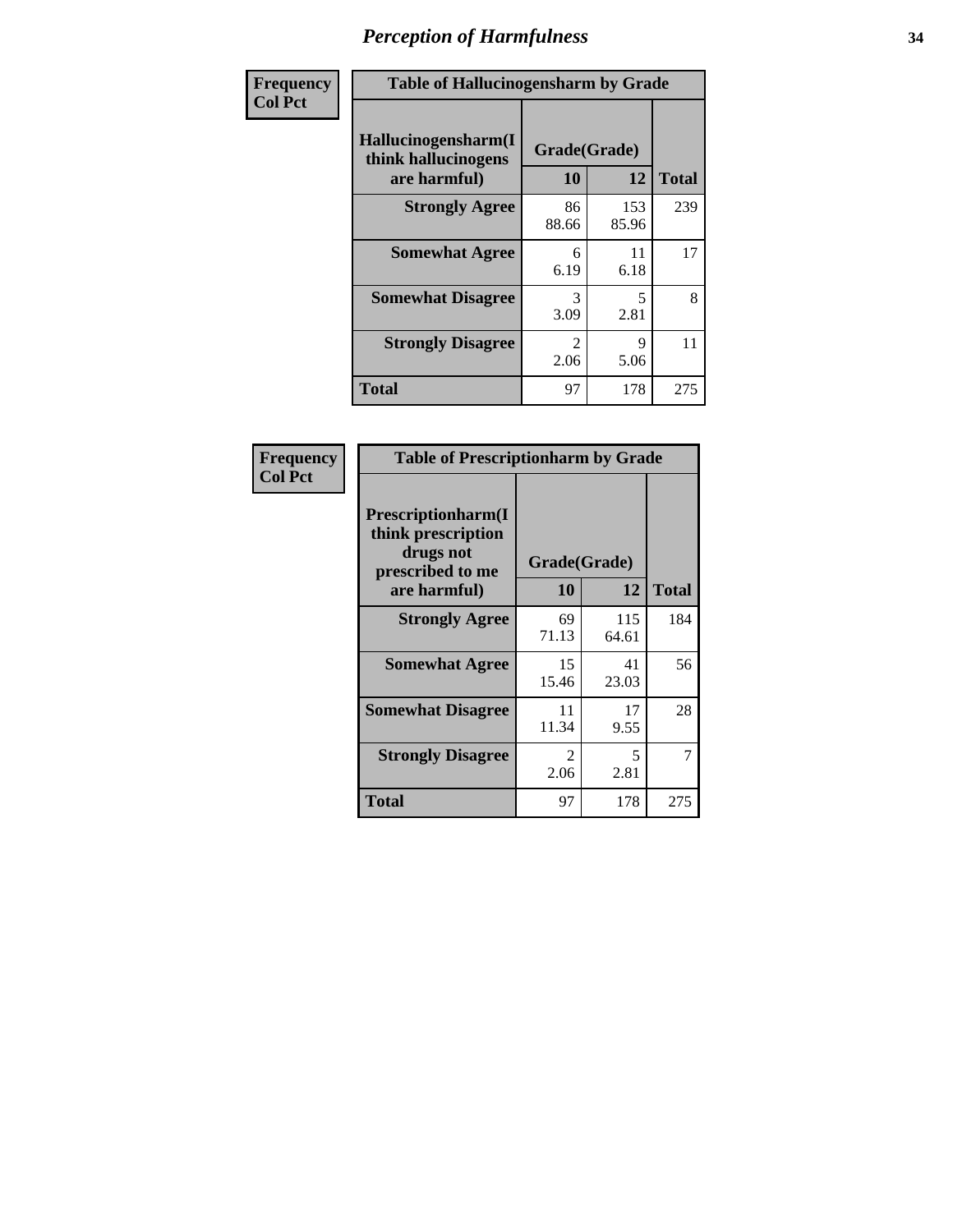# Perception of Harmfulness

**Frequency**
**Col Pct**

| Table of Hallucinogensharm by Grade | | | |
|---|---|---|---|
| **Hallucinogensharm(I think hallucinogens are harmful)** | **Grade(Grade)** | | **Total** |
| | **10** | **12** | |
| **Strongly Agree** | 86<br>88.66 | 153<br>85.96 | 239 |
| **Somewhat Agree** | 6<br>6.19 | 11<br>6.18 | 17 |
| **Somewhat Disagree** | 3<br>3.09 | 5<br>2.81 | 8 |
| **Strongly Disagree** | 2<br>2.06 | 9<br>5.06 | 11 |
| **Total** | 97 | 178 | 275 |

**Frequency**
**Col Pct**

| Table of Prescriptionharm by Grade | | | |
|---|---|---|---|
| **Prescriptionharm(I think prescription drugs not prescribed to me are harmful)** | **Grade(Grade)** | | **Total** |
| | **10** | **12** | |
| **Strongly Agree** | 69<br>71.13 | 115<br>64.61 | 184 |
| **Somewhat Agree** | 15<br>15.46 | 41<br>23.03 | 56 |
| **Somewhat Disagree** | 11<br>11.34 | 17<br>9.55 | 28 |
| **Strongly Disagree** | 2<br>2.06 | 5<br>2.81 | 7 |
| **Total** | 97 | 178 | 275 |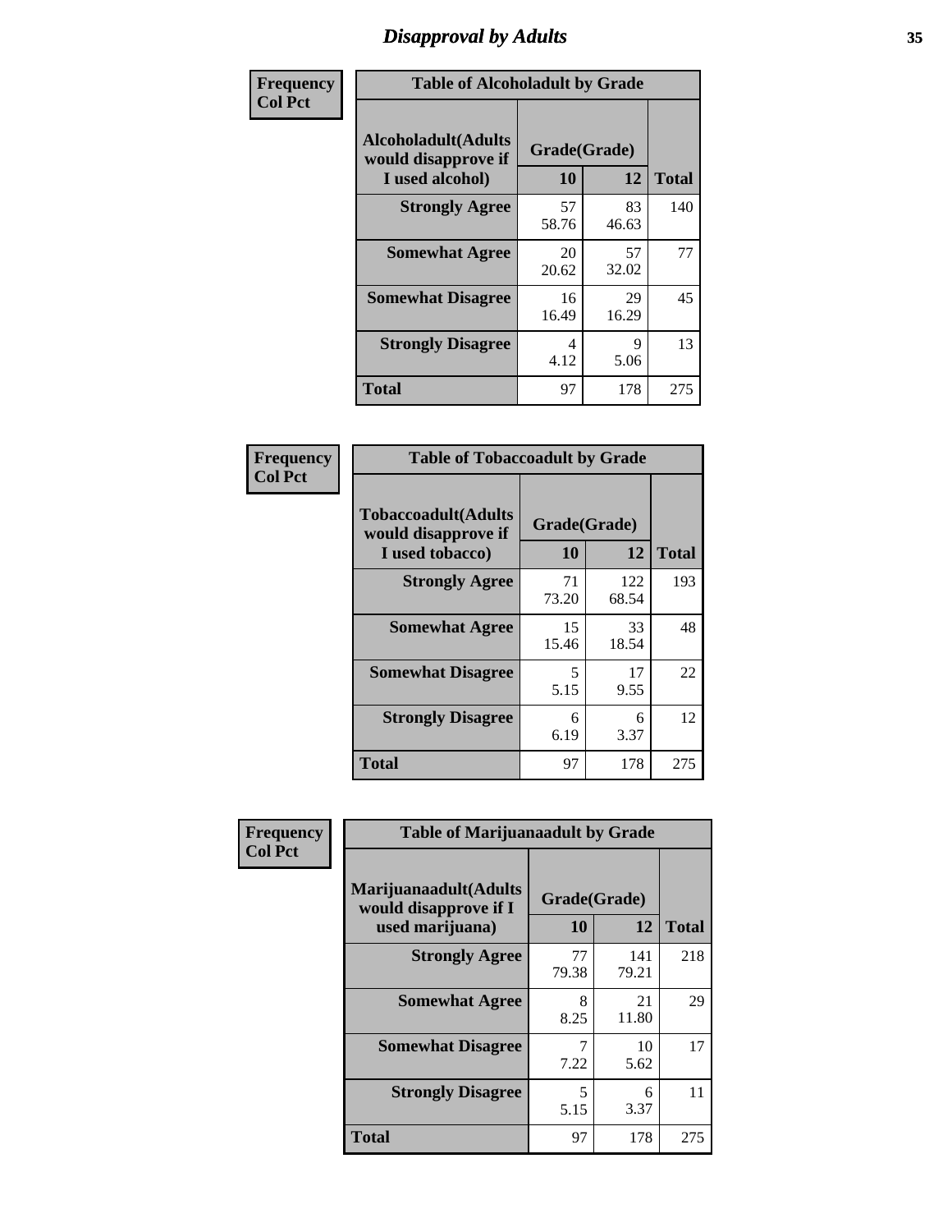# Disapproval by Adults

| Frequency Col Pct | Table of Alcoholadult by Grade | | |
|---|---|---|---|
| Alcoholadult(Adults would disapprove if I used alcohol) | Grade(Grade) | | |
| | 10 | 12 | Total |
| Strongly Agree | 57<br>58.76 | 83<br>46.63 | 140 |
| Somewhat Agree | 20<br>20.62 | 57<br>32.02 | 77 |
| Somewhat Disagree | 16<br>16.49 | 29<br>16.29 | 45 |
| Strongly Disagree | 4<br>4.12 | 9<br>5.06 | 13 |
| Total | 97 | 178 | 275 |

| Frequency Col Pct | Table of Tobaccoadult by Grade | | |
|---|---|---|---|
| Tobaccoadult(Adults would disapprove if I used tobacco) | Grade(Grade) | | |
| | 10 | 12 | Total |
| Strongly Agree | 71<br>73.20 | 122<br>68.54 | 193 |
| Somewhat Agree | 15<br>15.46 | 33<br>18.54 | 48 |
| Somewhat Disagree | 5<br>5.15 | 17<br>9.55 | 22 |
| Strongly Disagree | 6<br>6.19 | 6<br>3.37 | 12 |
| Total | 97 | 178 | 275 |

| Frequency Col Pct | Table of Marijuanaadult by Grade | | |
|---|---|---|---|
| Marijuanaadult(Adults would disapprove if I used marijuana) | Grade(Grade) | | |
| | 10 | 12 | Total |
| Strongly Agree | 77<br>79.38 | 141<br>79.21 | 218 |
| Somewhat Agree | 8<br>8.25 | 21<br>11.80 | 29 |
| Somewhat Disagree | 7<br>7.22 | 10<br>5.62 | 17 |
| Strongly Disagree | 5<br>5.15 | 6<br>3.37 | 11 |
| Total | 97 | 178 | 275 |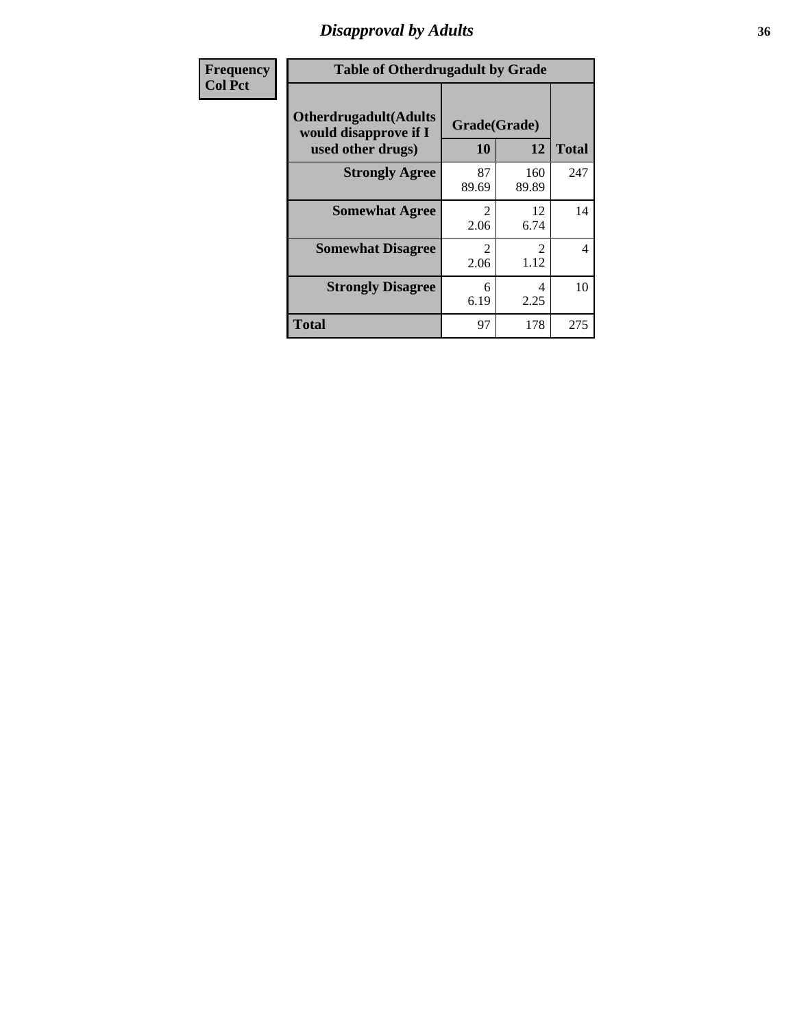# Disapproval by Adults

| Frequency<br>Col Pct | Table of Otherdrugadult by Grade | | |
|---|---|---|---|
| Otherdrugadult(Adults would disapprove if I used other drugs) | Grade(Grade) | | |
| | 10 | 12 | Total |
| Strongly Agree | 87<br>89.69 | 160<br>89.89 | 247 |
| Somewhat Agree | 2<br>2.06 | 12<br>6.74 | 14 |
| Somewhat Disagree | 2<br>2.06 | 2<br>1.12 | 4 |
| Strongly Disagree | 6<br>6.19 | 4<br>2.25 | 10 |
| Total | 97 | 178 | 275 |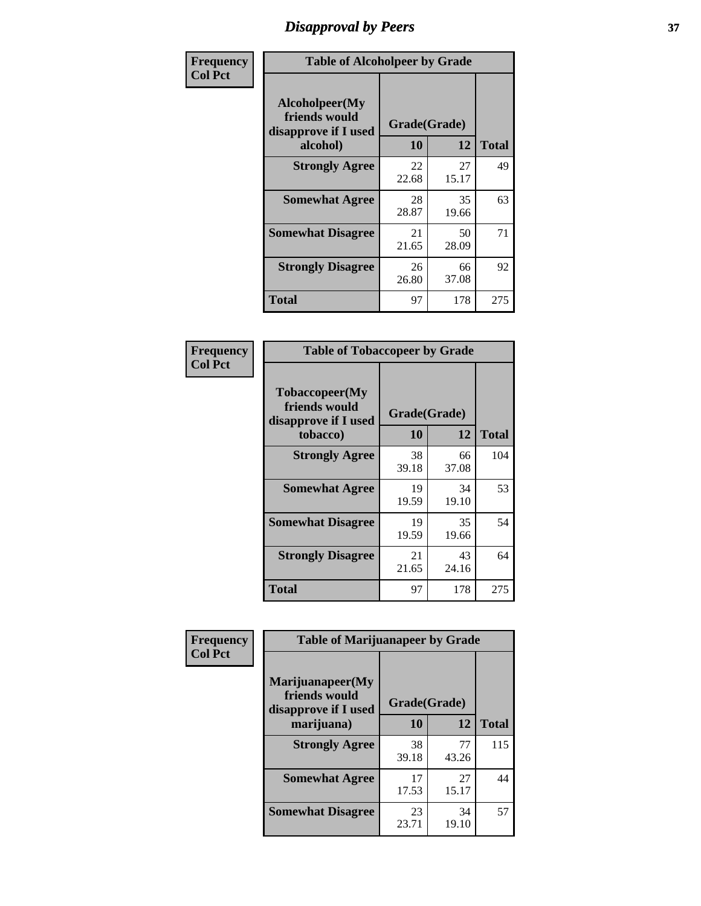# Disapproval by Peers

**Frequency**
**Col Pct**

| Table of Alcoholpeer by Grade | | | |
|---|---|---|---|
| Alcoholpeer(My friends would disapprove if I used alcohol) | Grade(Grade) | | |
| | 10 | 12 | Total |
| Strongly Agree | 22<br>22.68 | 27<br>15.17 | 49 |
| Somewhat Agree | 28<br>28.87 | 35<br>19.66 | 63 |
| Somewhat Disagree | 21<br>21.65 | 50<br>28.09 | 71 |
| Strongly Disagree | 26<br>26.80 | 66<br>37.08 | 92 |
| Total | 97 | 178 | 275 |

**Frequency**
**Col Pct**

| Table of Tobaccopeer by Grade | | | |
|---|---|---|---|
| Tobaccopeer(My friends would disapprove if I used tobacco) | Grade(Grade) | | |
| | 10 | 12 | Total |
| Strongly Agree | 38<br>39.18 | 66<br>37.08 | 104 |
| Somewhat Agree | 19<br>19.59 | 34<br>19.10 | 53 |
| Somewhat Disagree | 19<br>19.59 | 35<br>19.66 | 54 |
| Strongly Disagree | 21<br>21.65 | 43<br>24.16 | 64 |
| Total | 97 | 178 | 275 |

**Frequency**
**Col Pct**

| Table of Marijuanapeer by Grade | | | |
|---|---|---|---|
| Marijuanapeer(My friends would disapprove if I used marijuana) | Grade(Grade) | | |
| | 10 | 12 | Total |
| Strongly Agree | 38<br>39.18 | 77<br>43.26 | 115 |
| Somewhat Agree | 17<br>17.53 | 27<br>15.17 | 44 |
| Somewhat Disagree | 23<br>23.71 | 34<br>19.10 | 57 |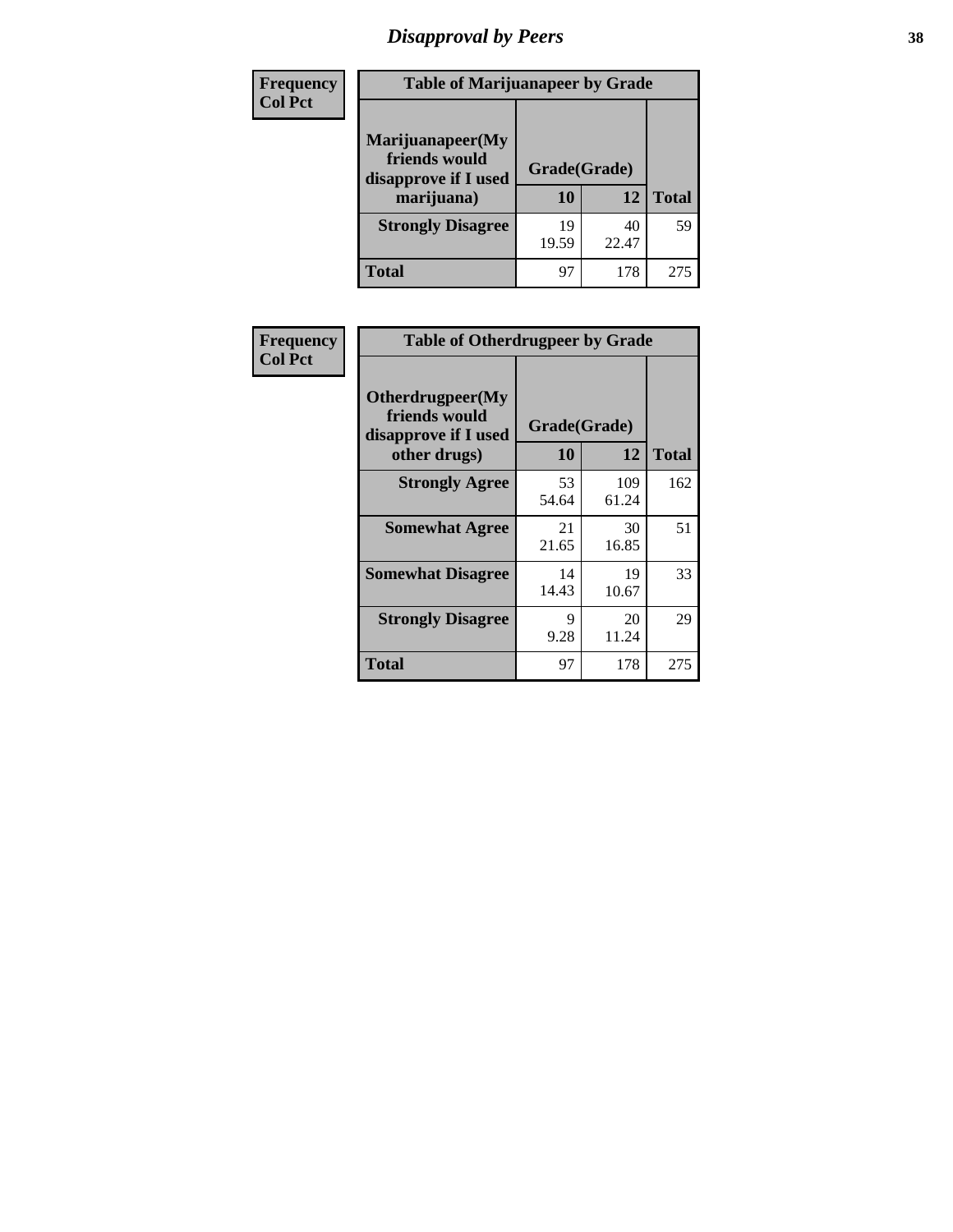# Disapproval by Peers

Frequency
Col Pct

**Table of Marijuanapeer by Grade**

| Marijuanapeer(My friends would disapprove if I used marijuana) | Grade(Grade) | | Total |
|---|---|---|---|
| | 10 | 12 | |
| **Strongly Disagree** | 19<br>19.59 | 40<br>22.47 | 59 |
| **Total** | 97 | 178 | 275 |

Frequency
Col Pct

**Table of Otherdrugpeer by Grade**

| Otherdrugpeer(My friends would disapprove if I used other drugs) | Grade(Grade) | | Total |
|---|---|---|---|
| | 10 | 12 | |
| **Strongly Agree** | 53<br>54.64 | 109<br>61.24 | 162 |
| **Somewhat Agree** | 21<br>21.65 | 30<br>16.85 | 51 |
| **Somewhat Disagree** | 14<br>14.43 | 19<br>10.67 | 33 |
| **Strongly Disagree** | 9<br>9.28 | 20<br>11.24 | 29 |
| **Total** | 97 | 178 | 275 |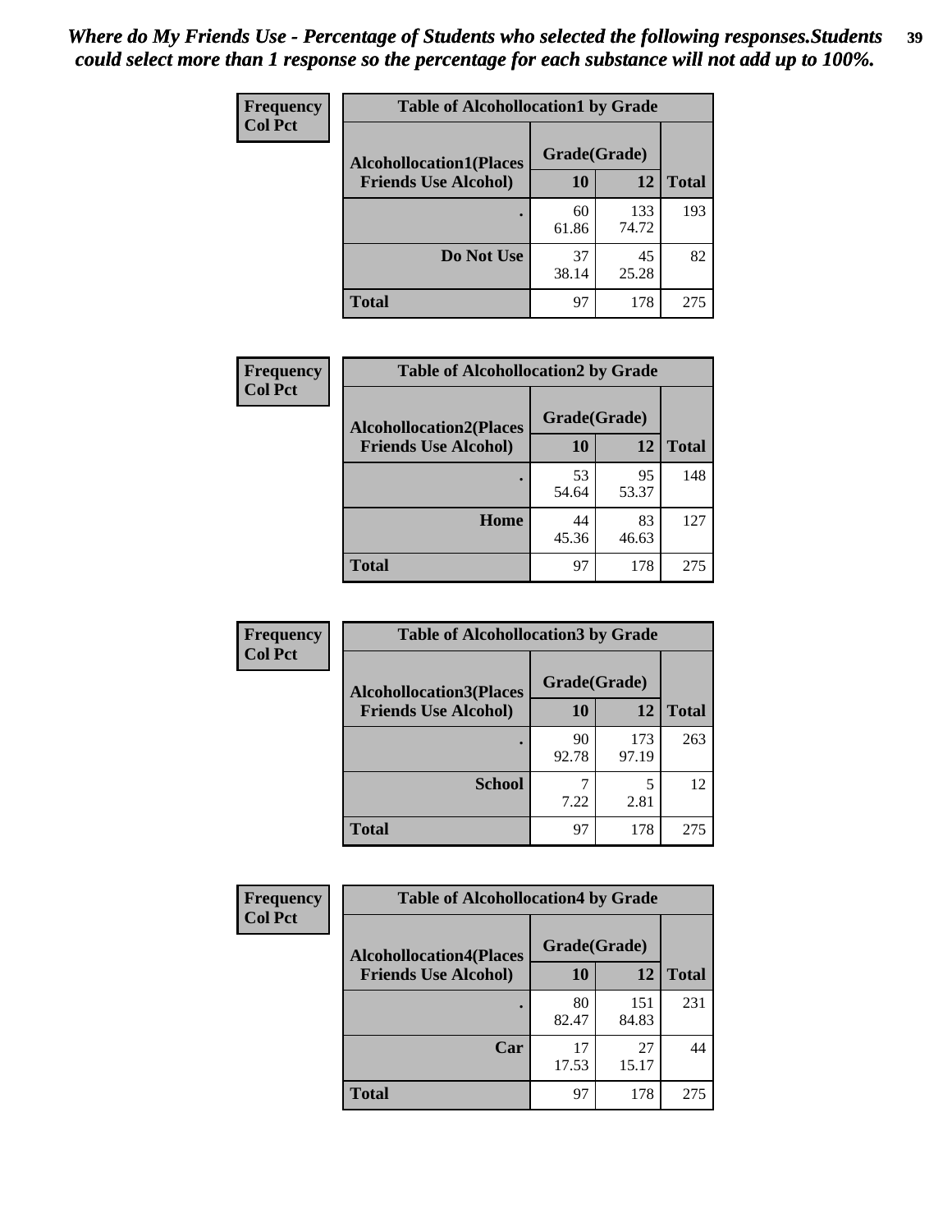*Where do My Friends Use - Percentage of Students who selected the following responses.Students could select more than 1 response so the percentage for each substance will not add up to 100%.*

**Frequency**
**Col Pct**

| Table of Alcohollocation1 by Grade | | | |
|---|---|---|---|
| **Alcohollocation1(Places Friends Use Alcohol)** | **Grade(Grade)** | | **Total** |
| | **10** | **12** | |
| **.** | 60<br>61.86 | 133<br>74.72 | 193 |
| **Do Not Use** | 37<br>38.14 | 45<br>25.28 | 82 |
| **Total** | 97 | 178 | 275 |

**Frequency**
**Col Pct**

| Table of Alcohollocation2 by Grade | | | |
|---|---|---|---|
| **Alcohollocation2(Places Friends Use Alcohol)** | **Grade(Grade)** | | **Total** |
| | **10** | **12** | |
| **.** | 53<br>54.64 | 95<br>53.37 | 148 |
| **Home** | 44<br>45.36 | 83<br>46.63 | 127 |
| **Total** | 97 | 178 | 275 |

**Frequency**
**Col Pct**

| Table of Alcohollocation3 by Grade | | | |
|---|---|---|---|
| **Alcohollocation3(Places Friends Use Alcohol)** | **Grade(Grade)** | | **Total** |
| | **10** | **12** | |
| **.** | 90<br>92.78 | 173<br>97.19 | 263 |
| **School** | 7<br>7.22 | 5<br>2.81 | 12 |
| **Total** | 97 | 178 | 275 |

**Frequency**
**Col Pct**

| Table of Alcohollocation4 by Grade | | | |
|---|---|---|---|
| **Alcohollocation4(Places Friends Use Alcohol)** | **Grade(Grade)** | | **Total** |
| | **10** | **12** | |
| **.** | 80<br>82.47 | 151<br>84.83 | 231 |
| **Car** | 17<br>17.53 | 27<br>15.17 | 44 |
| **Total** | 97 | 178 | 275 |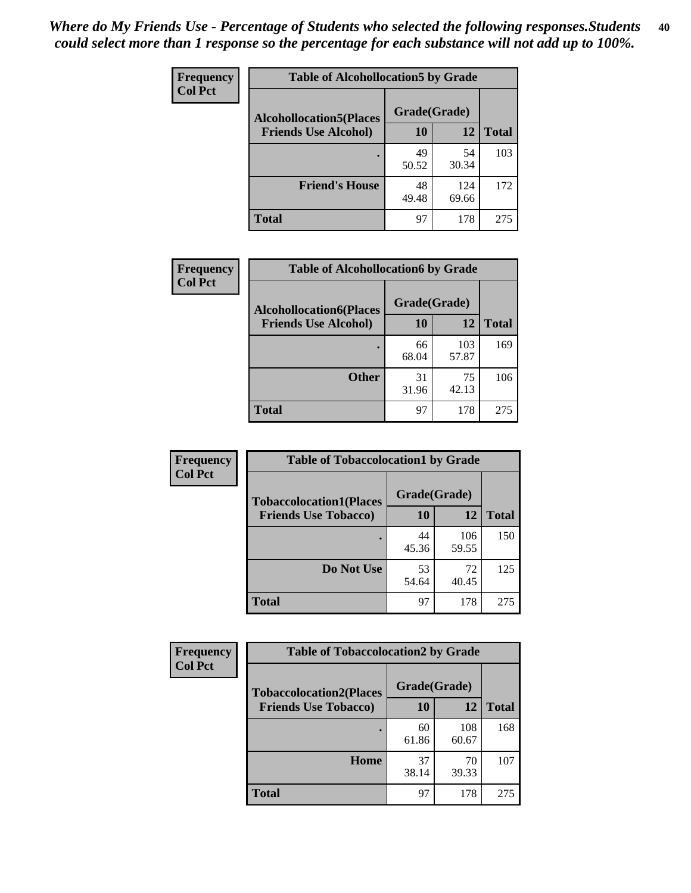*Where do My Friends Use - Percentage of Students who selected the following responses.Students could select more than 1 response so the percentage for each substance will not add up to 100%.*

**Frequency**
**Col Pct**

| Table of Alcohollocation5 by Grade | | | |
|---|---|---|---|
| **Alcohollocation5(Places Friends Use Alcohol)** | **Grade(Grade)** | | **Total** |
| | **10** | **12** | |
| **.** | 49<br>50.52 | 54<br>30.34 | 103 |
| **Friend's House** | 48<br>49.48 | 124<br>69.66 | 172 |
| **Total** | 97 | 178 | 275 |

**Frequency**
**Col Pct**

| Table of Alcohollocation6 by Grade | | | |
|---|---|---|---|
| **Alcohollocation6(Places Friends Use Alcohol)** | **Grade(Grade)** | | **Total** |
| | **10** | **12** | |
| **.** | 66<br>68.04 | 103<br>57.87 | 169 |
| **Other** | 31<br>31.96 | 75<br>42.13 | 106 |
| **Total** | 97 | 178 | 275 |

**Frequency**
**Col Pct**

| Table of Tobaccolocation1 by Grade | | | |
|---|---|---|---|
| **Tobaccolocation1(Places Friends Use Tobacco)** | **Grade(Grade)** | | **Total** |
| | **10** | **12** | |
| **.** | 44<br>45.36 | 106<br>59.55 | 150 |
| **Do Not Use** | 53<br>54.64 | 72<br>40.45 | 125 |
| **Total** | 97 | 178 | 275 |

**Frequency**
**Col Pct**

| Table of Tobaccolocation2 by Grade | | | |
|---|---|---|---|
| **Tobaccolocation2(Places Friends Use Tobacco)** | **Grade(Grade)** | | **Total** |
| | **10** | **12** | |
| **.** | 60<br>61.86 | 108<br>60.67 | 168 |
| **Home** | 37<br>38.14 | 70<br>39.33 | 107 |
| **Total** | 97 | 178 | 275 |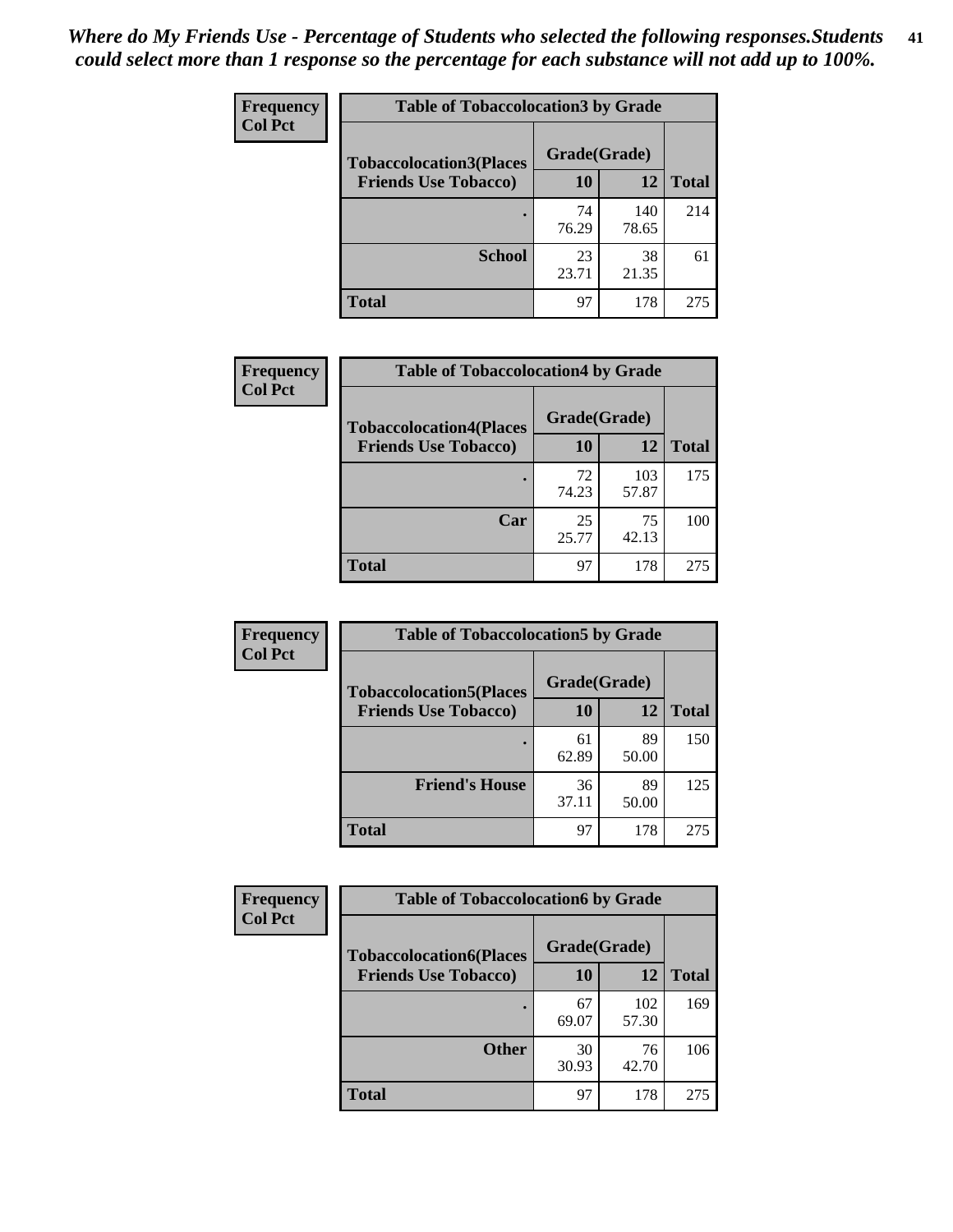*Where do My Friends Use - Percentage of Students who selected the following responses.Students could select more than 1 response so the percentage for each substance will not add up to 100%.*

**Frequency**
**Col Pct**

| Table of Tobaccolocation3 by Grade | | | |
|---|---|---|---|
| **Tobaccolocation3(Places Friends Use Tobacco)** | **Grade(Grade)** | | **Total** |
| | **10** | **12** | |
| **.** | 74<br>76.29 | 140<br>78.65 | 214 |
| **School** | 23<br>23.71 | 38<br>21.35 | 61 |
| **Total** | 97 | 178 | 275 |

**Frequency**
**Col Pct**

| Table of Tobaccolocation4 by Grade | | | |
|---|---|---|---|
| **Tobaccolocation4(Places Friends Use Tobacco)** | **Grade(Grade)** | | **Total** |
| | **10** | **12** | |
| **.** | 72<br>74.23 | 103<br>57.87 | 175 |
| **Car** | 25<br>25.77 | 75<br>42.13 | 100 |
| **Total** | 97 | 178 | 275 |

**Frequency**
**Col Pct**

| Table of Tobaccolocation5 by Grade | | | |
|---|---|---|---|
| **Tobaccolocation5(Places Friends Use Tobacco)** | **Grade(Grade)** | | **Total** |
| | **10** | **12** | |
| **.** | 61<br>62.89 | 89<br>50.00 | 150 |
| **Friend's House** | 36<br>37.11 | 89<br>50.00 | 125 |
| **Total** | 97 | 178 | 275 |

**Frequency**
**Col Pct**

| Table of Tobaccolocation6 by Grade | | | |
|---|---|---|---|
| **Tobaccolocation6(Places Friends Use Tobacco)** | **Grade(Grade)** | | **Total** |
| | **10** | **12** | |
| **.** | 67<br>69.07 | 102<br>57.30 | 169 |
| **Other** | 30<br>30.93 | 76<br>42.70 | 106 |
| **Total** | 97 | 178 | 275 |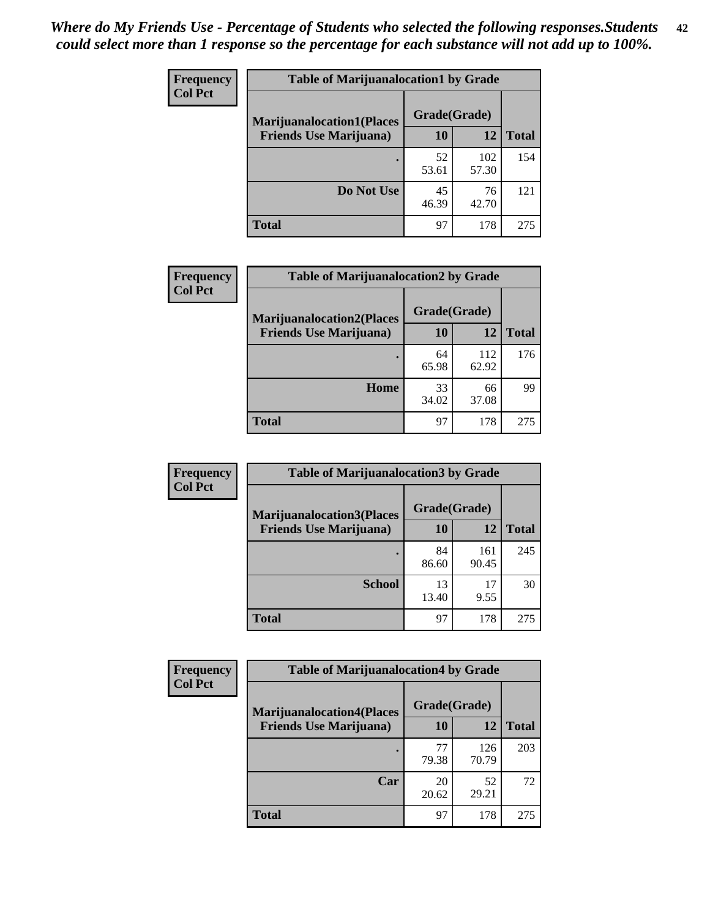*Where do My Friends Use - Percentage of Students who selected the following responses.Students could select more than 1 response so the percentage for each substance will not add up to 100%.*

**Table of Marijuanalocation1 by Grade**

| Frequency Col Pct | Grade(Grade) | | |
|---|---|---|---|
| Marijuanalocation1(Places Friends Use Marijuana) | 10 | 12 | Total |
| . | 52<br>53.61 | 102<br>57.30 | 154 |
| Do Not Use | 45<br>46.39 | 76<br>42.70 | 121 |
| Total | 97 | 178 | 275 |

**Table of Marijuanalocation2 by Grade**

| Frequency Col Pct | Grade(Grade) | | |
|---|---|---|---|
| Marijuanalocation2(Places Friends Use Marijuana) | 10 | 12 | Total |
| . | 64<br>65.98 | 112<br>62.92 | 176 |
| Home | 33<br>34.02 | 66<br>37.08 | 99 |
| Total | 97 | 178 | 275 |

**Table of Marijuanalocation3 by Grade**

| Frequency Col Pct | Grade(Grade) | | |
|---|---|---|---|
| Marijuanalocation3(Places Friends Use Marijuana) | 10 | 12 | Total |
| . | 84<br>86.60 | 161<br>90.45 | 245 |
| School | 13<br>13.40 | 17<br>9.55 | 30 |
| Total | 97 | 178 | 275 |

**Table of Marijuanalocation4 by Grade**

| Frequency Col Pct | Grade(Grade) | | |
|---|---|---|---|
| Marijuanalocation4(Places Friends Use Marijuana) | 10 | 12 | Total |
| . | 77<br>79.38 | 126<br>70.79 | 203 |
| Car | 20<br>20.62 | 52<br>29.21 | 72 |
| Total | 97 | 178 | 275 |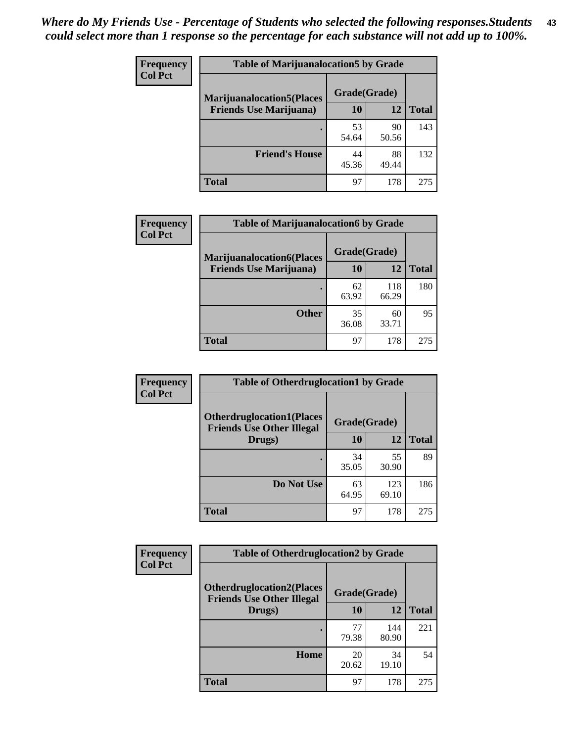*Where do My Friends Use - Percentage of Students who selected the following responses.Students could select more than 1 response so the percentage for each substance will not add up to 100%.*

**Frequency / Col Pct**

| Table of Marijuanalocation5 by Grade | | | |
|---|---|---|---|
| **Marijuanalocation5(Places Friends Use Marijuana)** | **Grade(Grade)** | | |
| | **10** | **12** | **Total** |
| **.** | 53<br>54.64 | 90<br>50.56 | 143 |
| **Friend's House** | 44<br>45.36 | 88<br>49.44 | 132 |
| **Total** | 97 | 178 | 275 |

**Frequency / Col Pct**

| Table of Marijuanalocation6 by Grade | | | |
|---|---|---|---|
| **Marijuanalocation6(Places Friends Use Marijuana)** | **Grade(Grade)** | | |
| | **10** | **12** | **Total** |
| **.** | 62<br>63.92 | 118<br>66.29 | 180 |
| **Other** | 35<br>36.08 | 60<br>33.71 | 95 |
| **Total** | 97 | 178 | 275 |

**Frequency / Col Pct**

| Table of Otherdruglocation1 by Grade | | | |
|---|---|---|---|
| **Otherdruglocation1(Places Friends Use Other Illegal Drugs)** | **Grade(Grade)** | | |
| | **10** | **12** | **Total** |
| **.** | 34<br>35.05 | 55<br>30.90 | 89 |
| **Do Not Use** | 63<br>64.95 | 123<br>69.10 | 186 |
| **Total** | 97 | 178 | 275 |

**Frequency / Col Pct**

| Table of Otherdruglocation2 by Grade | | | |
|---|---|---|---|
| **Otherdruglocation2(Places Friends Use Other Illegal Drugs)** | **Grade(Grade)** | | |
| | **10** | **12** | **Total** |
| **.** | 77<br>79.38 | 144<br>80.90 | 221 |
| **Home** | 20<br>20.62 | 34<br>19.10 | 54 |
| **Total** | 97 | 178 | 275 |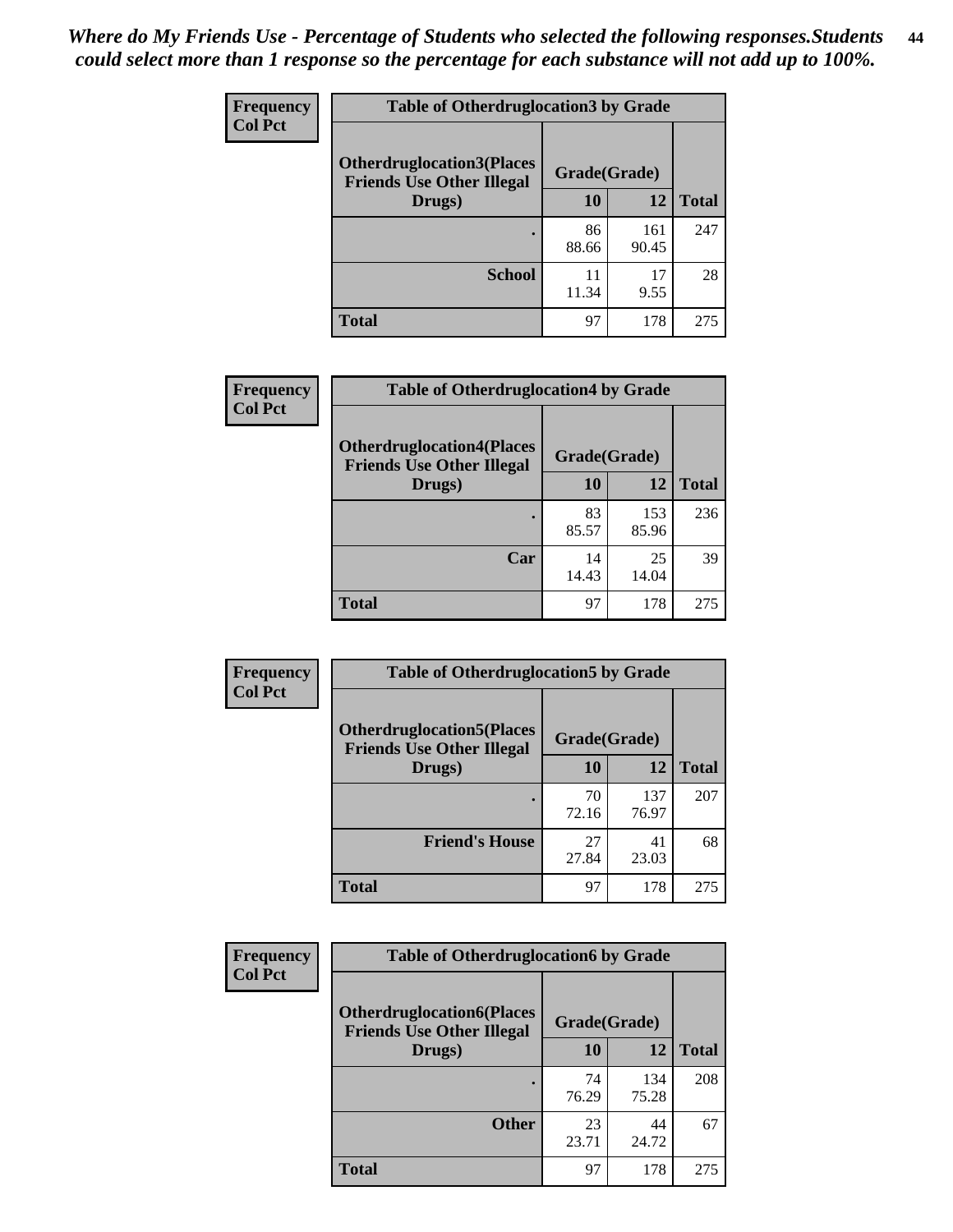*Where do My Friends Use - Percentage of Students who selected the following responses.Students could select more than 1 response so the percentage for each substance will not add up to 100%.*

| Frequency Col Pct | Table of Otherdruglocation3 by Grade | | |
|---|---|---|---|
| Otherdruglocation3(Places Friends Use Other Illegal Drugs) | Grade(Grade) | | |
| | 10 | 12 | Total |
| . | 86<br>88.66 | 161<br>90.45 | 247 |
| School | 11<br>11.34 | 17<br>9.55 | 28 |
| Total | 97 | 178 | 275 |

| Frequency Col Pct | Table of Otherdruglocation4 by Grade | | |
|---|---|---|---|
| Otherdruglocation4(Places Friends Use Other Illegal Drugs) | Grade(Grade) | | |
| | 10 | 12 | Total |
| . | 83<br>85.57 | 153<br>85.96 | 236 |
| Car | 14<br>14.43 | 25<br>14.04 | 39 |
| Total | 97 | 178 | 275 |

| Frequency Col Pct | Table of Otherdruglocation5 by Grade | | |
|---|---|---|---|
| Otherdruglocation5(Places Friends Use Other Illegal Drugs) | Grade(Grade) | | |
| | 10 | 12 | Total |
| . | 70<br>72.16 | 137<br>76.97 | 207 |
| Friend's House | 27<br>27.84 | 41<br>23.03 | 68 |
| Total | 97 | 178 | 275 |

| Frequency Col Pct | Table of Otherdruglocation6 by Grade | | |
|---|---|---|---|
| Otherdruglocation6(Places Friends Use Other Illegal Drugs) | Grade(Grade) | | |
| | 10 | 12 | Total |
| . | 74<br>76.29 | 134<br>75.28 | 208 |
| Other | 23<br>23.71 | 44<br>24.72 | 67 |
| Total | 97 | 178 | 275 |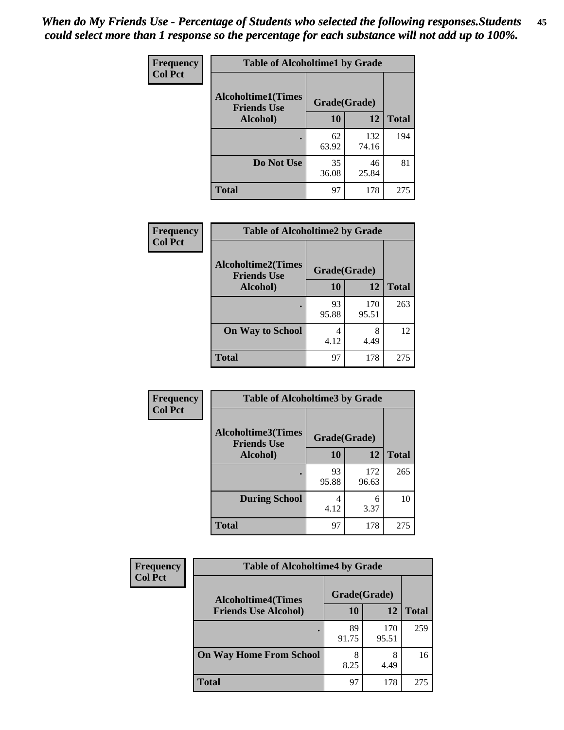*When do My Friends Use - Percentage of Students who selected the following responses.Students could select more than 1 response so the percentage for each substance will not add up to 100%.*

| Frequency<br>Col Pct | Table of Alcoholtime1 by Grade | | |
|---|---|---|---|
| Alcoholtime1(Times Friends Use Alcohol) | Grade(Grade) | | |
| | 10 | 12 | Total |
| . | 62<br>63.92 | 132<br>74.16 | 194 |
| Do Not Use | 35<br>36.08 | 46<br>25.84 | 81 |
| Total | 97 | 178 | 275 |

| Frequency<br>Col Pct | Table of Alcoholtime2 by Grade | | |
|---|---|---|---|
| Alcoholtime2(Times Friends Use Alcohol) | Grade(Grade) | | |
| | 10 | 12 | Total |
| . | 93<br>95.88 | 170<br>95.51 | 263 |
| On Way to School | 4<br>4.12 | 8<br>4.49 | 12 |
| Total | 97 | 178 | 275 |

| Frequency<br>Col Pct | Table of Alcoholtime3 by Grade | | |
|---|---|---|---|
| Alcoholtime3(Times Friends Use Alcohol) | Grade(Grade) | | |
| | 10 | 12 | Total |
| . | 93<br>95.88 | 172<br>96.63 | 265 |
| During School | 4<br>4.12 | 6<br>3.37 | 10 |
| Total | 97 | 178 | 275 |

| Frequency<br>Col Pct | Table of Alcoholtime4 by Grade | | |
|---|---|---|---|
| Alcoholtime4(Times Friends Use Alcohol) | Grade(Grade) | | |
| | 10 | 12 | Total |
| . | 89<br>91.75 | 170<br>95.51 | 259 |
| On Way Home From School | 8<br>8.25 | 8<br>4.49 | 16 |
| Total | 97 | 178 | 275 |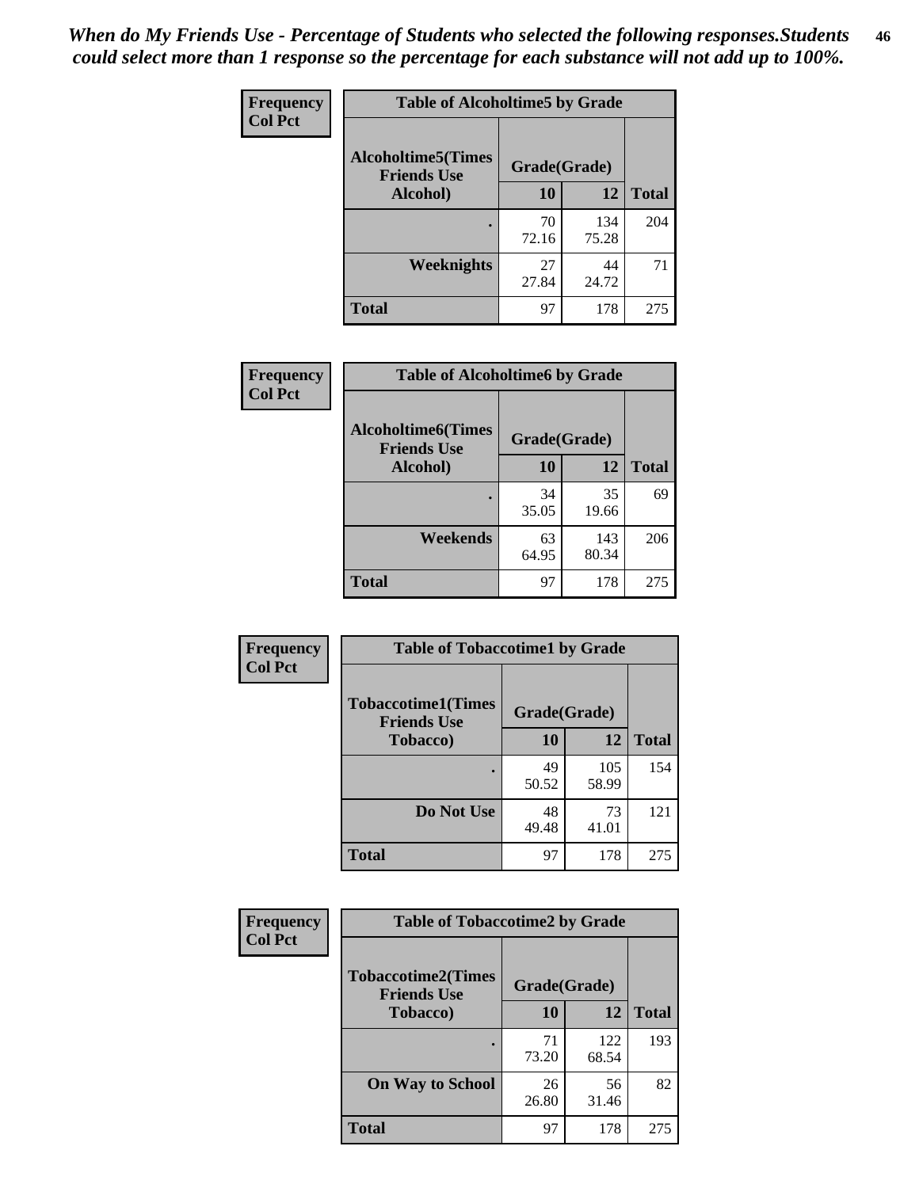*When do My Friends Use - Percentage of Students who selected the following responses.Students could select more than 1 response so the percentage for each substance will not add up to 100%.*

**Frequency / Col Pct**

**Table of Alcoholtime5 by Grade**

| Alcoholtime5(Times Friends Use Alcohol) | Grade(Grade) | | Total |
|---|---|---|---|
| | 10 | 12 | |
| . | 70<br>72.16 | 134<br>75.28 | 204 |
| Weeknights | 27<br>27.84 | 44<br>24.72 | 71 |
| Total | 97 | 178 | 275 |

**Frequency / Col Pct**

**Table of Alcoholtime6 by Grade**

| Alcoholtime6(Times Friends Use Alcohol) | Grade(Grade) | | Total |
|---|---|---|---|
| | 10 | 12 | |
| . | 34<br>35.05 | 35<br>19.66 | 69 |
| Weekends | 63<br>64.95 | 143<br>80.34 | 206 |
| Total | 97 | 178 | 275 |

**Frequency / Col Pct**

**Table of Tobaccotime1 by Grade**

| Tobaccotime1(Times Friends Use Tobacco) | Grade(Grade) | | Total |
|---|---|---|---|
| | 10 | 12 | |
| . | 49<br>50.52 | 105<br>58.99 | 154 |
| Do Not Use | 48<br>49.48 | 73<br>41.01 | 121 |
| Total | 97 | 178 | 275 |

**Frequency / Col Pct**

**Table of Tobaccotime2 by Grade**

| Tobaccotime2(Times Friends Use Tobacco) | Grade(Grade) | | Total |
|---|---|---|---|
| | 10 | 12 | |
| . | 71<br>73.20 | 122<br>68.54 | 193 |
| On Way to School | 26<br>26.80 | 56<br>31.46 | 82 |
| Total | 97 | 178 | 275 |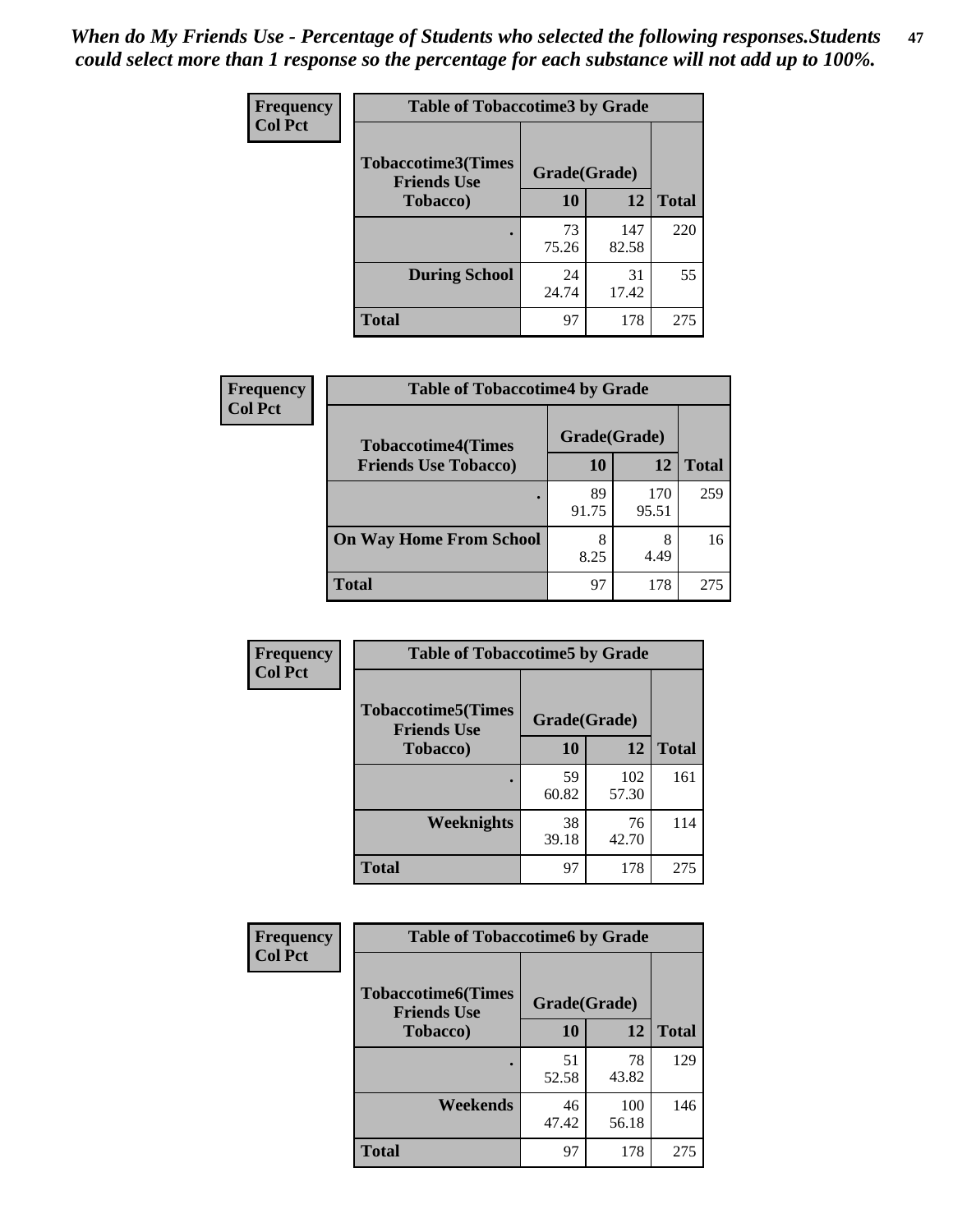*When do My Friends Use - Percentage of Students who selected the following responses.Students could select more than 1 response so the percentage for each substance will not add up to 100%.*

**Frequency**
**Col Pct**

| Table of Tobaccotime3 by Grade | | | |
|---|---|---|---|
| **Tobaccotime3(Times Friends Use Tobacco)** | **Grade(Grade)** | | **Total** |
| | **10** | **12** | |
| **.** | 73<br>75.26 | 147<br>82.58 | 220 |
| **During School** | 24<br>24.74 | 31<br>17.42 | 55 |
| **Total** | 97 | 178 | 275 |

**Frequency**
**Col Pct**

| Table of Tobaccotime4 by Grade | | | |
|---|---|---|---|
| **Tobaccotime4(Times Friends Use Tobacco)** | **Grade(Grade)** | | **Total** |
| | **10** | **12** | |
| **.** | 89<br>91.75 | 170<br>95.51 | 259 |
| **On Way Home From School** | 8<br>8.25 | 8<br>4.49 | 16 |
| **Total** | 97 | 178 | 275 |

**Frequency**
**Col Pct**

| Table of Tobaccotime5 by Grade | | | |
|---|---|---|---|
| **Tobaccotime5(Times Friends Use Tobacco)** | **Grade(Grade)** | | **Total** |
| | **10** | **12** | |
| **.** | 59<br>60.82 | 102<br>57.30 | 161 |
| **Weeknights** | 38<br>39.18 | 76<br>42.70 | 114 |
| **Total** | 97 | 178 | 275 |

**Frequency**
**Col Pct**

| Table of Tobaccotime6 by Grade | | | |
|---|---|---|---|
| **Tobaccotime6(Times Friends Use Tobacco)** | **Grade(Grade)** | | **Total** |
| | **10** | **12** | |
| **.** | 51<br>52.58 | 78<br>43.82 | 129 |
| **Weekends** | 46<br>47.42 | 100<br>56.18 | 146 |
| **Total** | 97 | 178 | 275 |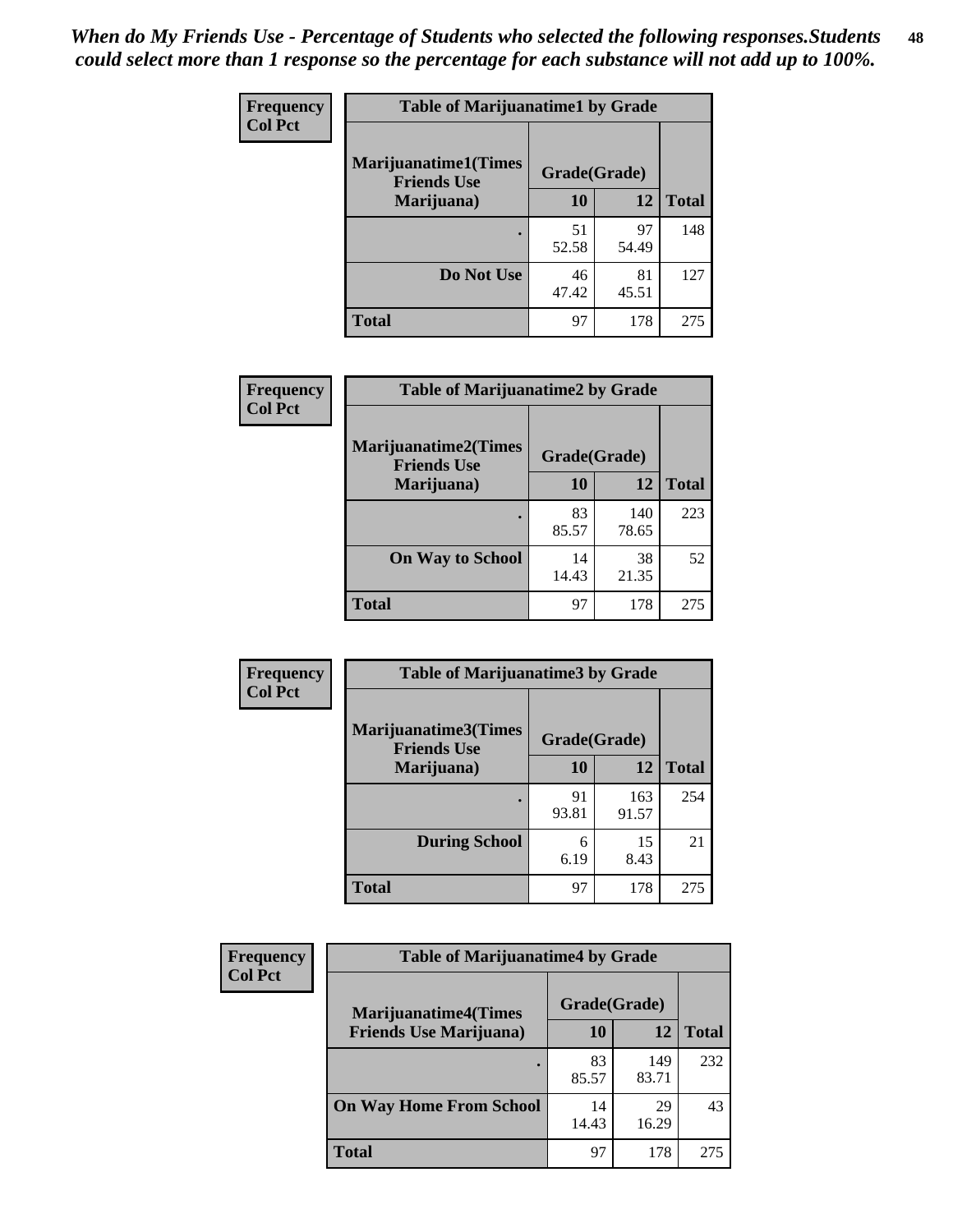*When do My Friends Use - Percentage of Students who selected the following responses.Students could select more than 1 response so the percentage for each substance will not add up to 100%.*

**Frequency**
**Col Pct**

| Table of Marijuanatime1 by Grade | | | |
|---|---|---|---|
| **Marijuanatime1(Times Friends Use Marijuana)** | **Grade(Grade)** | | **Total** |
| | **10** | **12** | |
| **.** | 51<br>52.58 | 97<br>54.49 | 148 |
| **Do Not Use** | 46<br>47.42 | 81<br>45.51 | 127 |
| **Total** | 97 | 178 | 275 |

**Frequency**
**Col Pct**

| Table of Marijuanatime2 by Grade | | | |
|---|---|---|---|
| **Marijuanatime2(Times Friends Use Marijuana)** | **Grade(Grade)** | | **Total** |
| | **10** | **12** | |
| **.** | 83<br>85.57 | 140<br>78.65 | 223 |
| **On Way to School** | 14<br>14.43 | 38<br>21.35 | 52 |
| **Total** | 97 | 178 | 275 |

**Frequency**
**Col Pct**

| Table of Marijuanatime3 by Grade | | | |
|---|---|---|---|
| **Marijuanatime3(Times Friends Use Marijuana)** | **Grade(Grade)** | | **Total** |
| | **10** | **12** | |
| **.** | 91<br>93.81 | 163<br>91.57 | 254 |
| **During School** | 6<br>6.19 | 15<br>8.43 | 21 |
| **Total** | 97 | 178 | 275 |

**Frequency**
**Col Pct**

| Table of Marijuanatime4 by Grade | | | |
|---|---|---|---|
| **Marijuanatime4(Times Friends Use Marijuana)** | **Grade(Grade)** | | **Total** |
| | **10** | **12** | |
| **.** | 83<br>85.57 | 149<br>83.71 | 232 |
| **On Way Home From School** | 14<br>14.43 | 29<br>16.29 | 43 |
| **Total** | 97 | 178 | 275 |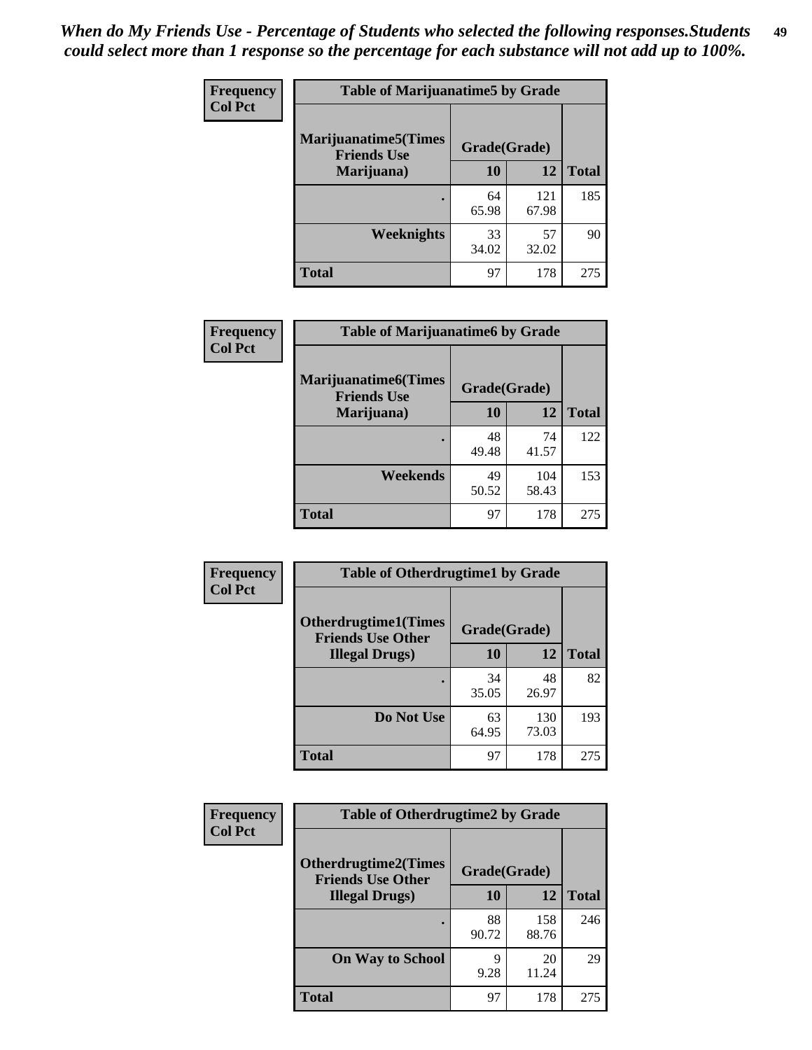*When do My Friends Use - Percentage of Students who selected the following responses.Students could select more than 1 response so the percentage for each substance will not add up to 100%.*

**Frequency**
**Col Pct**

| Table of Marijuanatime5 by Grade | | | |
|---|---|---|---|
| **Marijuanatime5(Times Friends Use Marijuana)** | **Grade(Grade)** | | **Total** |
| | **10** | **12** | |
| **.** | 64<br>65.98 | 121<br>67.98 | 185 |
| **Weeknights** | 33<br>34.02 | 57<br>32.02 | 90 |
| **Total** | 97 | 178 | 275 |

**Frequency**
**Col Pct**

| Table of Marijuanatime6 by Grade | | | |
|---|---|---|---|
| **Marijuanatime6(Times Friends Use Marijuana)** | **Grade(Grade)** | | **Total** |
| | **10** | **12** | |
| **.** | 48<br>49.48 | 74<br>41.57 | 122 |
| **Weekends** | 49<br>50.52 | 104<br>58.43 | 153 |
| **Total** | 97 | 178 | 275 |

**Frequency**
**Col Pct**

| Table of Otherdrugtime1 by Grade | | | |
|---|---|---|---|
| **Otherdrugtime1(Times Friends Use Other Illegal Drugs)** | **Grade(Grade)** | | **Total** |
| | **10** | **12** | |
| **.** | 34<br>35.05 | 48<br>26.97 | 82 |
| **Do Not Use** | 63<br>64.95 | 130<br>73.03 | 193 |
| **Total** | 97 | 178 | 275 |

**Frequency**
**Col Pct**

| Table of Otherdrugtime2 by Grade | | | |
|---|---|---|---|
| **Otherdrugtime2(Times Friends Use Other Illegal Drugs)** | **Grade(Grade)** | | **Total** |
| | **10** | **12** | |
| **.** | 88<br>90.72 | 158<br>88.76 | 246 |
| **On Way to School** | 9<br>9.28 | 20<br>11.24 | 29 |
| **Total** | 97 | 178 | 275 |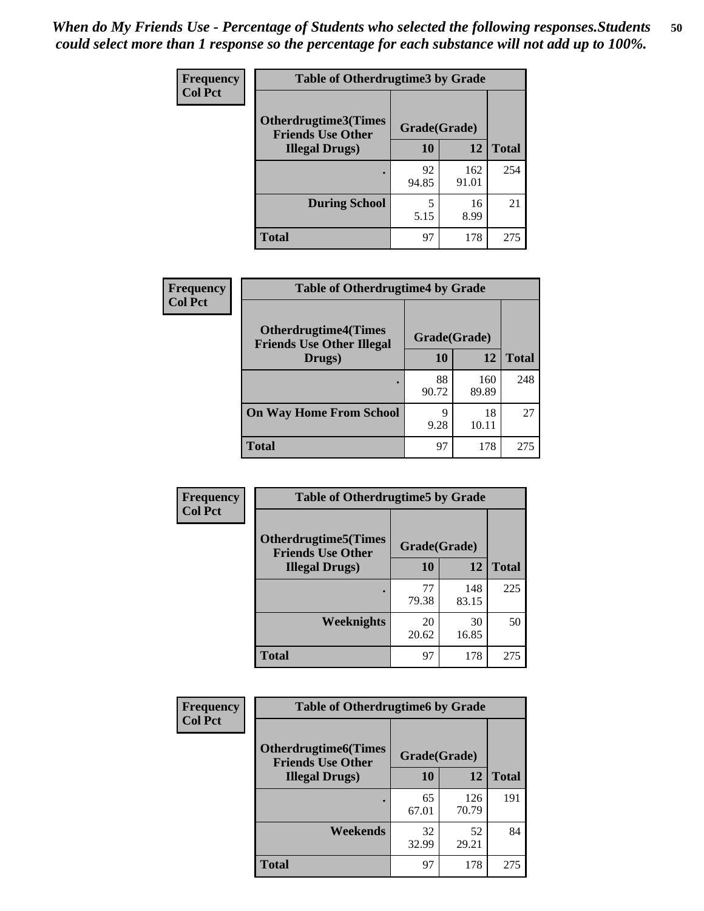*When do My Friends Use - Percentage of Students who selected the following responses.Students could select more than 1 response so the percentage for each substance will not add up to 100%.*

**Frequency**
**Col Pct**

| Table of Otherdrugtime3 by Grade | | | |
|---|---|---|---|
| **Otherdrugtime3(Times Friends Use Other Illegal Drugs)** | **Grade(Grade)** | | **Total** |
| | **10** | **12** | |
| **.** | 92<br>94.85 | 162<br>91.01 | 254 |
| **During School** | 5<br>5.15 | 16<br>8.99 | 21 |
| **Total** | 97 | 178 | 275 |

**Frequency**
**Col Pct**

| Table of Otherdrugtime4 by Grade | | | |
|---|---|---|---|
| **Otherdrugtime4(Times Friends Use Other Illegal Drugs)** | **Grade(Grade)** | | **Total** |
| | **10** | **12** | |
| **.** | 88<br>90.72 | 160<br>89.89 | 248 |
| **On Way Home From School** | 9<br>9.28 | 18<br>10.11 | 27 |
| **Total** | 97 | 178 | 275 |

**Frequency**
**Col Pct**

| Table of Otherdrugtime5 by Grade | | | |
|---|---|---|---|
| **Otherdrugtime5(Times Friends Use Other Illegal Drugs)** | **Grade(Grade)** | | **Total** |
| | **10** | **12** | |
| **.** | 77<br>79.38 | 148<br>83.15 | 225 |
| **Weeknights** | 20<br>20.62 | 30<br>16.85 | 50 |
| **Total** | 97 | 178 | 275 |

**Frequency**
**Col Pct**

| Table of Otherdrugtime6 by Grade | | | |
|---|---|---|---|
| **Otherdrugtime6(Times Friends Use Other Illegal Drugs)** | **Grade(Grade)** | | **Total** |
| | **10** | **12** | |
| **.** | 65<br>67.01 | 126<br>70.79 | 191 |
| **Weekends** | 32<br>32.99 | 52<br>29.21 | 84 |
| **Total** | 97 | 178 | 275 |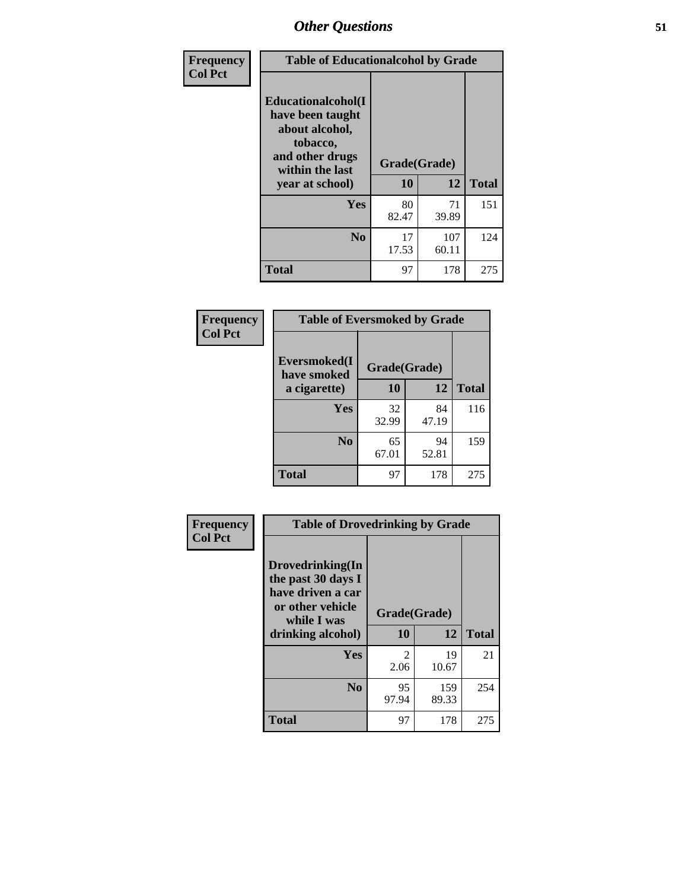| Frequency<br>Col Pct | Table of Educationalcohol by Grade | | |
|---|---|---|---|
| Educationalcohol(I have been taught about alcohol, tobacco, and other drugs within the last year at school) | Grade(Grade) | | |
| | 10 | 12 | Total |
| Yes | 80<br>82.47 | 71<br>39.89 | 151 |
| No | 17<br>17.53 | 107<br>60.11 | 124 |
| Total | 97 | 178 | 275 |

| Frequency<br>Col Pct | Table of Eversmoked by Grade | | |
|---|---|---|---|
| Eversmoked(I have smoked a cigarette) | Grade(Grade) | | |
| | 10 | 12 | Total |
| Yes | 32<br>32.99 | 84<br>47.19 | 116 |
| No | 65<br>67.01 | 94<br>52.81 | 159 |
| Total | 97 | 178 | 275 |

| Frequency<br>Col Pct | Table of Drovedrinking by Grade | | |
|---|---|---|---|
| Drovedrinking(In the past 30 days I have driven a car or other vehicle while I was drinking alcohol) | Grade(Grade) | | |
| | 10 | 12 | Total |
| Yes | 2<br>2.06 | 19<br>10.67 | 21 |
| No | 95<br>97.94 | 159<br>89.33 | 254 |
| Total | 97 | 178 | 275 |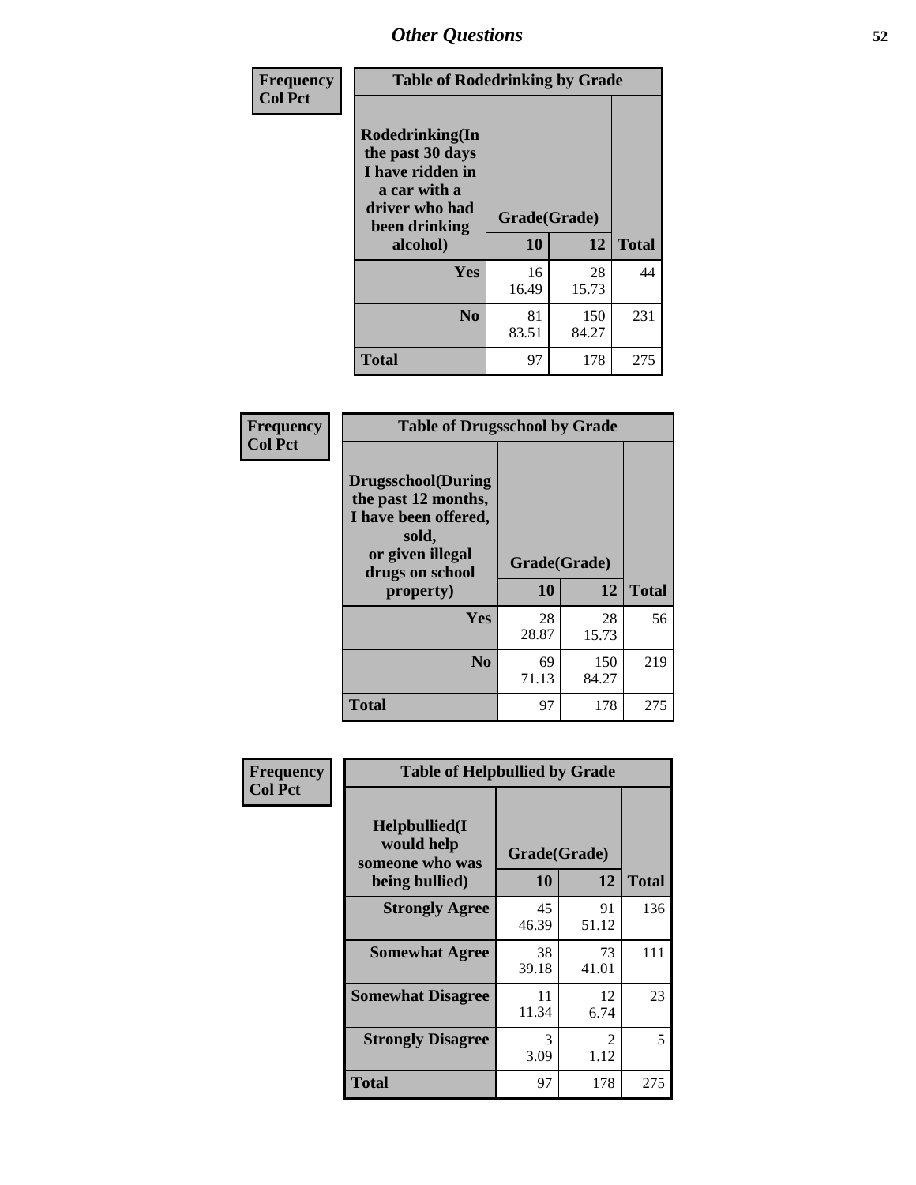# Other Questions

**Frequency**
**Col Pct**

| Table of Rodedrinking by Grade | | | |
|---|---|---|---|
| **Rodedrinking(In the past 30 days I have ridden in a car with a driver who had been drinking alcohol)** | **Grade(Grade)** | | |
| | **10** | **12** | **Total** |
| **Yes** | 16<br>16.49 | 28<br>15.73 | 44 |
| **No** | 81<br>83.51 | 150<br>84.27 | 231 |
| **Total** | 97 | 178 | 275 |

**Frequency**
**Col Pct**

| Table of Drugsschool by Grade | | | |
|---|---|---|---|
| **Drugsschool(During the past 12 months, I have been offered, sold, or given illegal drugs on school property)** | **Grade(Grade)** | | |
| | **10** | **12** | **Total** |
| **Yes** | 28<br>28.87 | 28<br>15.73 | 56 |
| **No** | 69<br>71.13 | 150<br>84.27 | 219 |
| **Total** | 97 | 178 | 275 |

**Frequency**
**Col Pct**

| Table of Helpbullied by Grade | | | |
|---|---|---|---|
| **Helpbullied(I would help someone who was being bullied)** | **Grade(Grade)** | | |
| | **10** | **12** | **Total** |
| **Strongly Agree** | 45<br>46.39 | 91<br>51.12 | 136 |
| **Somewhat Agree** | 38<br>39.18 | 73<br>41.01 | 111 |
| **Somewhat Disagree** | 11<br>11.34 | 12<br>6.74 | 23 |
| **Strongly Disagree** | 3<br>3.09 | 2<br>1.12 | 5 |
| **Total** | 97 | 178 | 275 |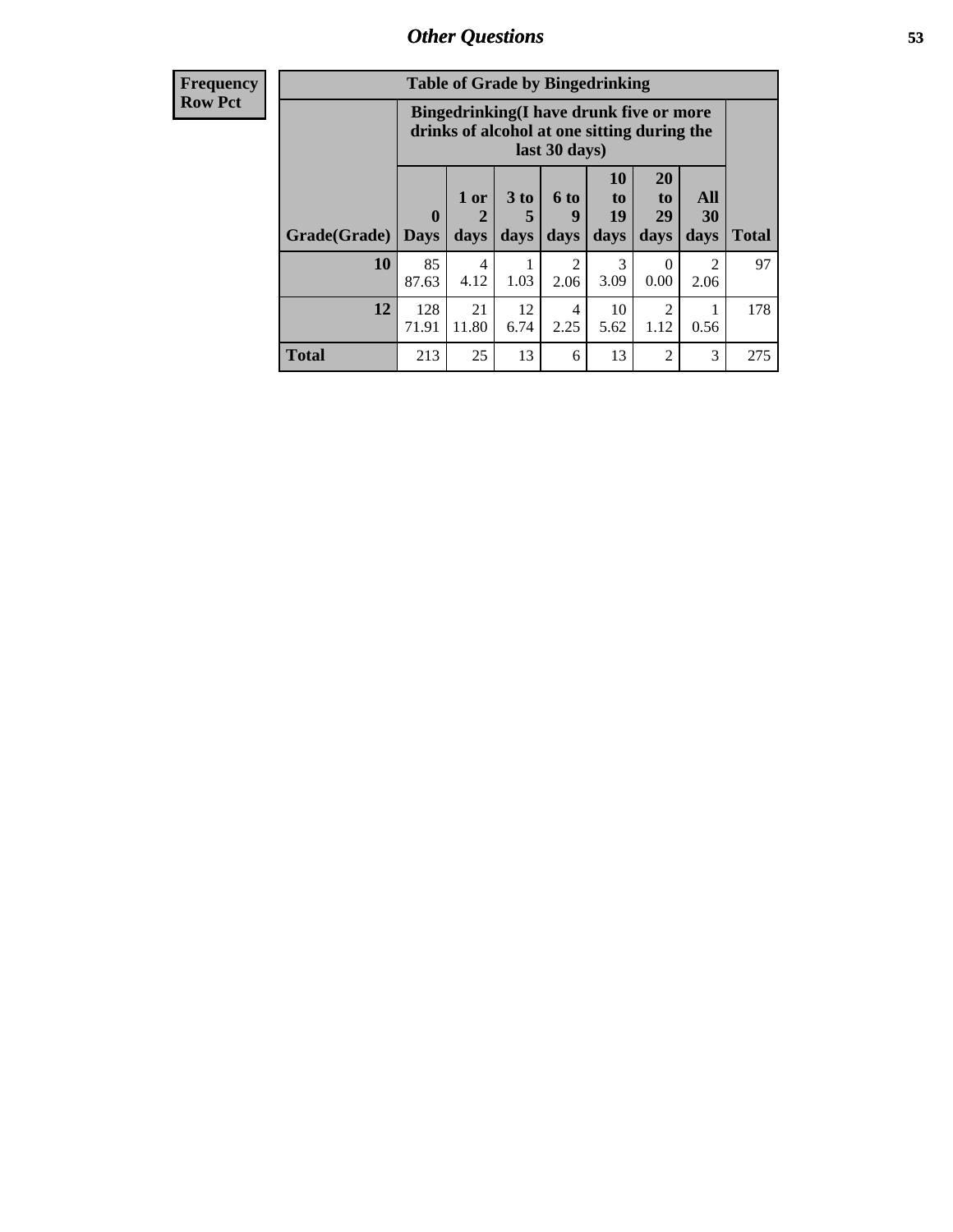| Frequency Row Pct |
|---|

| Table of Grade by Bingedrinking | | | | | | | | |
|---|---|---|---|---|---|---|---|---|
| | Bingedrinking(I have drunk five or more drinks of alcohol at one sitting during the last 30 days) | | | | | | | |
| Grade(Grade) | 0 Days | 1 or 2 days | 3 to 5 days | 6 to 9 days | 10 to 19 days | 20 to 29 days | All 30 days | Total |
| 10 | 85<br>87.63 | 4<br>4.12 | 1<br>1.03 | 2<br>2.06 | 3<br>3.09 | 0<br>0.00 | 2<br>2.06 | 97 |
| 12 | 128<br>71.91 | 21<br>11.80 | 12<br>6.74 | 4<br>2.25 | 10<br>5.62 | 2<br>1.12 | 1<br>0.56 | 178 |
| Total | 213 | 25 | 13 | 6 | 13 | 2 | 3 | 275 |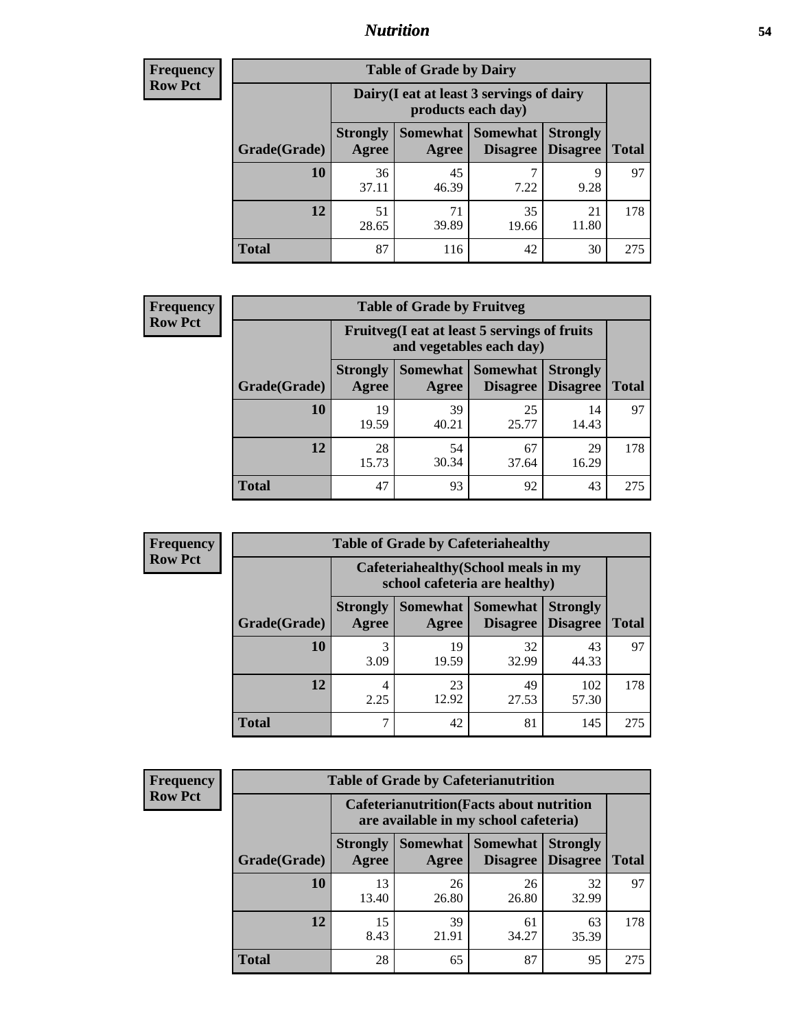**Frequency**
**Row Pct**

| Table of Grade by Dairy | | | | | |
|---|---|---|---|---|---|
| | Dairy(I eat at least 3 servings of dairy products each day) | | | | |
| Grade(Grade) | Strongly Agree | Somewhat Agree | Somewhat Disagree | Strongly Disagree | Total |
| **10** | 36<br>37.11 | 45<br>46.39 | 7<br>7.22 | 9<br>9.28 | 97 |
| **12** | 51<br>28.65 | 71<br>39.89 | 35<br>19.66 | 21<br>11.80 | 178 |
| **Total** | 87 | 116 | 42 | 30 | 275 |

**Frequency**
**Row Pct**

| Table of Grade by Fruitveg | | | | | |
|---|---|---|---|---|---|
| | Fruitveg(I eat at least 5 servings of fruits and vegetables each day) | | | | |
| Grade(Grade) | Strongly Agree | Somewhat Agree | Somewhat Disagree | Strongly Disagree | Total |
| **10** | 19<br>19.59 | 39<br>40.21 | 25<br>25.77 | 14<br>14.43 | 97 |
| **12** | 28<br>15.73 | 54<br>30.34 | 67<br>37.64 | 29<br>16.29 | 178 |
| **Total** | 47 | 93 | 92 | 43 | 275 |

**Frequency**
**Row Pct**

| Table of Grade by Cafeteriahealthy | | | | | |
|---|---|---|---|---|---|
| | Cafeteriahealthy(School meals in my school cafeteria are healthy) | | | | |
| Grade(Grade) | Strongly Agree | Somewhat Agree | Somewhat Disagree | Strongly Disagree | Total |
| **10** | 3<br>3.09 | 19<br>19.59 | 32<br>32.99 | 43<br>44.33 | 97 |
| **12** | 4<br>2.25 | 23<br>12.92 | 49<br>27.53 | 102<br>57.30 | 178 |
| **Total** | 7 | 42 | 81 | 145 | 275 |

**Frequency**
**Row Pct**

| Table of Grade by Cafeterianutrition | | | | | |
|---|---|---|---|---|---|
| | Cafeterianutrition(Facts about nutrition are available in my school cafeteria) | | | | |
| Grade(Grade) | Strongly Agree | Somewhat Agree | Somewhat Disagree | Strongly Disagree | Total |
| **10** | 13<br>13.40 | 26<br>26.80 | 26<br>26.80 | 32<br>32.99 | 97 |
| **12** | 15<br>8.43 | 39<br>21.91 | 61<br>34.27 | 63<br>35.39 | 178 |
| **Total** | 28 | 65 | 87 | 95 | 275 |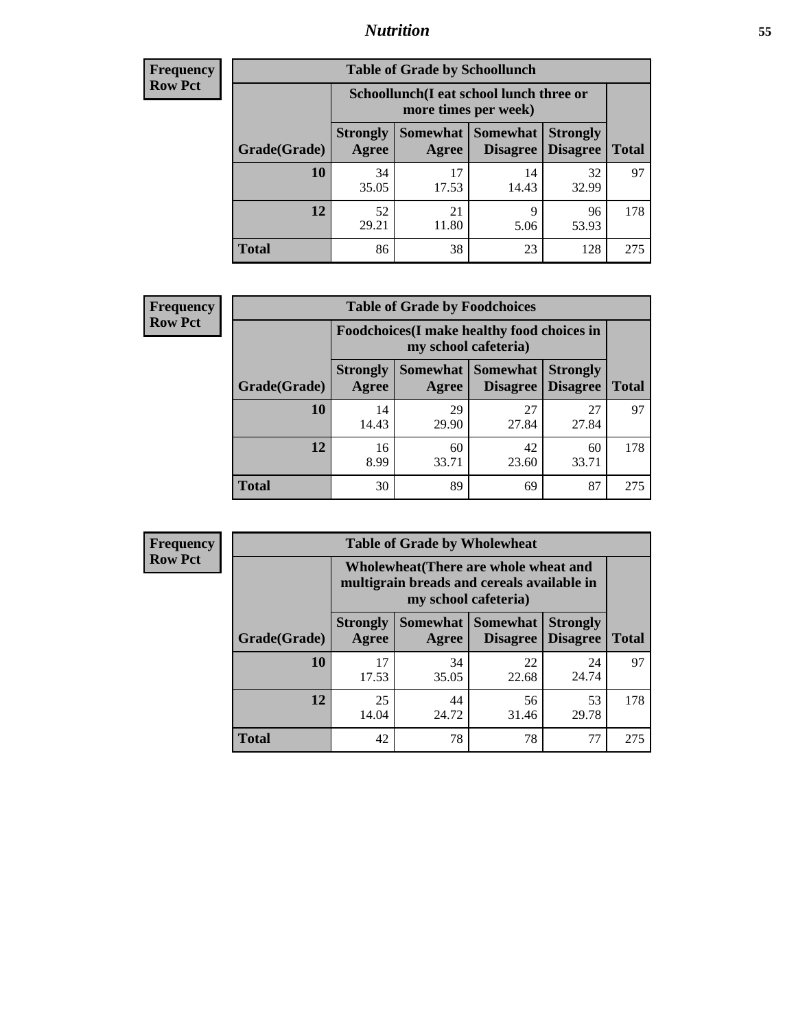| Frequency Row Pct |
|---|

| Table of Grade by Schoollunch | | | | | |
|---|---|---|---|---|---|
| | Schoollunch(I eat school lunch three or more times per week) | | | | |
| Grade(Grade) | Strongly Agree | Somewhat Agree | Somewhat Disagree | Strongly Disagree | Total |
| 10 | 34<br>35.05 | 17<br>17.53 | 14<br>14.43 | 32<br>32.99 | 97 |
| 12 | 52<br>29.21 | 21<br>11.80 | 9<br>5.06 | 96<br>53.93 | 178 |
| Total | 86 | 38 | 23 | 128 | 275 |

| Frequency Row Pct |
|---|

| Table of Grade by Foodchoices | | | | | |
|---|---|---|---|---|---|
| | Foodchoices(I make healthy food choices in my school cafeteria) | | | | |
| Grade(Grade) | Strongly Agree | Somewhat Agree | Somewhat Disagree | Strongly Disagree | Total |
| 10 | 14<br>14.43 | 29<br>29.90 | 27<br>27.84 | 27<br>27.84 | 97 |
| 12 | 16<br>8.99 | 60<br>33.71 | 42<br>23.60 | 60<br>33.71 | 178 |
| Total | 30 | 89 | 69 | 87 | 275 |

| Frequency Row Pct |
|---|

| Table of Grade by Wholewheat | | | | | |
|---|---|---|---|---|---|
| | Wholewheat(There are whole wheat and multigrain breads and cereals available in my school cafeteria) | | | | |
| Grade(Grade) | Strongly Agree | Somewhat Agree | Somewhat Disagree | Strongly Disagree | Total |
| 10 | 17<br>17.53 | 34<br>35.05 | 22<br>22.68 | 24<br>24.74 | 97 |
| 12 | 25<br>14.04 | 44<br>24.72 | 56<br>31.46 | 53<br>29.78 | 178 |
| Total | 42 | 78 | 78 | 77 | 275 |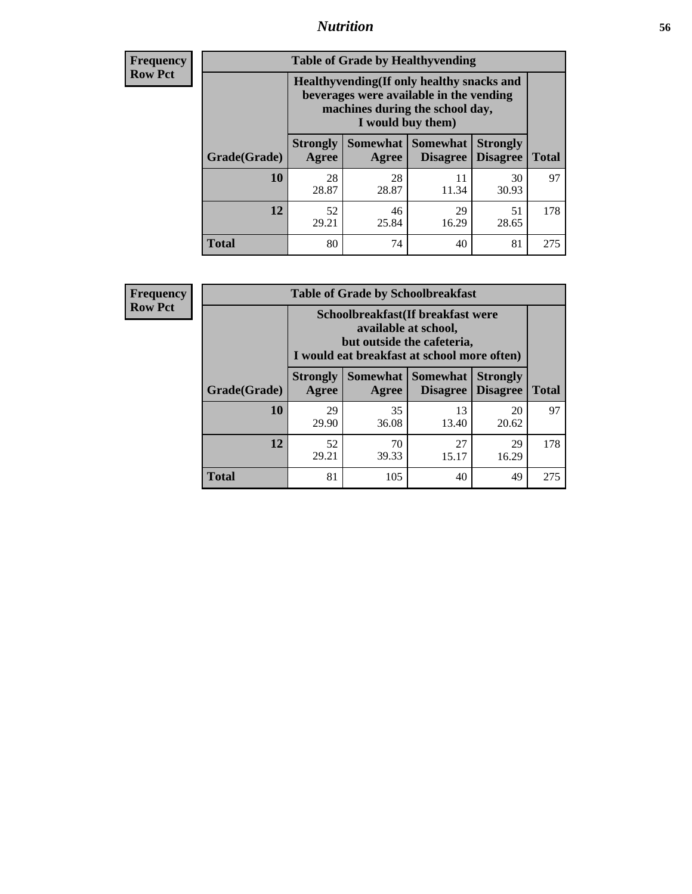| Frequency |
|---|
| Row Pct |

**Table of Grade by Healthyvending**

| Grade(Grade) | Healthyvending(If only healthy snacks and beverages were available in the vending machines during the school day, I would buy them) | | | | Total |
|---|---|---|---|---|---|
| | Strongly Agree | Somewhat Agree | Somewhat Disagree | Strongly Disagree | |
| 10 | 28<br>28.87 | 28<br>28.87 | 11<br>11.34 | 30<br>30.93 | 97 |
| 12 | 52<br>29.21 | 46<br>25.84 | 29<br>16.29 | 51<br>28.65 | 178 |
| Total | 80 | 74 | 40 | 81 | 275 |

| Frequency |
|---|
| Row Pct |

**Table of Grade by Schoolbreakfast**

| Grade(Grade) | Schoolbreakfast(If breakfast were available at school, but outside the cafeteria, I would eat breakfast at school more often) | | | | Total |
|---|---|---|---|---|---|
| | Strongly Agree | Somewhat Agree | Somewhat Disagree | Strongly Disagree | |
| 10 | 29<br>29.90 | 35<br>36.08 | 13<br>13.40 | 20<br>20.62 | 97 |
| 12 | 52<br>29.21 | 70<br>39.33 | 27<br>15.17 | 29<br>16.29 | 178 |
| Total | 81 | 105 | 40 | 49 | 275 |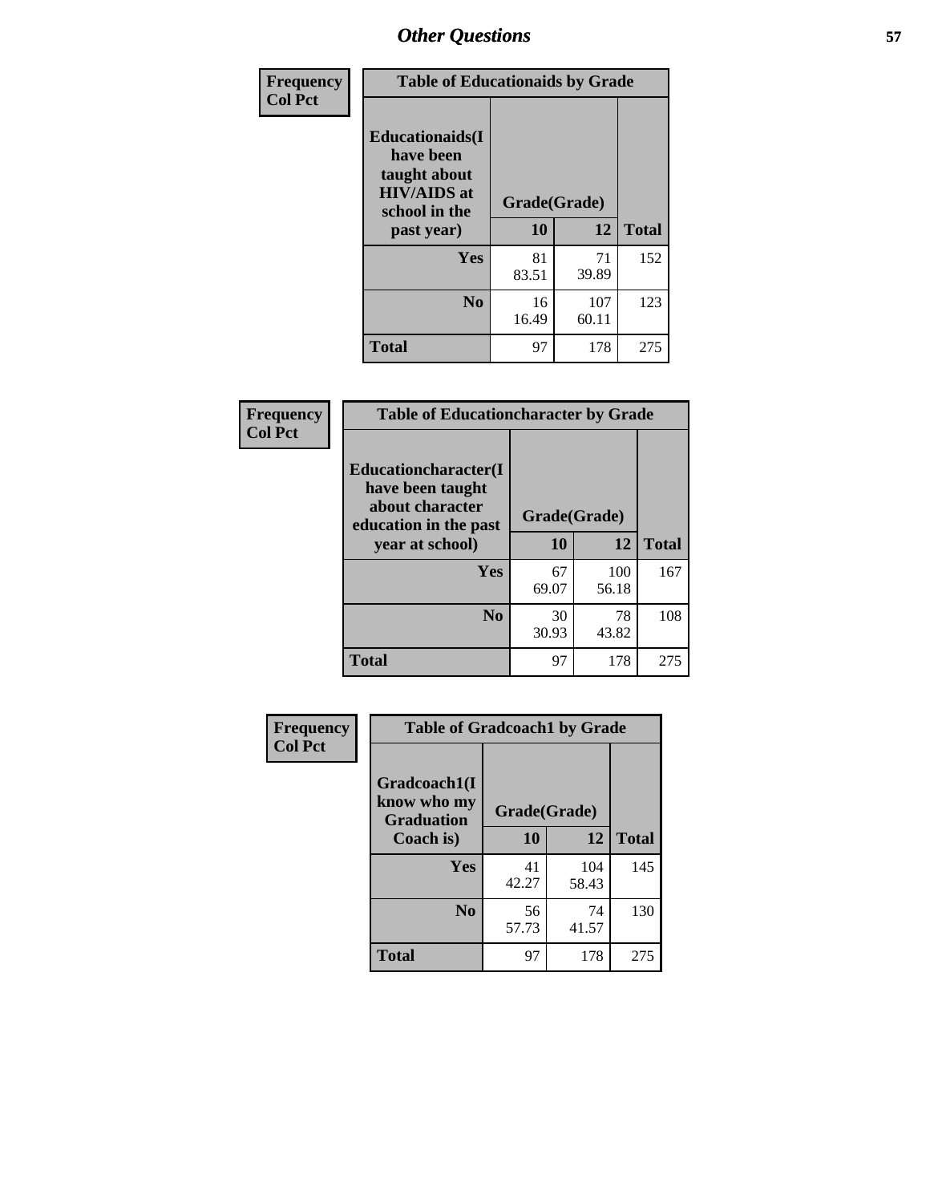| Frequency Col Pct | Table of Educationaids by Grade | | |
|---|---|---|---|
| Educationaids(I have been taught about HIV/AIDS at school in the past year) | Grade(Grade) | | |
| | 10 | 12 | Total |
| Yes | 81<br>83.51 | 71<br>39.89 | 152 |
| No | 16<br>16.49 | 107<br>60.11 | 123 |
| Total | 97 | 178 | 275 |

| Frequency Col Pct | Table of Educationcharacter by Grade | | |
|---|---|---|---|
| Educationcharacter(I have been taught about character education in the past year at school) | Grade(Grade) | | |
| | 10 | 12 | Total |
| Yes | 67<br>69.07 | 100<br>56.18 | 167 |
| No | 30<br>30.93 | 78<br>43.82 | 108 |
| Total | 97 | 178 | 275 |

| Frequency Col Pct | Table of Gradcoach1 by Grade | | |
|---|---|---|---|
| Gradcoach1(I know who my Graduation Coach is) | Grade(Grade) | | |
| | 10 | 12 | Total |
| Yes | 41<br>42.27 | 104<br>58.43 | 145 |
| No | 56<br>57.73 | 74<br>41.57 | 130 |
| Total | 97 | 178 | 275 |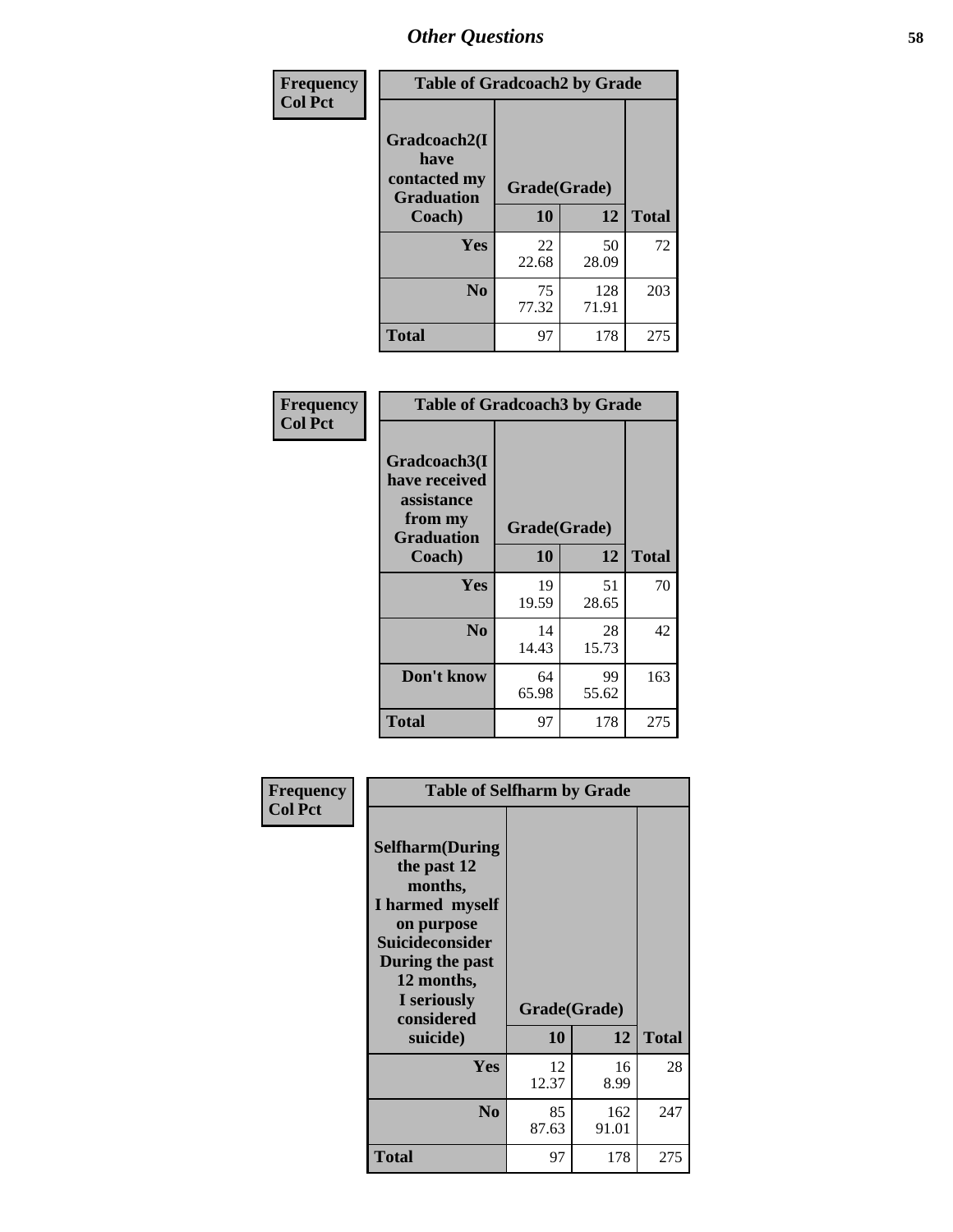## Other Questions

**Frequency**
**Col Pct**

**Table of Gradcoach2 by Grade**

| Gradcoach2(I have contacted my Graduation Coach) | Grade(Grade) 10 | 12 | Total |
|---|---|---|---|
| **Yes** | 22<br>22.68 | 50<br>28.09 | 72 |
| **No** | 75<br>77.32 | 128<br>71.91 | 203 |
| **Total** | 97 | 178 | 275 |

**Frequency**
**Col Pct**

**Table of Gradcoach3 by Grade**

| Gradcoach3(I have received assistance from my Graduation Coach) | Grade(Grade) 10 | 12 | Total |
|---|---|---|---|
| **Yes** | 19<br>19.59 | 51<br>28.65 | 70 |
| **No** | 14<br>14.43 | 28<br>15.73 | 42 |
| **Don't know** | 64<br>65.98 | 99<br>55.62 | 163 |
| **Total** | 97 | 178 | 275 |

**Frequency**
**Col Pct**

**Table of Selfharm by Grade**

| Selfharm(During the past 12 months, I harmed myself on purpose Suicideconsider During the past 12 months, I seriously considered suicide) | Grade(Grade) 10 | 12 | Total |
|---|---|---|---|
| **Yes** | 12<br>12.37 | 16<br>8.99 | 28 |
| **No** | 85<br>87.63 | 162<br>91.01 | 247 |
| **Total** | 97 | 178 | 275 |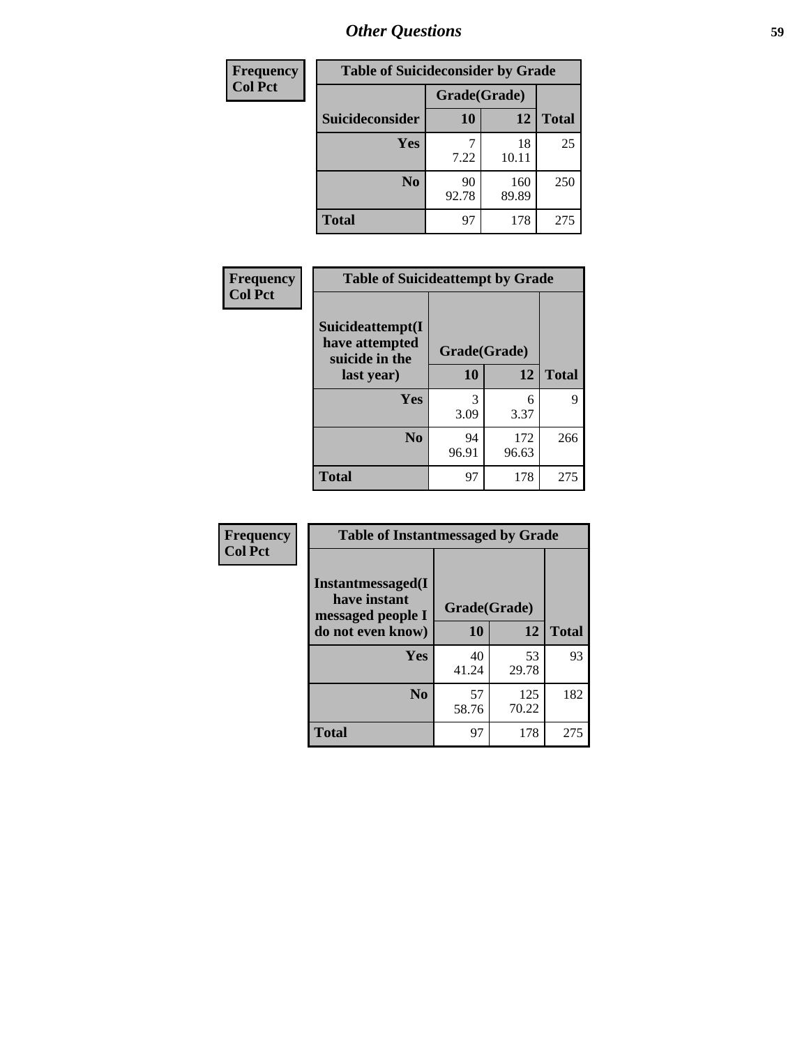| Frequency<br>Col Pct | Table of Suicideconsider by Grade | | |
|---|---|---|---|
| | Grade(Grade) | | |
| Suicideconsider | 10 | 12 | Total |
| Yes | 7<br>7.22 | 18<br>10.11 | 25 |
| No | 90<br>92.78 | 160<br>89.89 | 250 |
| Total | 97 | 178 | 275 |

| Frequency<br>Col Pct | Table of Suicideattempt by Grade | | |
|---|---|---|---|
| | Grade(Grade) | | |
| Suicideattempt(I have attempted suicide in the last year) | 10 | 12 | Total |
| Yes | 3<br>3.09 | 6<br>3.37 | 9 |
| No | 94<br>96.91 | 172<br>96.63 | 266 |
| Total | 97 | 178 | 275 |

| Frequency<br>Col Pct | Table of Instantmessaged by Grade | | |
|---|---|---|---|
| | Grade(Grade) | | |
| Instantmessaged(I have instant messaged people I do not even know) | 10 | 12 | Total |
| Yes | 40<br>41.24 | 53<br>29.78 | 93 |
| No | 57<br>58.76 | 125<br>70.22 | 182 |
| Total | 97 | 178 | 275 |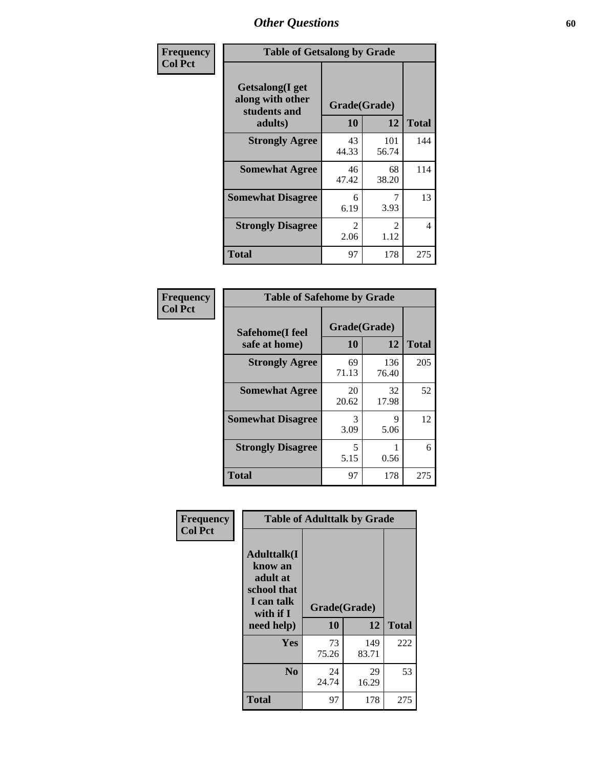| Frequency<br>Col Pct | Table of Getsalong by Grade | | |
|---|---|---|---|
| Getsalong(I get along with other students and adults) | Grade(Grade) | | |
| | 10 | 12 | Total |
| Strongly Agree | 43<br>44.33 | 101<br>56.74 | 144 |
| Somewhat Agree | 46<br>47.42 | 68<br>38.20 | 114 |
| Somewhat Disagree | 6<br>6.19 | 7<br>3.93 | 13 |
| Strongly Disagree | 2<br>2.06 | 2<br>1.12 | 4 |
| Total | 97 | 178 | 275 |

| Frequency<br>Col Pct | Table of Safehome by Grade | | |
|---|---|---|---|
| Safehome(I feel safe at home) | Grade(Grade) | | |
| | 10 | 12 | Total |
| Strongly Agree | 69<br>71.13 | 136<br>76.40 | 205 |
| Somewhat Agree | 20<br>20.62 | 32<br>17.98 | 52 |
| Somewhat Disagree | 3<br>3.09 | 9<br>5.06 | 12 |
| Strongly Disagree | 5<br>5.15 | 1<br>0.56 | 6 |
| Total | 97 | 178 | 275 |

| Frequency<br>Col Pct | Table of Adulttalk by Grade | | |
|---|---|---|---|
| Adulttalk(I know an adult at school that I can talk with if I need help) | Grade(Grade) | | |
| | 10 | 12 | Total |
| Yes | 73<br>75.26 | 149<br>83.71 | 222 |
| No | 24<br>24.74 | 29<br>16.29 | 53 |
| Total | 97 | 178 | 275 |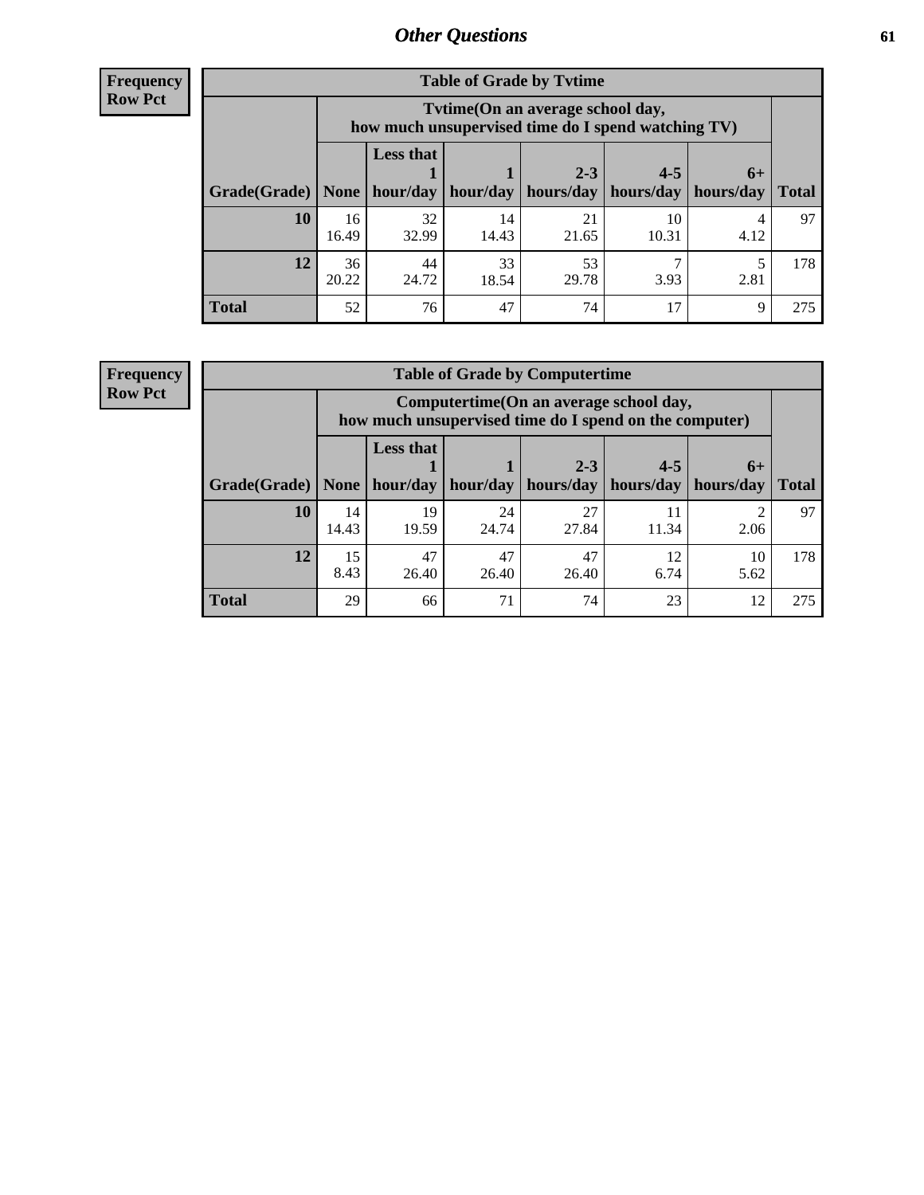## Other Questions

**Frequency**
**Row Pct**

| Table of Grade by Tvtime | | | | | | | |
|---|---|---|---|---|---|---|---|
| | Tvtime(On an average school day, how much unsupervised time do I spend watching TV) | | | | | | |
| Grade(Grade) | None | Less that 1 hour/day | 1 hour/day | 2-3 hours/day | 4-5 hours/day | 6+ hours/day | Total |
| **10** | 16<br>16.49 | 32<br>32.99 | 14<br>14.43 | 21<br>21.65 | 10<br>10.31 | 4<br>4.12 | 97 |
| **12** | 36<br>20.22 | 44<br>24.72 | 33<br>18.54 | 53<br>29.78 | 7<br>3.93 | 5<br>2.81 | 178 |
| **Total** | 52 | 76 | 47 | 74 | 17 | 9 | 275 |

**Frequency**
**Row Pct**

| Table of Grade by Computertime | | | | | | | |
|---|---|---|---|---|---|---|---|
| | Computertime(On an average school day, how much unsupervised time do I spend on the computer) | | | | | | |
| Grade(Grade) | None | Less that 1 hour/day | 1 hour/day | 2-3 hours/day | 4-5 hours/day | 6+ hours/day | Total |
| **10** | 14<br>14.43 | 19<br>19.59 | 24<br>24.74 | 27<br>27.84 | 11<br>11.34 | 2<br>2.06 | 97 |
| **12** | 15<br>8.43 | 47<br>26.40 | 47<br>26.40 | 47<br>26.40 | 12<br>6.74 | 10<br>5.62 | 178 |
| **Total** | 29 | 66 | 71 | 74 | 23 | 12 | 275 |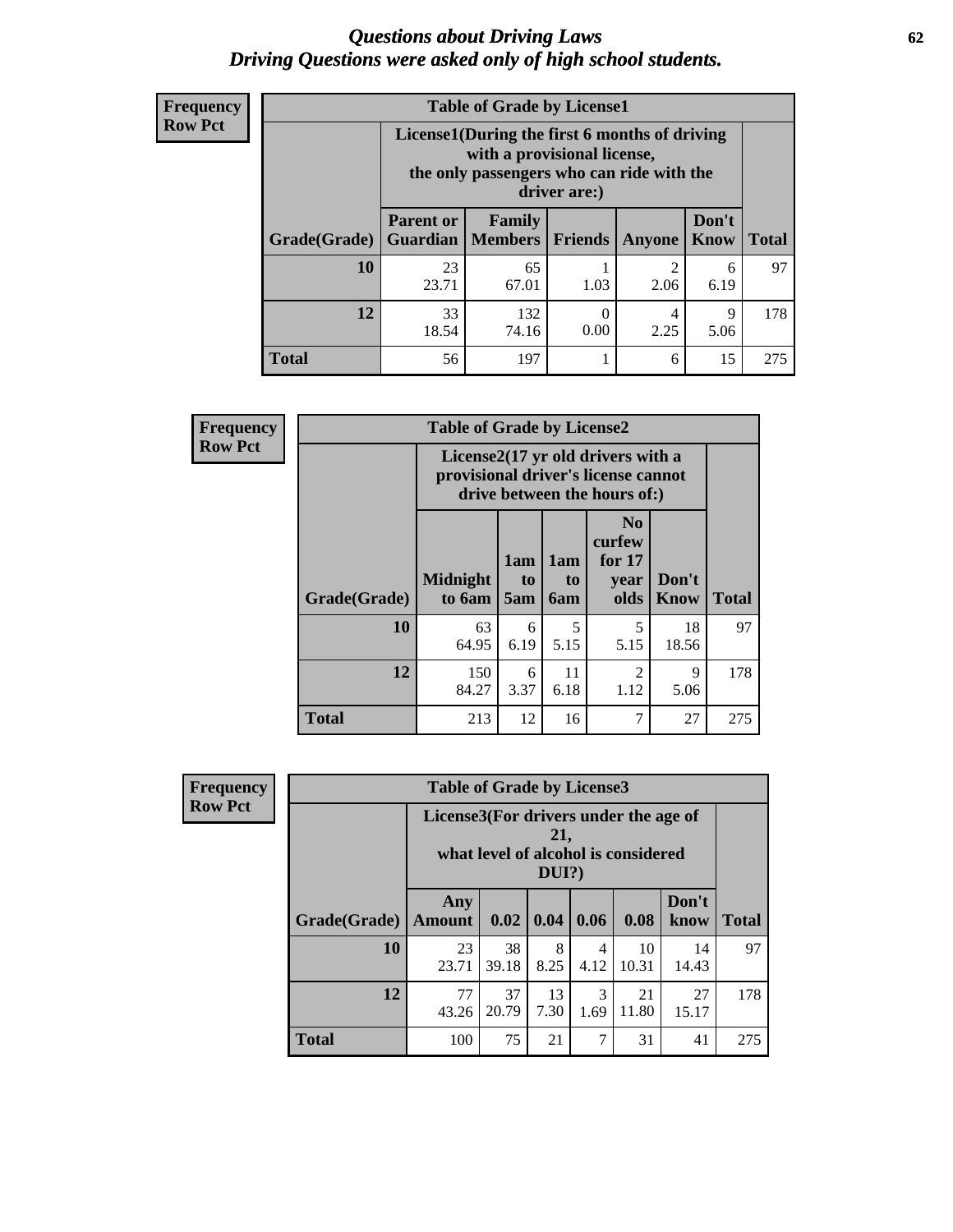# *Questions about Driving Laws*
# *Driving Questions were asked only of high school students.*

**Frequency**
**Row Pct**

| Table of Grade by License1 | | | | | | |
|---|---|---|---|---|---|---|
| | License1(During the first 6 months of driving with a provisional license, the only passengers who can ride with the driver are:) | | | | | |
| Grade(Grade) | Parent or Guardian | Family Members | Friends | Anyone | Don't Know | Total |
| **10** | 23<br>23.71 | 65<br>67.01 | 1<br>1.03 | 2<br>2.06 | 6<br>6.19 | 97 |
| **12** | 33<br>18.54 | 132<br>74.16 | 0<br>0.00 | 4<br>2.25 | 9<br>5.06 | 178 |
| **Total** | 56 | 197 | 1 | 6 | 15 | 275 |

**Frequency**
**Row Pct**

| Table of Grade by License2 | | | | | | |
|---|---|---|---|---|---|---|
| | License2(17 yr old drivers with a provisional driver's license cannot drive between the hours of:) | | | | | |
| Grade(Grade) | Midnight to 6am | 1am to 5am | 1am to 6am | No curfew for 17 year olds | Don't Know | Total |
| **10** | 63<br>64.95 | 6<br>6.19 | 5<br>5.15 | 5<br>5.15 | 18<br>18.56 | 97 |
| **12** | 150<br>84.27 | 6<br>3.37 | 11<br>6.18 | 2<br>1.12 | 9<br>5.06 | 178 |
| **Total** | 213 | 12 | 16 | 7 | 27 | 275 |

**Frequency**
**Row Pct**

| Table of Grade by License3 | | | | | | | |
|---|---|---|---|---|---|---|---|
| | License3(For drivers under the age of 21, what level of alcohol is considered DUI?) | | | | | | |
| Grade(Grade) | Any Amount | 0.02 | 0.04 | 0.06 | 0.08 | Don't know | Total |
| **10** | 23<br>23.71 | 38<br>39.18 | 8<br>8.25 | 4<br>4.12 | 10<br>10.31 | 14<br>14.43 | 97 |
| **12** | 77<br>43.26 | 37<br>20.79 | 13<br>7.30 | 3<br>1.69 | 21<br>11.80 | 27<br>15.17 | 178 |
| **Total** | 100 | 75 | 21 | 7 | 31 | 41 | 275 |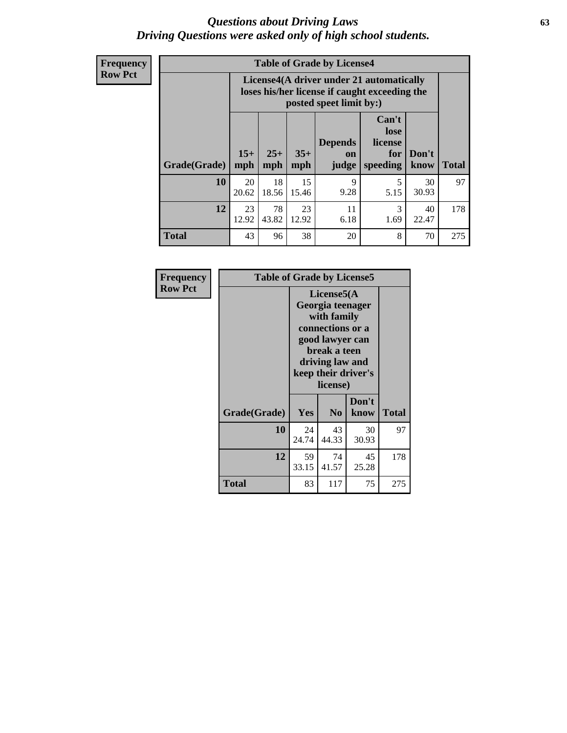# Questions about Driving Laws
## Driving Questions were asked only of high school students.

**Frequency**
**Row Pct**

**Table of Grade by License4**

| Grade(Grade) | License4(A driver under 21 automatically loses his/her license if caught exceeding the posted speet limit by:) | | | | | | Total |
|---|---|---|---|---|---|---|---|
| | 15+ mph | 25+ mph | 35+ mph | Depends on judge | Can't lose license for speeding | Don't know | |
| **10** | 20<br>20.62 | 18<br>18.56 | 15<br>15.46 | 9<br>9.28 | 5<br>5.15 | 30<br>30.93 | 97 |
| **12** | 23<br>12.92 | 78<br>43.82 | 23<br>12.92 | 11<br>6.18 | 3<br>1.69 | 40<br>22.47 | 178 |
| **Total** | 43 | 96 | 38 | 20 | 8 | 70 | 275 |

**Frequency**
**Row Pct**

**Table of Grade by License5**

| Grade(Grade) | License5(A Georgia teenager with family connections or a good lawyer can break a teen driving law and keep their driver's license) | | | Total |
|---|---|---|---|---|
| | Yes | No | Don't know | |
| **10** | 24<br>24.74 | 43<br>44.33 | 30<br>30.93 | 97 |
| **12** | 59<br>33.15 | 74<br>41.57 | 45<br>25.28 | 178 |
| **Total** | 83 | 117 | 75 | 275 |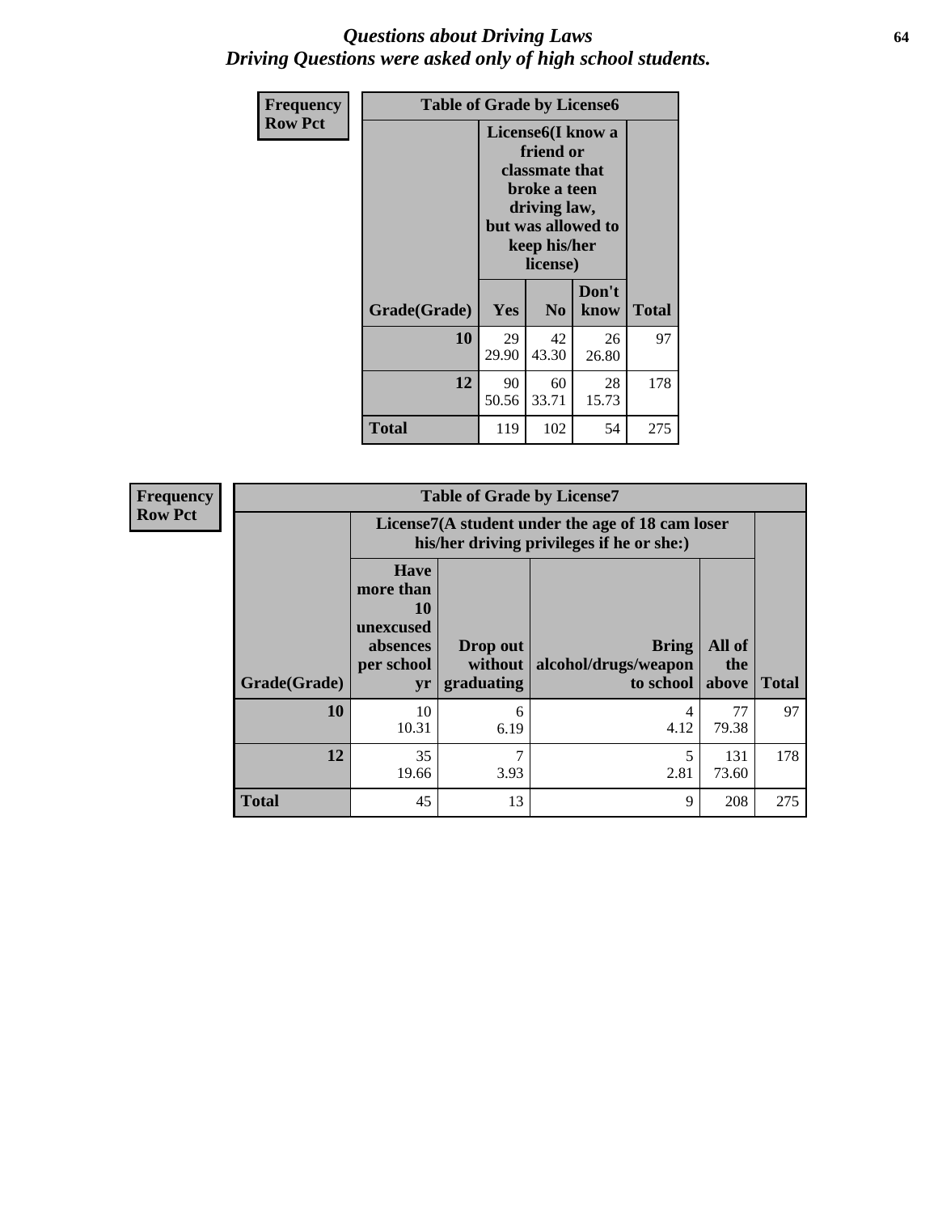# *Questions about Driving Laws*
# *Driving Questions were asked only of high school students.*

**Frequency**
**Row Pct**

**Table of Grade by License6**

| Grade(Grade) | License6(I know a friend or classmate that broke a teen driving law, but was allowed to keep his/her license) Yes | No | Don't know | Total |
|---|---|---|---|---|
| **10** | 29<br>29.90 | 42<br>43.30 | 26<br>26.80 | 97 |
| **12** | 90<br>50.56 | 60<br>33.71 | 28<br>15.73 | 178 |
| **Total** | 119 | 102 | 54 | 275 |

**Frequency**
**Row Pct**

**Table of Grade by License7**

| Grade(Grade) | License7(A student under the age of 18 cam loser his/her driving privileges if he or she:) Have more than 10 unexcused absences per school yr | Drop out without graduating | Bring alcohol/drugs/weapon to school | All of the above | Total |
|---|---|---|---|---|---|
| **10** | 10<br>10.31 | 6<br>6.19 | 4<br>4.12 | 77<br>79.38 | 97 |
| **12** | 35<br>19.66 | 7<br>3.93 | 5<br>2.81 | 131<br>73.60 | 178 |
| **Total** | 45 | 13 | 9 | 208 | 275 |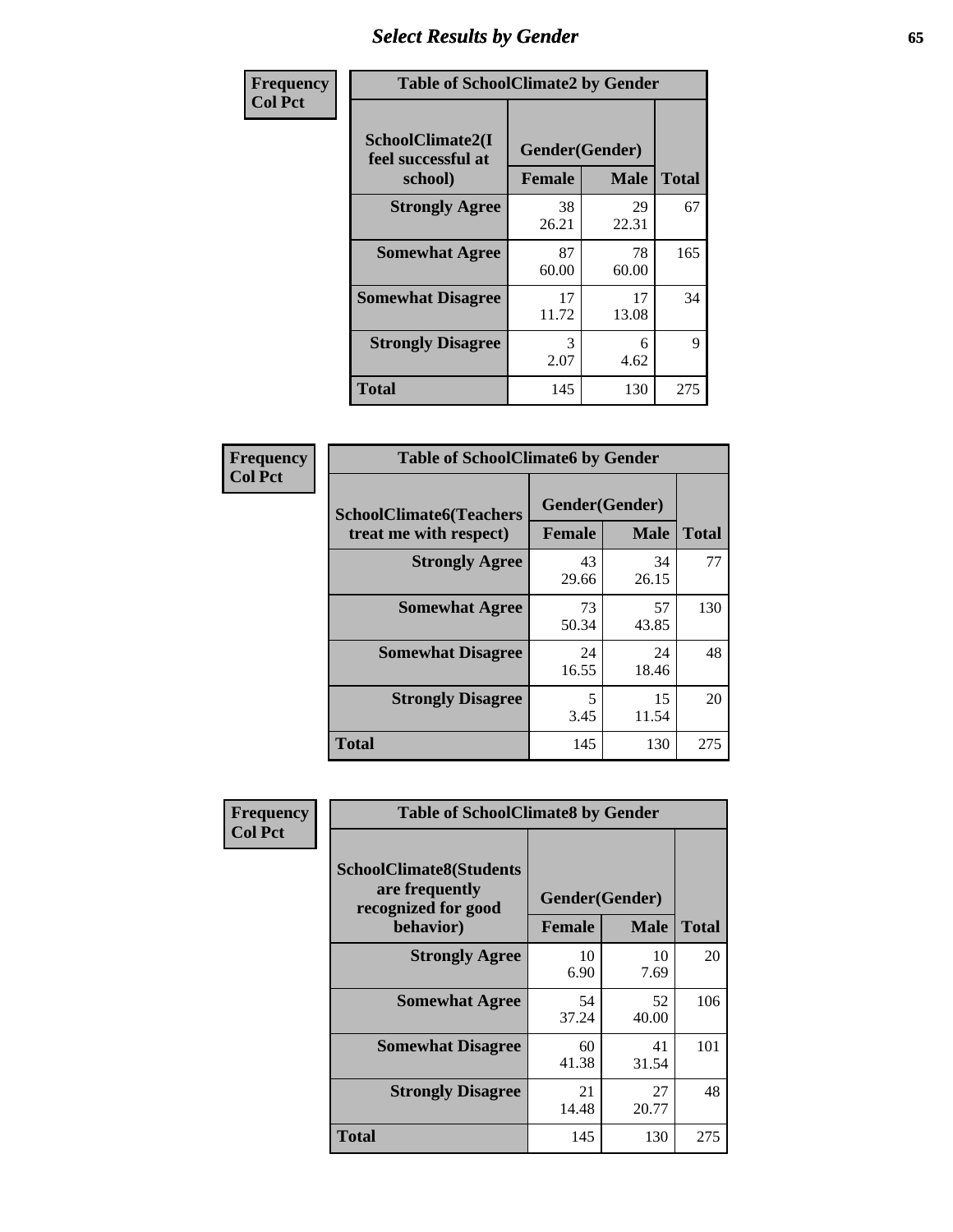# Select Results by Gender

| Frequency<br>Col Pct | Table of SchoolClimate2 by Gender | | |
|---|---|---|---|
| SchoolClimate2(I feel successful at school) | Gender(Gender) | | |
| | Female | Male | Total |
| Strongly Agree | 38<br>26.21 | 29<br>22.31 | 67 |
| Somewhat Agree | 87<br>60.00 | 78<br>60.00 | 165 |
| Somewhat Disagree | 17<br>11.72 | 17<br>13.08 | 34 |
| Strongly Disagree | 3<br>2.07 | 6<br>4.62 | 9 |
| Total | 145 | 130 | 275 |

| Frequency<br>Col Pct | Table of SchoolClimate6 by Gender | | |
|---|---|---|---|
| SchoolClimate6(Teachers treat me with respect) | Gender(Gender) | | |
| | Female | Male | Total |
| Strongly Agree | 43<br>29.66 | 34<br>26.15 | 77 |
| Somewhat Agree | 73<br>50.34 | 57<br>43.85 | 130 |
| Somewhat Disagree | 24<br>16.55 | 24<br>18.46 | 48 |
| Strongly Disagree | 5<br>3.45 | 15<br>11.54 | 20 |
| Total | 145 | 130 | 275 |

| Frequency<br>Col Pct | Table of SchoolClimate8 by Gender | | |
|---|---|---|---|
| SchoolClimate8(Students are frequently recognized for good behavior) | Gender(Gender) | | |
| | Female | Male | Total |
| Strongly Agree | 10<br>6.90 | 10<br>7.69 | 20 |
| Somewhat Agree | 54<br>37.24 | 52<br>40.00 | 106 |
| Somewhat Disagree | 60<br>41.38 | 41<br>31.54 | 101 |
| Strongly Disagree | 21<br>14.48 | 27<br>20.77 | 48 |
| Total | 145 | 130 | 275 |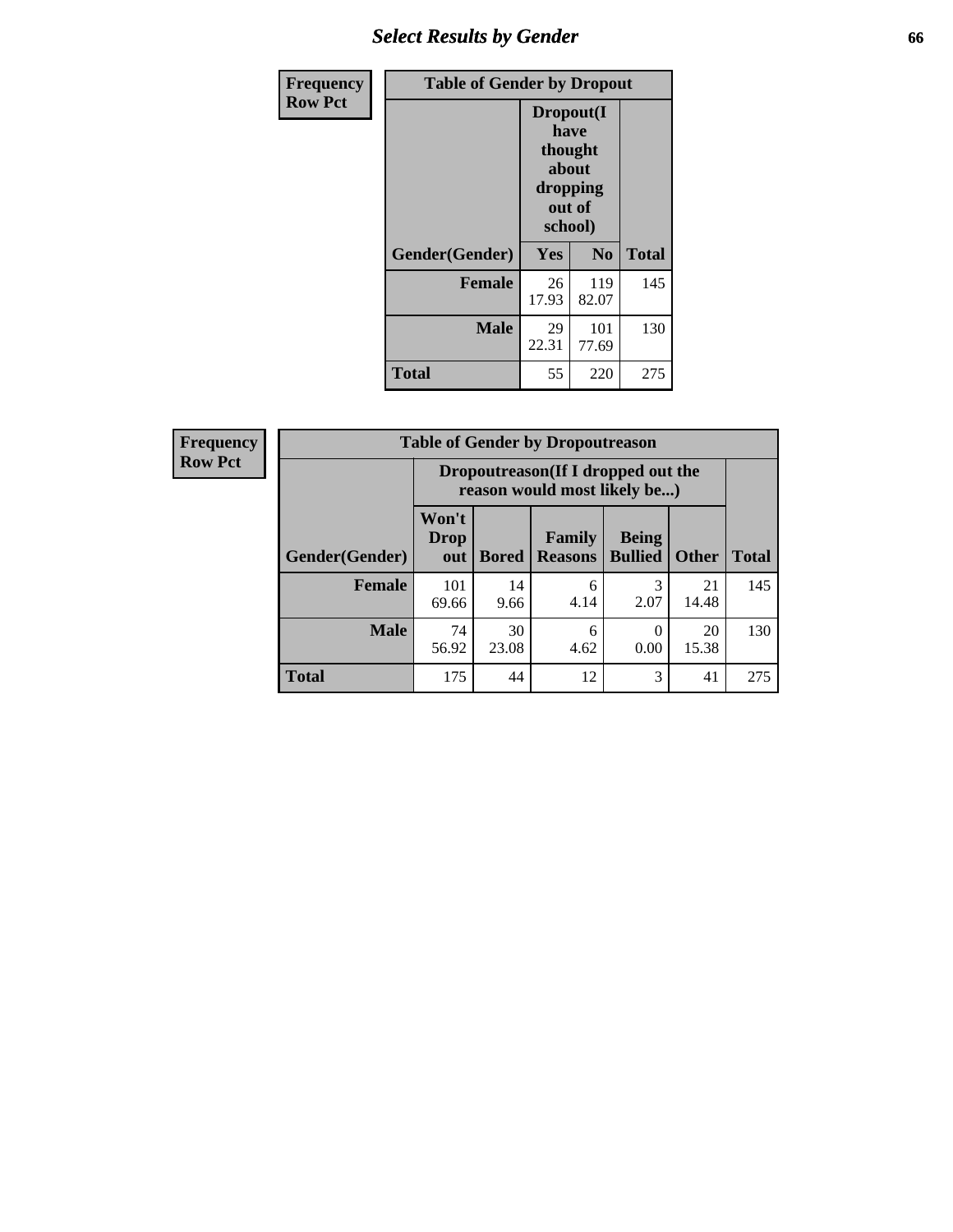| Frequency Row Pct | Table of Gender by Dropout | | |
|---|---|---|---|
| | Dropout(I have thought about dropping out of school) | | |
| Gender(Gender) | Yes | No | Total |
| Female | 26<br>17.93 | 119<br>82.07 | 145 |
| Male | 29<br>22.31 | 101<br>77.69 | 130 |
| Total | 55 | 220 | 275 |

| Frequency Row Pct | Table of Gender by Dropoutreason | | | | | |
|---|---|---|---|---|---|---|
| | Dropoutreason(If I dropped out the reason would most likely be...) | | | | | |
| Gender(Gender) | Won't Drop out | Bored | Family Reasons | Being Bullied | Other | Total |
| Female | 101<br>69.66 | 14<br>9.66 | 6<br>4.14 | 3<br>2.07 | 21<br>14.48 | 145 |
| Male | 74<br>56.92 | 30<br>23.08 | 6<br>4.62 | 0<br>0.00 | 20<br>15.38 | 130 |
| Total | 175 | 44 | 12 | 3 | 41 | 275 |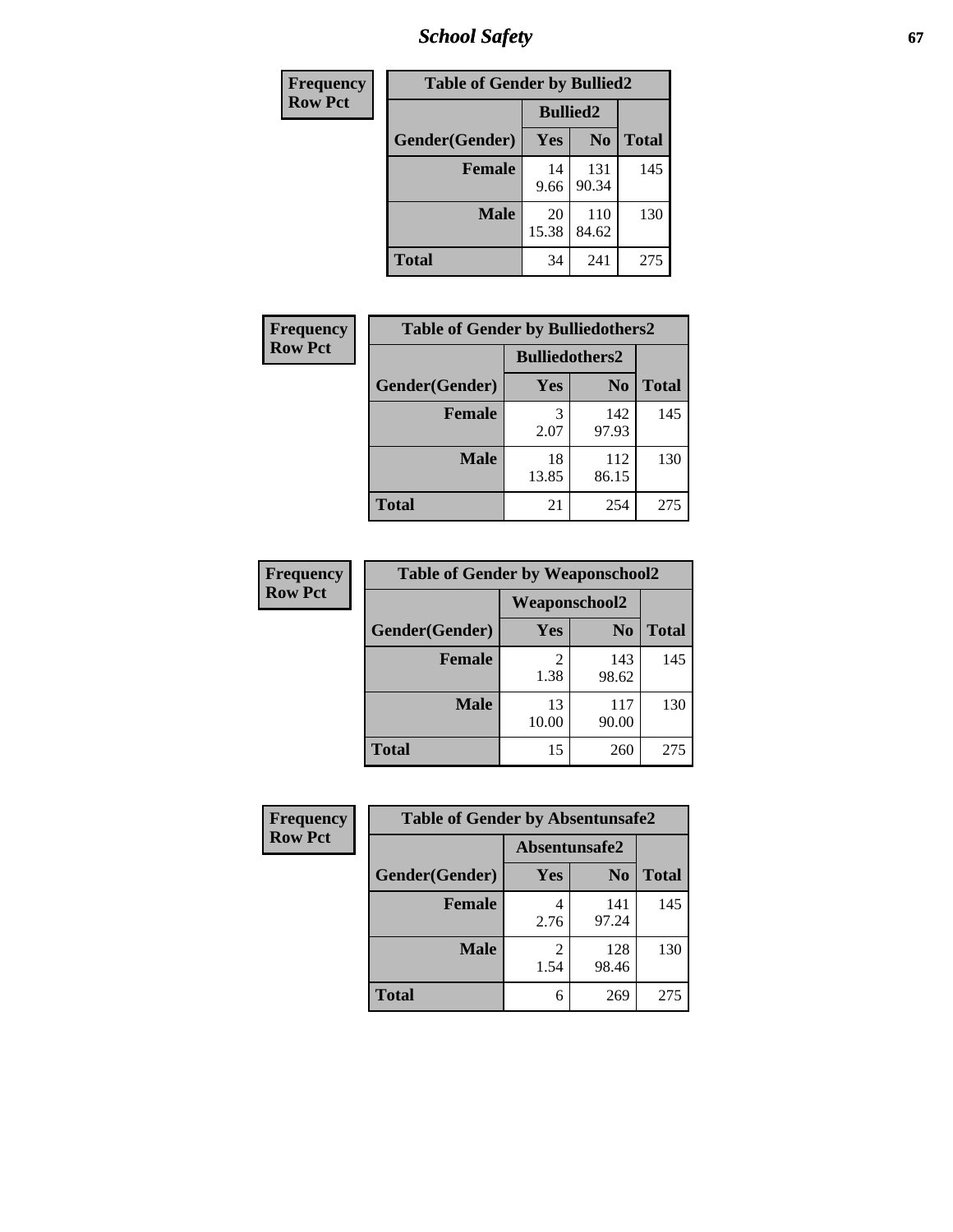| Frequency<br>Row Pct | Table of Gender by Bullied2 | | |
|---|---|---|---|
| | Bullied2 | | |
| Gender(Gender) | Yes | No | Total |
| Female | 14<br>9.66 | 131<br>90.34 | 145 |
| Male | 20<br>15.38 | 110<br>84.62 | 130 |
| Total | 34 | 241 | 275 |

| Frequency<br>Row Pct | Table of Gender by Bulliedothers2 | | |
|---|---|---|---|
| | Bulliedothers2 | | |
| Gender(Gender) | Yes | No | Total |
| Female | 3<br>2.07 | 142<br>97.93 | 145 |
| Male | 18<br>13.85 | 112<br>86.15 | 130 |
| Total | 21 | 254 | 275 |

| Frequency<br>Row Pct | Table of Gender by Weaponschool2 | | |
|---|---|---|---|
| | Weaponschool2 | | |
| Gender(Gender) | Yes | No | Total |
| Female | 2<br>1.38 | 143<br>98.62 | 145 |
| Male | 13<br>10.00 | 117<br>90.00 | 130 |
| Total | 15 | 260 | 275 |

| Frequency<br>Row Pct | Table of Gender by Absentunsafe2 | | |
|---|---|---|---|
| | Absentunsafe2 | | |
| Gender(Gender) | Yes | No | Total |
| Female | 4<br>2.76 | 141<br>97.24 | 145 |
| Male | 2<br>1.54 | 128<br>98.46 | 130 |
| Total | 6 | 269 | 275 |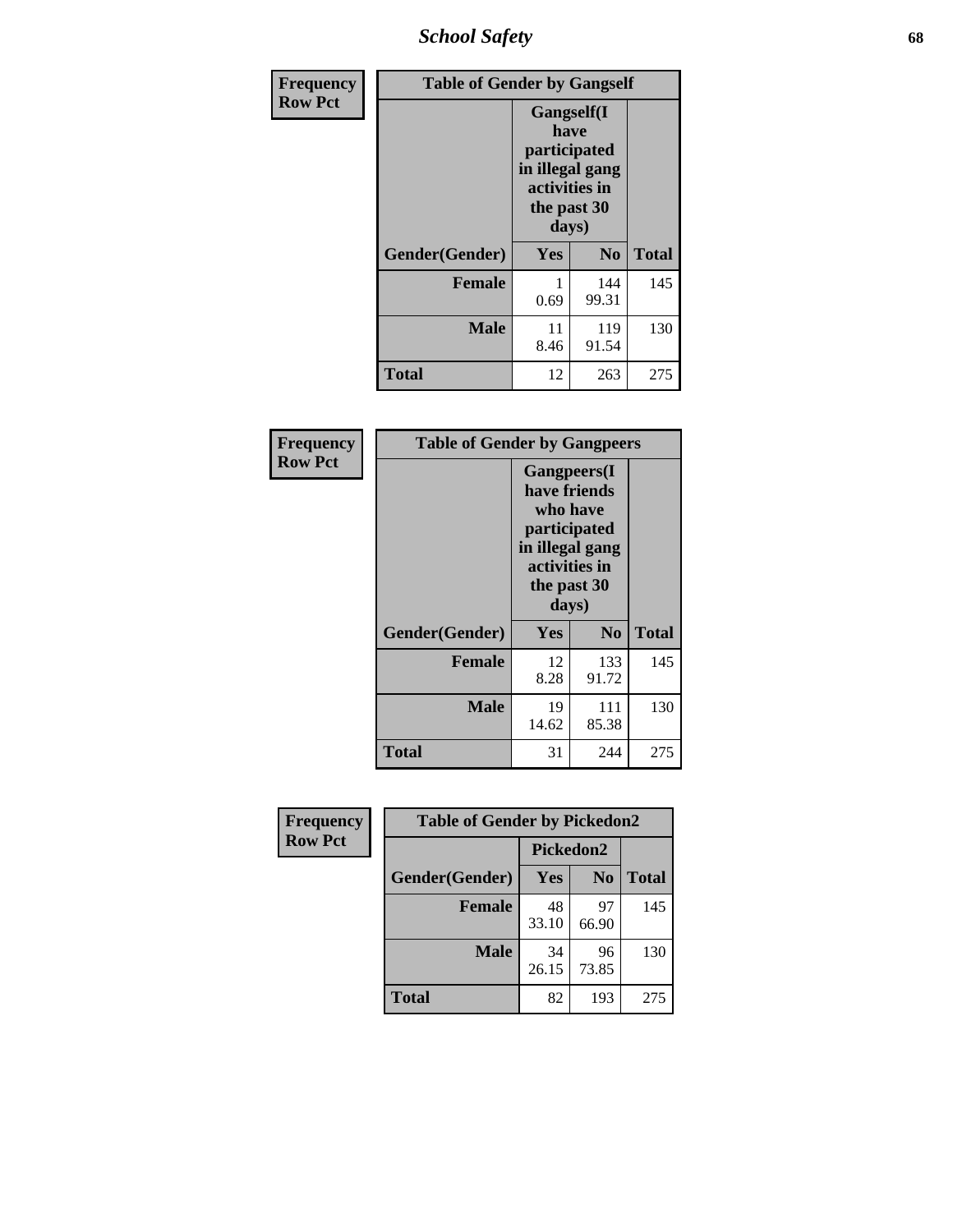## School Safety

**Frequency / Row Pct**

**Table of Gender by Gangself**

| Gender(Gender) | Gangself(I have participated in illegal gang activities in the past 30 days) | | Total |
|---|---|---|---|
| | Yes | No | |
| Female | 1<br>0.69 | 144<br>99.31 | 145 |
| Male | 11<br>8.46 | 119<br>91.54 | 130 |
| Total | 12 | 263 | 275 |

**Frequency / Row Pct**

**Table of Gender by Gangpeers**

| Gender(Gender) | Gangpeers(I have friends who have participated in illegal gang activities in the past 30 days) | | Total |
|---|---|---|---|
| | Yes | No | |
| Female | 12<br>8.28 | 133<br>91.72 | 145 |
| Male | 19<br>14.62 | 111<br>85.38 | 130 |
| Total | 31 | 244 | 275 |

**Frequency / Row Pct**

**Table of Gender by Pickedon2**

| Gender(Gender) | Pickedon2 | | Total |
|---|---|---|---|
| | Yes | No | |
| Female | 48<br>33.10 | 97<br>66.90 | 145 |
| Male | 34<br>26.15 | 96<br>73.85 | 130 |
| Total | 82 | 193 | 275 |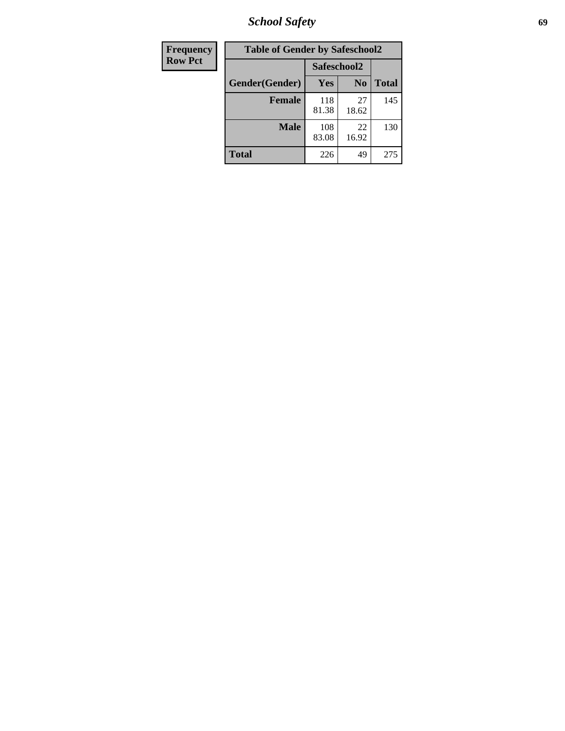| Frequency Row Pct | Table of Gender by Safeschool2 | | |
|---|---|---|---|
| | Safeschool2 | | |
| Gender(Gender) | Yes | No | Total |
| **Female** | 118 81.38 | 27 18.62 | 145 |
| **Male** | 108 83.08 | 22 16.92 | 130 |
| **Total** | 226 | 49 | 275 |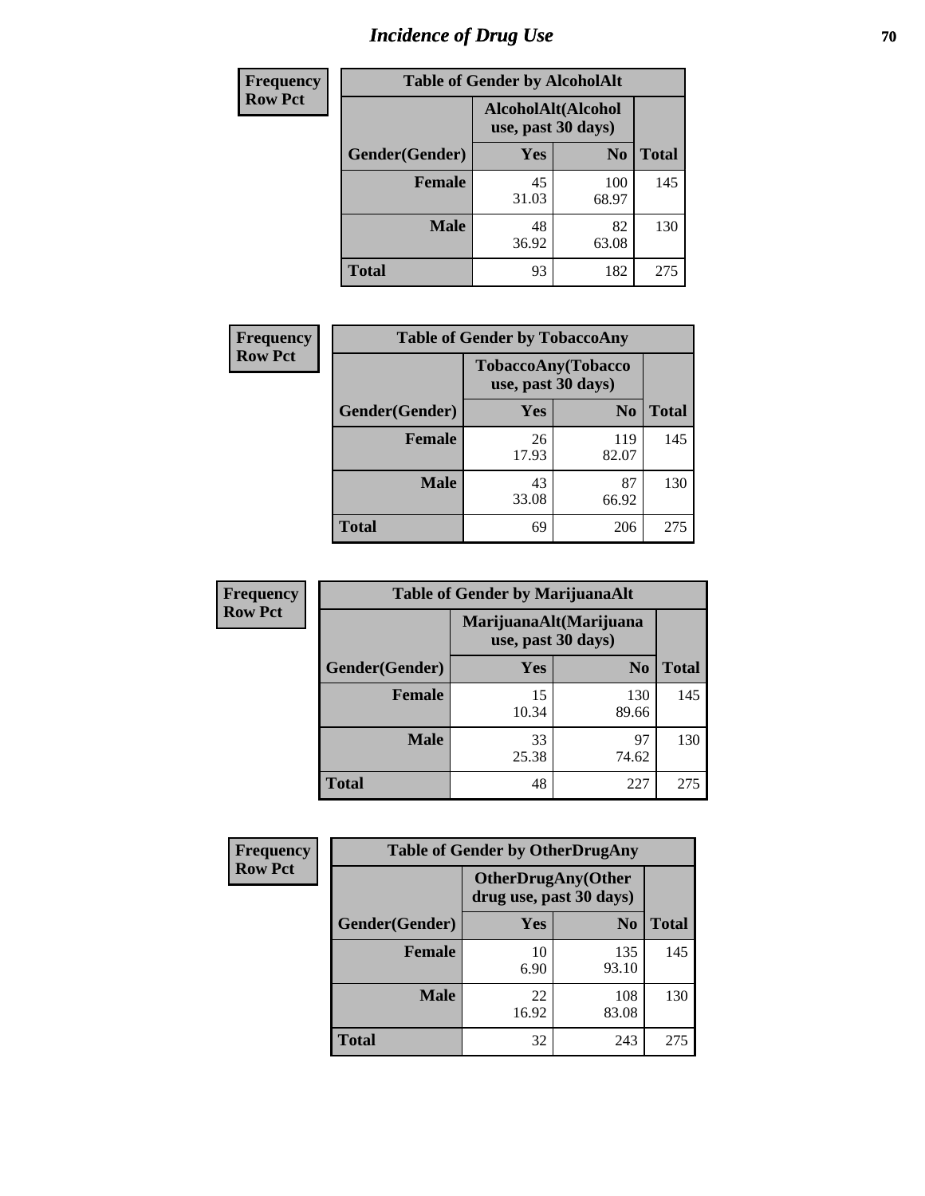# Incidence of Drug Use

**Frequency**
**Row Pct**

| Table of Gender by AlcoholAlt | | | |
|---|---|---|---|
| | AlcoholAlt(Alcohol use, past 30 days) | | |
| Gender(Gender) | Yes | No | Total |
| Female | 45<br>31.03 | 100<br>68.97 | 145 |
| Male | 48<br>36.92 | 82<br>63.08 | 130 |
| Total | 93 | 182 | 275 |

**Frequency**
**Row Pct**

| Table of Gender by TobaccoAny | | | |
|---|---|---|---|
| | TobaccoAny(Tobacco use, past 30 days) | | |
| Gender(Gender) | Yes | No | Total |
| Female | 26<br>17.93 | 119<br>82.07 | 145 |
| Male | 43<br>33.08 | 87<br>66.92 | 130 |
| Total | 69 | 206 | 275 |

**Frequency**
**Row Pct**

| Table of Gender by MarijuanaAlt | | | |
|---|---|---|---|
| | MarijuanaAlt(Marijuana use, past 30 days) | | |
| Gender(Gender) | Yes | No | Total |
| Female | 15<br>10.34 | 130<br>89.66 | 145 |
| Male | 33<br>25.38 | 97<br>74.62 | 130 |
| Total | 48 | 227 | 275 |

**Frequency**
**Row Pct**

| Table of Gender by OtherDrugAny | | | |
|---|---|---|---|
| | OtherDrugAny(Other drug use, past 30 days) | | |
| Gender(Gender) | Yes | No | Total |
| Female | 10<br>6.90 | 135<br>93.10 | 145 |
| Male | 22<br>16.92 | 108<br>83.08 | 130 |
| Total | 32 | 243 | 275 |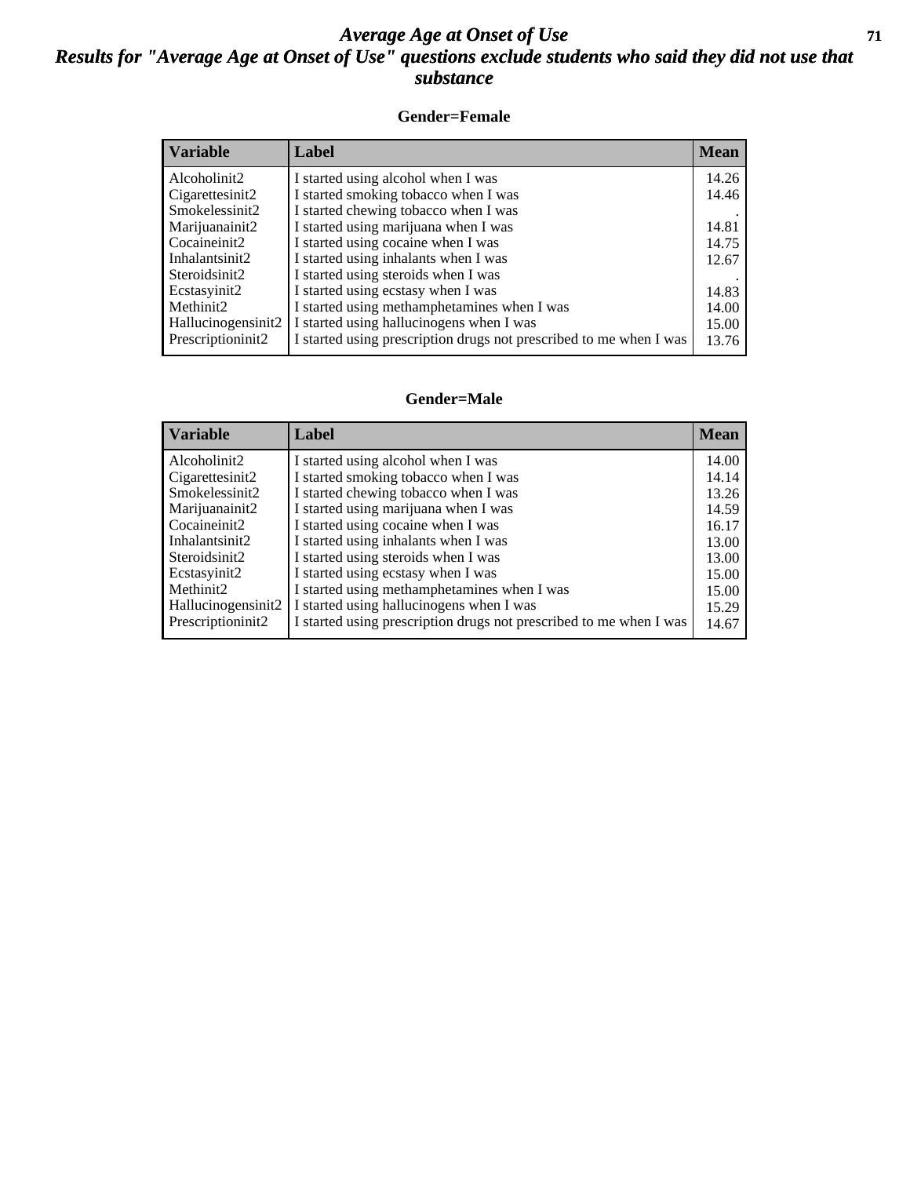# *Average Age at Onset of Use*

## *Results for "Average Age at Onset of Use" questions exclude students who said they did not use that substance*

### Gender=Female

| Variable | Label | Mean |
|---|---|---|
| Alcoholinit2 | I started using alcohol when I was | 14.26 |
| Cigarettesinit2 | I started smoking tobacco when I was | 14.46 |
| Smokelessinit2 | I started chewing tobacco when I was | . |
| Marijuanainit2 | I started using marijuana when I was | 14.81 |
| Cocaineinit2 | I started using cocaine when I was | 14.75 |
| Inhalantsinit2 | I started using inhalants when I was | 12.67 |
| Steroidsinit2 | I started using steroids when I was | . |
| Ecstasyinit2 | I started using ecstasy when I was | 14.83 |
| Methinit2 | I started using methamphetamines when I was | 14.00 |
| Hallucinogensinit2 | I started using hallucinogens when I was | 15.00 |
| Prescriptioninit2 | I started using prescription drugs not prescribed to me when I was | 13.76 |

### Gender=Male

| Variable | Label | Mean |
|---|---|---|
| Alcoholinit2 | I started using alcohol when I was | 14.00 |
| Cigarettesinit2 | I started smoking tobacco when I was | 14.14 |
| Smokelessinit2 | I started chewing tobacco when I was | 13.26 |
| Marijuanainit2 | I started using marijuana when I was | 14.59 |
| Cocaineinit2 | I started using cocaine when I was | 16.17 |
| Inhalantsinit2 | I started using inhalants when I was | 13.00 |
| Steroidsinit2 | I started using steroids when I was | 13.00 |
| Ecstasyinit2 | I started using ecstasy when I was | 15.00 |
| Methinit2 | I started using methamphetamines when I was | 15.00 |
| Hallucinogensinit2 | I started using hallucinogens when I was | 15.29 |
| Prescriptioninit2 | I started using prescription drugs not prescribed to me when I was | 14.67 |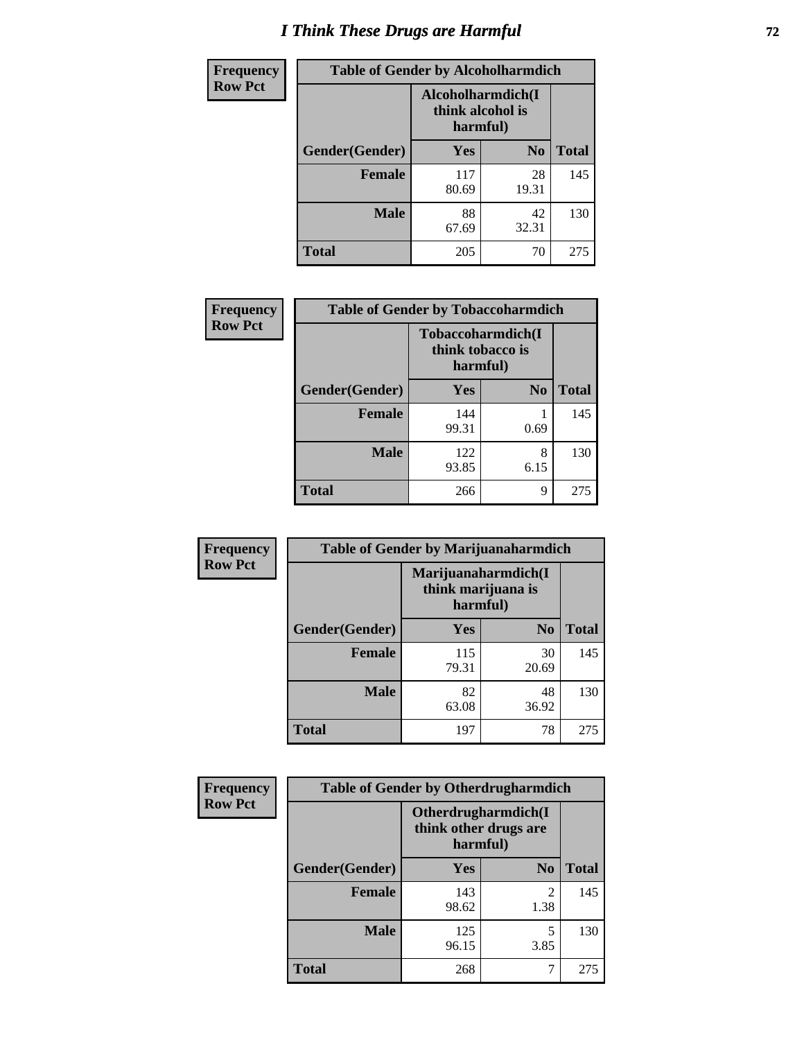# I Think These Drugs are Harmful

| Frequency<br>Row Pct | Table of Gender by Alcoholharmdich | | |
|---|---|---|---|
| | Alcoholharmdich(I think alcohol is harmful) | | |
| Gender(Gender) | Yes | No | Total |
| Female | 117<br>80.69 | 28<br>19.31 | 145 |
| Male | 88<br>67.69 | 42<br>32.31 | 130 |
| Total | 205 | 70 | 275 |

| Frequency<br>Row Pct | Table of Gender by Tobaccoharmdich | | |
|---|---|---|---|
| | Tobaccoharmdich(I think tobacco is harmful) | | |
| Gender(Gender) | Yes | No | Total |
| Female | 144<br>99.31 | 1<br>0.69 | 145 |
| Male | 122<br>93.85 | 8<br>6.15 | 130 |
| Total | 266 | 9 | 275 |

| Frequency<br>Row Pct | Table of Gender by Marijuanaharmdich | | |
|---|---|---|---|
| | Marijuanaharmdich(I think marijuana is harmful) | | |
| Gender(Gender) | Yes | No | Total |
| Female | 115<br>79.31 | 30<br>20.69 | 145 |
| Male | 82<br>63.08 | 48<br>36.92 | 130 |
| Total | 197 | 78 | 275 |

| Frequency<br>Row Pct | Table of Gender by Otherdrugharmdich | | |
|---|---|---|---|
| | Otherdrugharmdich(I think other drugs are harmful) | | |
| Gender(Gender) | Yes | No | Total |
| Female | 143<br>98.62 | 2<br>1.38 | 145 |
| Male | 125<br>96.15 | 5<br>3.85 | 130 |
| Total | 268 | 7 | 275 |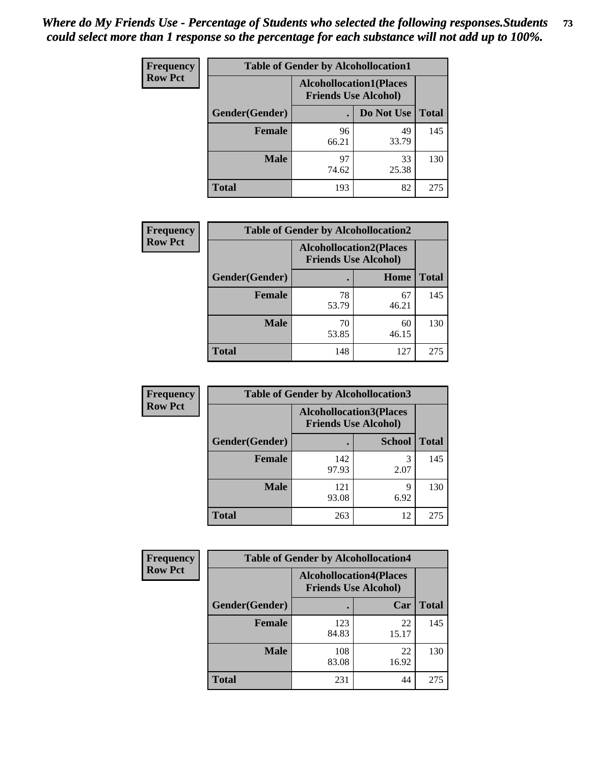*Where do My Friends Use - Percentage of Students who selected the following responses.Students could select more than 1 response so the percentage for each substance will not add up to 100%.*

**Frequency Row Pct**

| Table of Gender by Alcohollocation1 | | | |
|---|---|---|---|
| | Alcohollocation1(Places Friends Use Alcohol) | | |
| Gender(Gender) | . | Do Not Use | Total |
| Female | 96<br>66.21 | 49<br>33.79 | 145 |
| Male | 97<br>74.62 | 33<br>25.38 | 130 |
| Total | 193 | 82 | 275 |

**Frequency Row Pct**

| Table of Gender by Alcohollocation2 | | | |
|---|---|---|---|
| | Alcohollocation2(Places Friends Use Alcohol) | | |
| Gender(Gender) | . | Home | Total |
| Female | 78<br>53.79 | 67<br>46.21 | 145 |
| Male | 70<br>53.85 | 60<br>46.15 | 130 |
| Total | 148 | 127 | 275 |

**Frequency Row Pct**

| Table of Gender by Alcohollocation3 | | | |
|---|---|---|---|
| | Alcohollocation3(Places Friends Use Alcohol) | | |
| Gender(Gender) | . | School | Total |
| Female | 142<br>97.93 | 3<br>2.07 | 145 |
| Male | 121<br>93.08 | 9<br>6.92 | 130 |
| Total | 263 | 12 | 275 |

**Frequency Row Pct**

| Table of Gender by Alcohollocation4 | | | |
|---|---|---|---|
| | Alcohollocation4(Places Friends Use Alcohol) | | |
| Gender(Gender) | . | Car | Total |
| Female | 123<br>84.83 | 22<br>15.17 | 145 |
| Male | 108<br>83.08 | 22<br>16.92 | 130 |
| Total | 231 | 44 | 275 |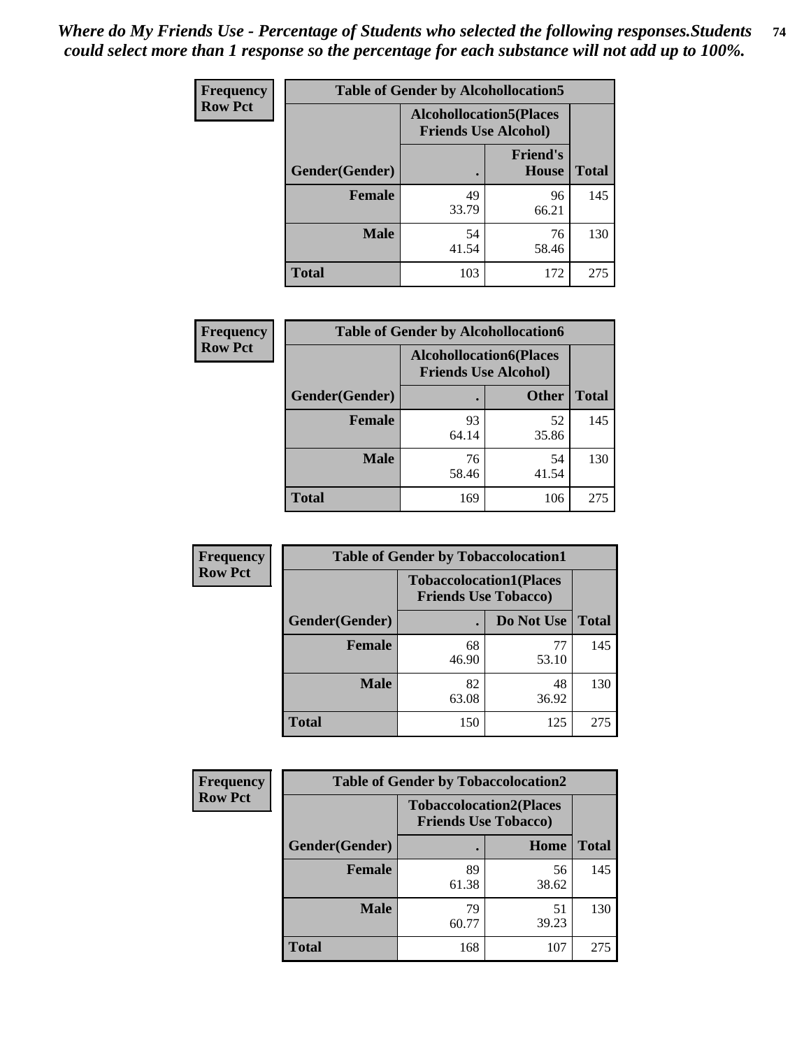*Where do My Friends Use - Percentage of Students who selected the following responses.Students could select more than 1 response so the percentage for each substance will not add up to 100%.*

**Frequency**
**Row Pct**

| Table of Gender by Alcohollocation5 | | | |
|---|---|---|---|
| | Alcohollocation5(Places Friends Use Alcohol) | | |
| Gender(Gender) | . | Friend's House | Total |
| **Female** | 49<br>33.79 | 96<br>66.21 | 145 |
| **Male** | 54<br>41.54 | 76<br>58.46 | 130 |
| **Total** | 103 | 172 | 275 |

**Frequency**
**Row Pct**

| Table of Gender by Alcohollocation6 | | | |
|---|---|---|---|
| | Alcohollocation6(Places Friends Use Alcohol) | | |
| Gender(Gender) | . | Other | Total |
| **Female** | 93<br>64.14 | 52<br>35.86 | 145 |
| **Male** | 76<br>58.46 | 54<br>41.54 | 130 |
| **Total** | 169 | 106 | 275 |

**Frequency**
**Row Pct**

| Table of Gender by Tobaccolocation1 | | | |
|---|---|---|---|
| | Tobaccolocation1(Places Friends Use Tobacco) | | |
| Gender(Gender) | . | Do Not Use | Total |
| **Female** | 68<br>46.90 | 77<br>53.10 | 145 |
| **Male** | 82<br>63.08 | 48<br>36.92 | 130 |
| **Total** | 150 | 125 | 275 |

**Frequency**
**Row Pct**

| Table of Gender by Tobaccolocation2 | | | |
|---|---|---|---|
| | Tobaccolocation2(Places Friends Use Tobacco) | | |
| Gender(Gender) | . | Home | Total |
| **Female** | 89<br>61.38 | 56<br>38.62 | 145 |
| **Male** | 79<br>60.77 | 51<br>39.23 | 130 |
| **Total** | 168 | 107 | 275 |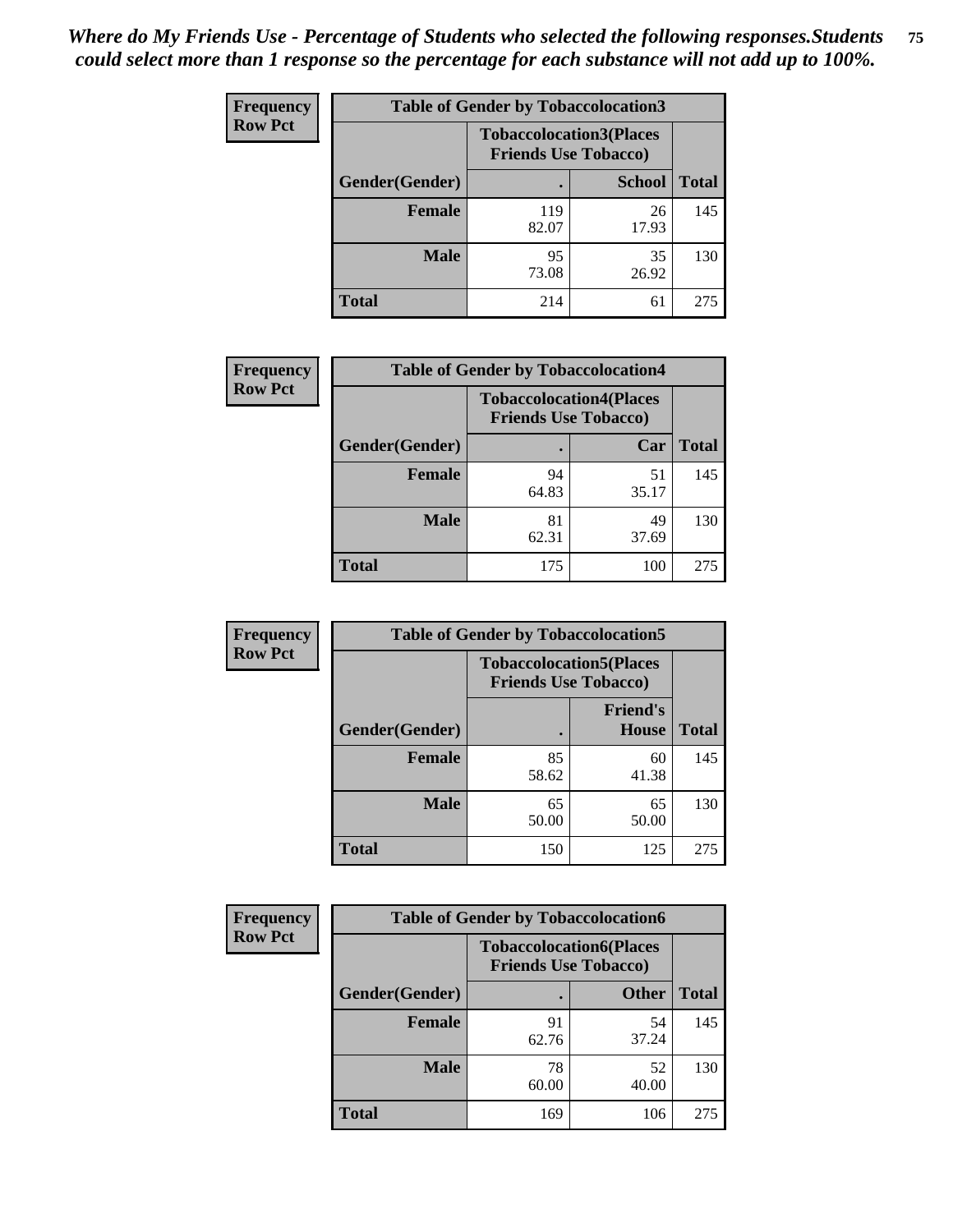*Where do My Friends Use - Percentage of Students who selected the following responses.Students could select more than 1 response so the percentage for each substance will not add up to 100%.*

**Frequency**
**Row Pct**

| Table of Gender by Tobaccolocation3 | | | |
|---|---|---|---|
| | Tobaccolocation3(Places Friends Use Tobacco) | | |
| Gender(Gender) | . | School | Total |
| Female | 119<br>82.07 | 26<br>17.93 | 145 |
| Male | 95<br>73.08 | 35<br>26.92 | 130 |
| Total | 214 | 61 | 275 |

**Frequency**
**Row Pct**

| Table of Gender by Tobaccolocation4 | | | |
|---|---|---|---|
| | Tobaccolocation4(Places Friends Use Tobacco) | | |
| Gender(Gender) | . | Car | Total |
| Female | 94<br>64.83 | 51<br>35.17 | 145 |
| Male | 81<br>62.31 | 49<br>37.69 | 130 |
| Total | 175 | 100 | 275 |

**Frequency**
**Row Pct**

| Table of Gender by Tobaccolocation5 | | | |
|---|---|---|---|
| | Tobaccolocation5(Places Friends Use Tobacco) | | |
| Gender(Gender) | . | Friend's House | Total |
| Female | 85<br>58.62 | 60<br>41.38 | 145 |
| Male | 65<br>50.00 | 65<br>50.00 | 130 |
| Total | 150 | 125 | 275 |

**Frequency**
**Row Pct**

| Table of Gender by Tobaccolocation6 | | | |
|---|---|---|---|
| | Tobaccolocation6(Places Friends Use Tobacco) | | |
| Gender(Gender) | . | Other | Total |
| Female | 91<br>62.76 | 54<br>37.24 | 145 |
| Male | 78<br>60.00 | 52<br>40.00 | 130 |
| Total | 169 | 106 | 275 |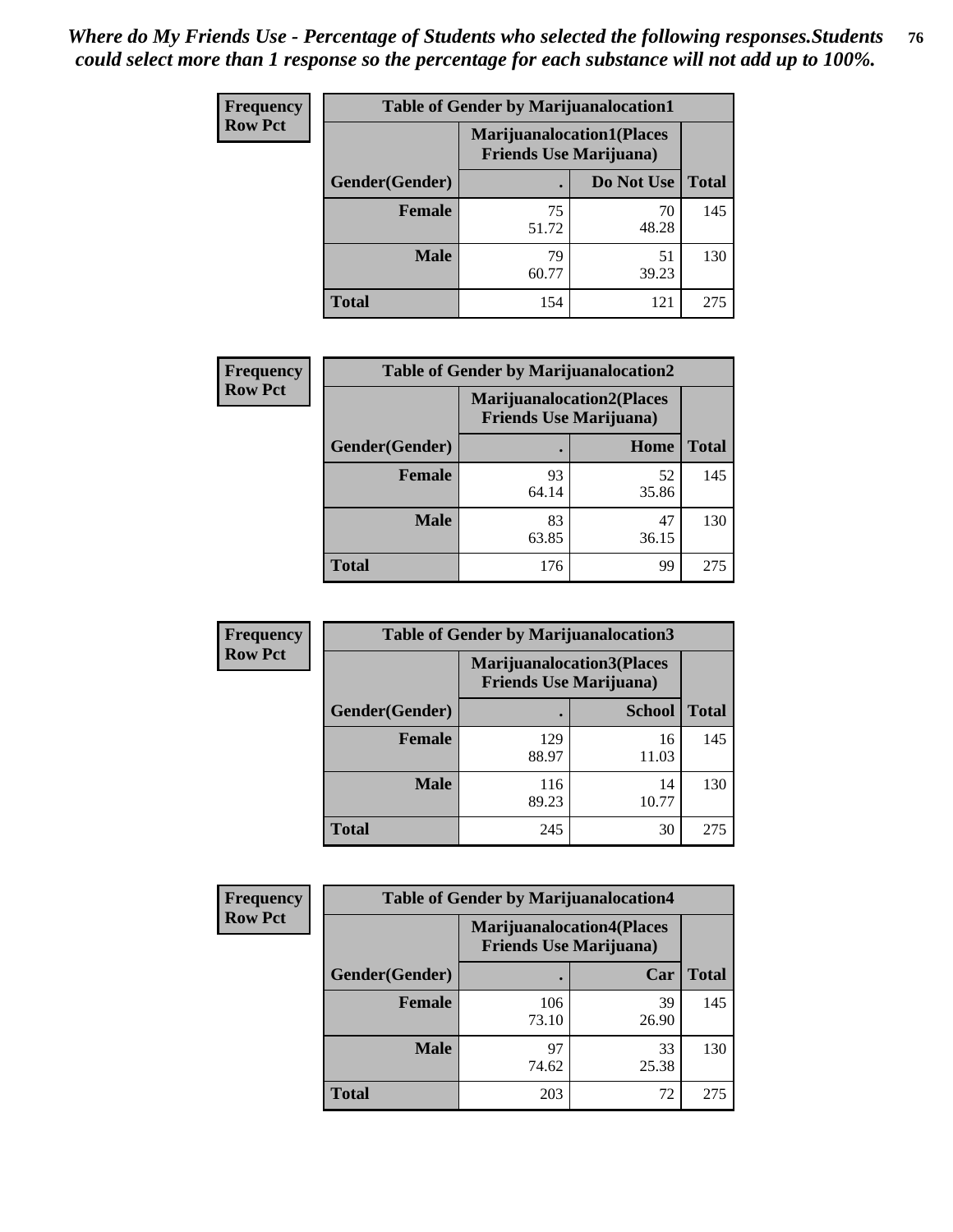*Where do My Friends Use - Percentage of Students who selected the following responses.Students could select more than 1 response so the percentage for each substance will not add up to 100%.*

| Frequency Row Pct | Table of Gender by Marijuanalocation1 | | |
|---|---|---|---|
| | Marijuanalocation1(Places Friends Use Marijuana) | | |
| Gender(Gender) | . | Do Not Use | Total |
| Female | 75<br>51.72 | 70<br>48.28 | 145 |
| Male | 79<br>60.77 | 51<br>39.23 | 130 |
| Total | 154 | 121 | 275 |

| Frequency Row Pct | Table of Gender by Marijuanalocation2 | | |
|---|---|---|---|
| | Marijuanalocation2(Places Friends Use Marijuana) | | |
| Gender(Gender) | . | Home | Total |
| Female | 93<br>64.14 | 52<br>35.86 | 145 |
| Male | 83<br>63.85 | 47<br>36.15 | 130 |
| Total | 176 | 99 | 275 |

| Frequency Row Pct | Table of Gender by Marijuanalocation3 | | |
|---|---|---|---|
| | Marijuanalocation3(Places Friends Use Marijuana) | | |
| Gender(Gender) | . | School | Total |
| Female | 129<br>88.97 | 16<br>11.03 | 145 |
| Male | 116<br>89.23 | 14<br>10.77 | 130 |
| Total | 245 | 30 | 275 |

| Frequency Row Pct | Table of Gender by Marijuanalocation4 | | |
|---|---|---|---|
| | Marijuanalocation4(Places Friends Use Marijuana) | | |
| Gender(Gender) | . | Car | Total |
| Female | 106<br>73.10 | 39<br>26.90 | 145 |
| Male | 97<br>74.62 | 33<br>25.38 | 130 |
| Total | 203 | 72 | 275 |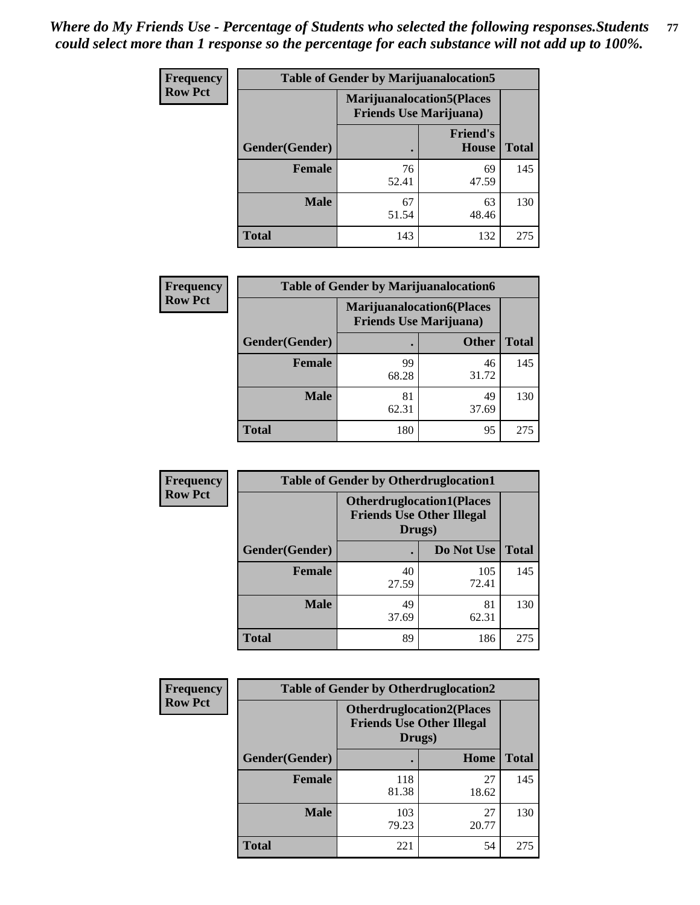*Where do My Friends Use - Percentage of Students who selected the following responses.Students could select more than 1 response so the percentage for each substance will not add up to 100%.*

**Frequency**
**Row Pct**

| Table of Gender by Marijuanalocation5 | | | |
|---|---|---|---|
| | Marijuanalocation5(Places Friends Use Marijuana) | | |
| Gender(Gender) | . | Friend's House | Total |
| **Female** | 76<br>52.41 | 69<br>47.59 | 145 |
| **Male** | 67<br>51.54 | 63<br>48.46 | 130 |
| **Total** | 143 | 132 | 275 |

**Frequency**
**Row Pct**

| Table of Gender by Marijuanalocation6 | | | |
|---|---|---|---|
| | Marijuanalocation6(Places Friends Use Marijuana) | | |
| Gender(Gender) | . | Other | Total |
| **Female** | 99<br>68.28 | 46<br>31.72 | 145 |
| **Male** | 81<br>62.31 | 49<br>37.69 | 130 |
| **Total** | 180 | 95 | 275 |

**Frequency**
**Row Pct**

| Table of Gender by Otherdruglocation1 | | | |
|---|---|---|---|
| | Otherdruglocation1(Places Friends Use Other Illegal Drugs) | | |
| Gender(Gender) | . | Do Not Use | Total |
| **Female** | 40<br>27.59 | 105<br>72.41 | 145 |
| **Male** | 49<br>37.69 | 81<br>62.31 | 130 |
| **Total** | 89 | 186 | 275 |

**Frequency**
**Row Pct**

| Table of Gender by Otherdruglocation2 | | | |
|---|---|---|---|
| | Otherdruglocation2(Places Friends Use Other Illegal Drugs) | | |
| Gender(Gender) | . | Home | Total |
| **Female** | 118<br>81.38 | 27<br>18.62 | 145 |
| **Male** | 103<br>79.23 | 27<br>20.77 | 130 |
| **Total** | 221 | 54 | 275 |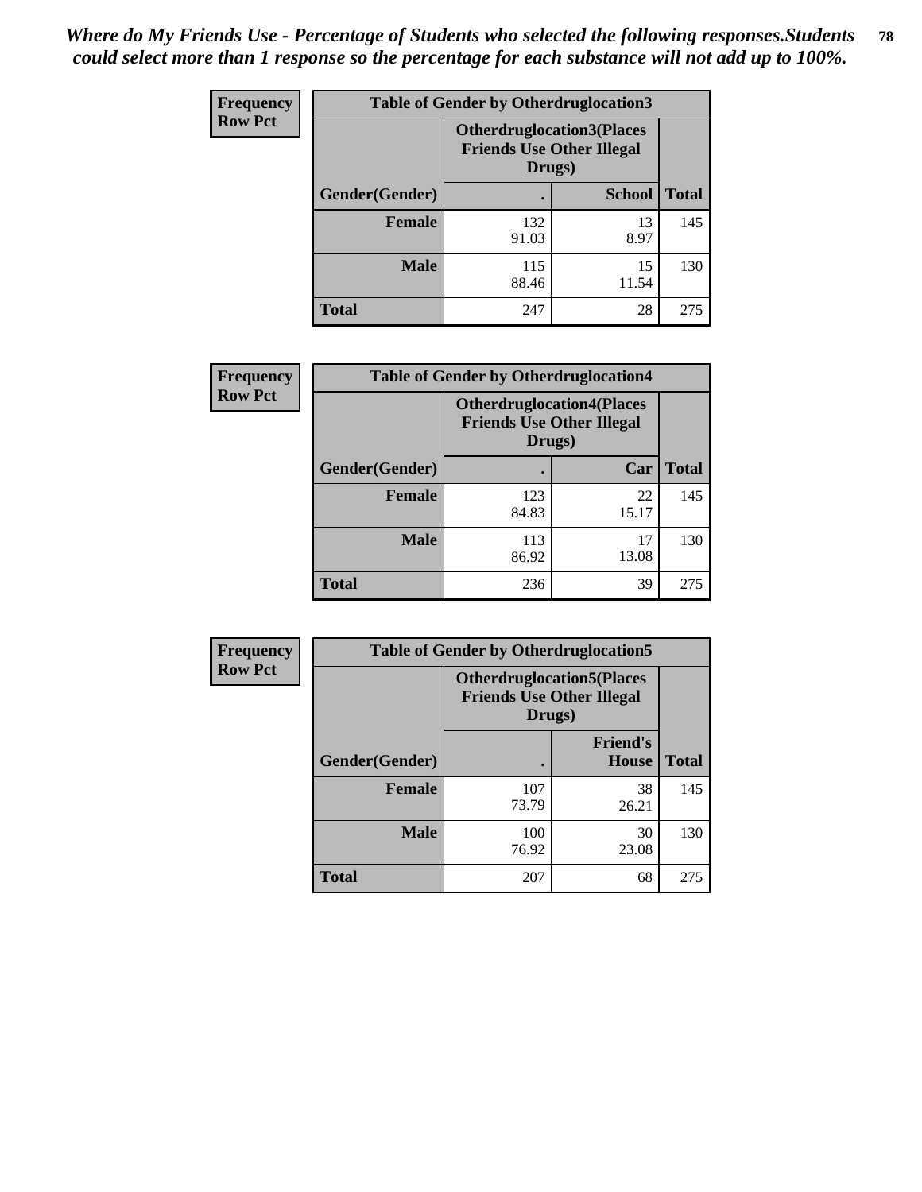*Where do My Friends Use - Percentage of Students who selected the following responses.Students could select more than 1 response so the percentage for each substance will not add up to 100%.*

**Frequency**
**Row Pct**

| Table of Gender by Otherdruglocation3 | | | |
|---|---|---|---|
| | Otherdruglocation3(Places Friends Use Other Illegal Drugs) | | |
| Gender(Gender) | . | School | Total |
| Female | 132<br>91.03 | 13<br>8.97 | 145 |
| Male | 115<br>88.46 | 15<br>11.54 | 130 |
| Total | 247 | 28 | 275 |

**Frequency**
**Row Pct**

| Table of Gender by Otherdruglocation4 | | | |
|---|---|---|---|
| | Otherdruglocation4(Places Friends Use Other Illegal Drugs) | | |
| Gender(Gender) | . | Car | Total |
| Female | 123<br>84.83 | 22<br>15.17 | 145 |
| Male | 113<br>86.92 | 17<br>13.08 | 130 |
| Total | 236 | 39 | 275 |

**Frequency**
**Row Pct**

| Table of Gender by Otherdruglocation5 | | | |
|---|---|---|---|
| | Otherdruglocation5(Places Friends Use Other Illegal Drugs) | | |
| Gender(Gender) | . | Friend's House | Total |
| Female | 107<br>73.79 | 38<br>26.21 | 145 |
| Male | 100<br>76.92 | 30<br>23.08 | 130 |
| Total | 207 | 68 | 275 |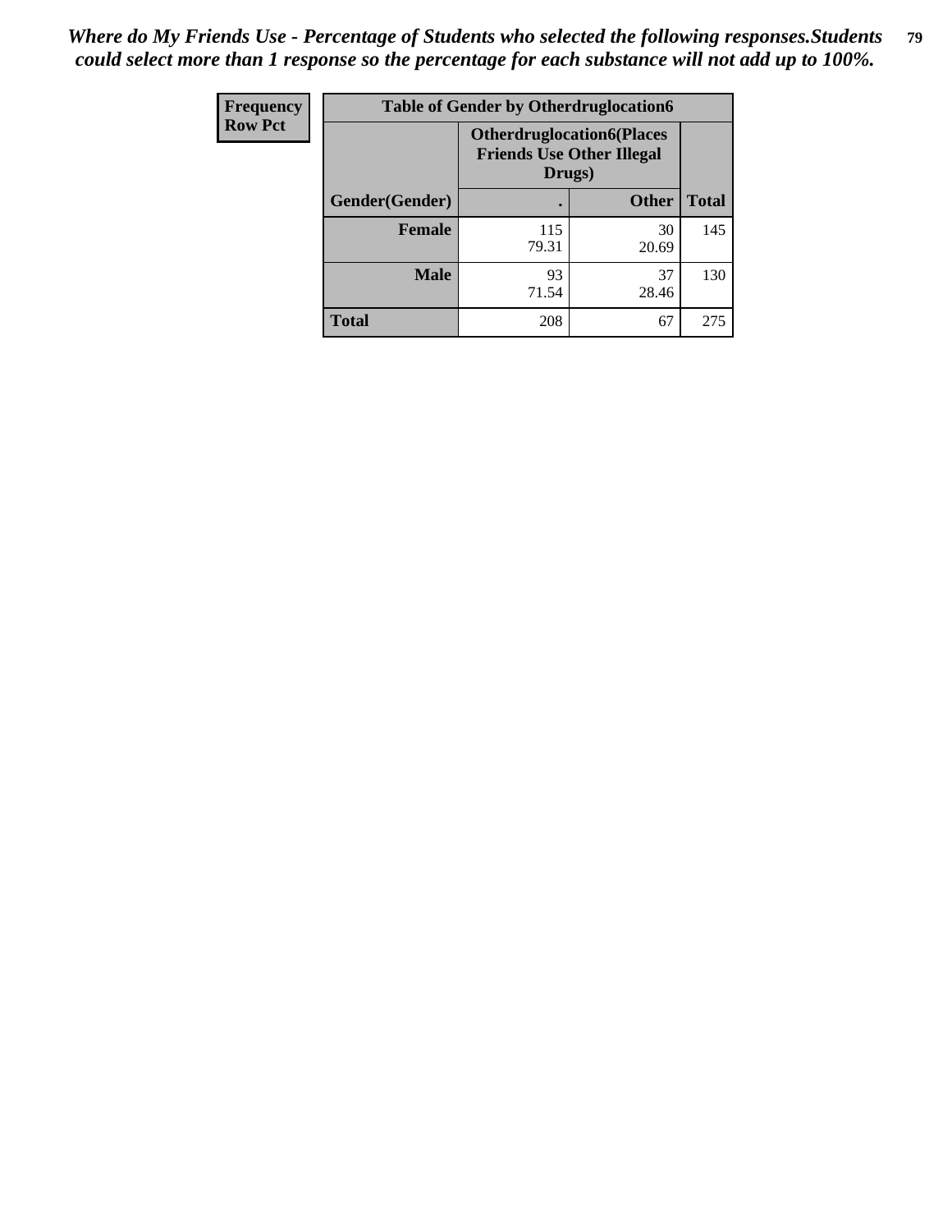*Where do My Friends Use - Percentage of Students who selected the following responses.Students could select more than 1 response so the percentage for each substance will not add up to 100%.*

| Frequency<br>Row Pct | Table of Gender by Otherdruglocation6 | | |
|---|---|---|---|
| | Otherdruglocation6(Places Friends Use Other Illegal Drugs) | | |
| Gender(Gender) | . | Other | Total |
| Female | 115<br>79.31 | 30<br>20.69 | 145 |
| Male | 93<br>71.54 | 37<br>28.46 | 130 |
| Total | 208 | 67 | 275 |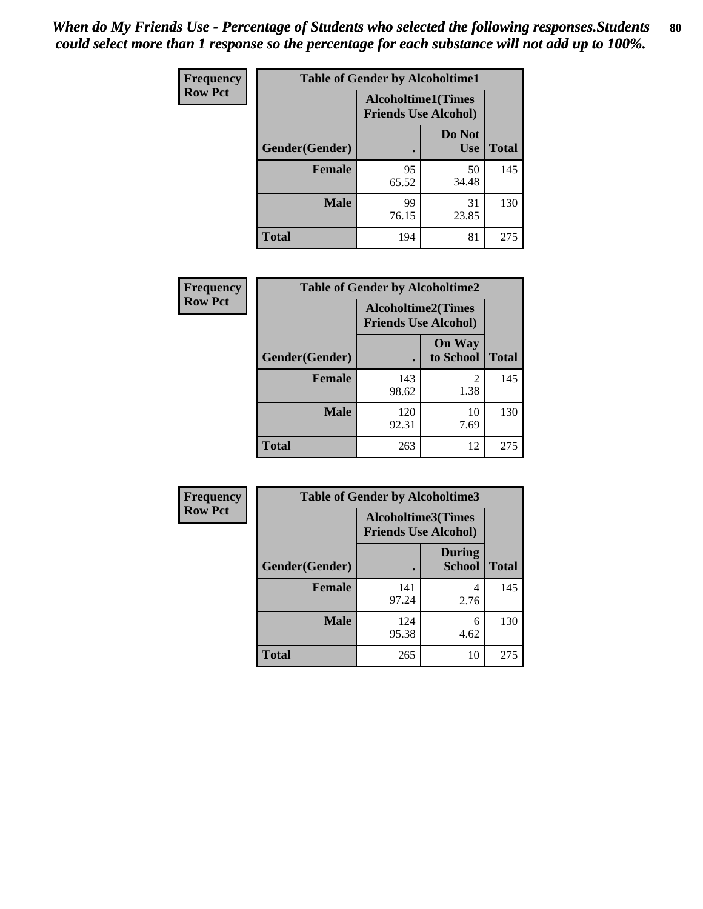*When do My Friends Use - Percentage of Students who selected the following responses.Students could select more than 1 response so the percentage for each substance will not add up to 100%.*

**Frequency**
**Row Pct**

| Table of Gender by Alcoholtime1 | | | |
|---|---|---|---|
| | Alcoholtime1(Times Friends Use Alcohol) | | |
| Gender(Gender) | . | Do Not Use | Total |
| **Female** | 95<br>65.52 | 50<br>34.48 | 145 |
| **Male** | 99<br>76.15 | 31<br>23.85 | 130 |
| **Total** | 194 | 81 | 275 |

**Frequency**
**Row Pct**

| Table of Gender by Alcoholtime2 | | | |
|---|---|---|---|
| | Alcoholtime2(Times Friends Use Alcohol) | | |
| Gender(Gender) | . | On Way to School | Total |
| **Female** | 143<br>98.62 | 2<br>1.38 | 145 |
| **Male** | 120<br>92.31 | 10<br>7.69 | 130 |
| **Total** | 263 | 12 | 275 |

**Frequency**
**Row Pct**

| Table of Gender by Alcoholtime3 | | | |
|---|---|---|---|
| | Alcoholtime3(Times Friends Use Alcohol) | | |
| Gender(Gender) | . | During School | Total |
| **Female** | 141<br>97.24 | 4<br>2.76 | 145 |
| **Male** | 124<br>95.38 | 6<br>4.62 | 130 |
| **Total** | 265 | 10 | 275 |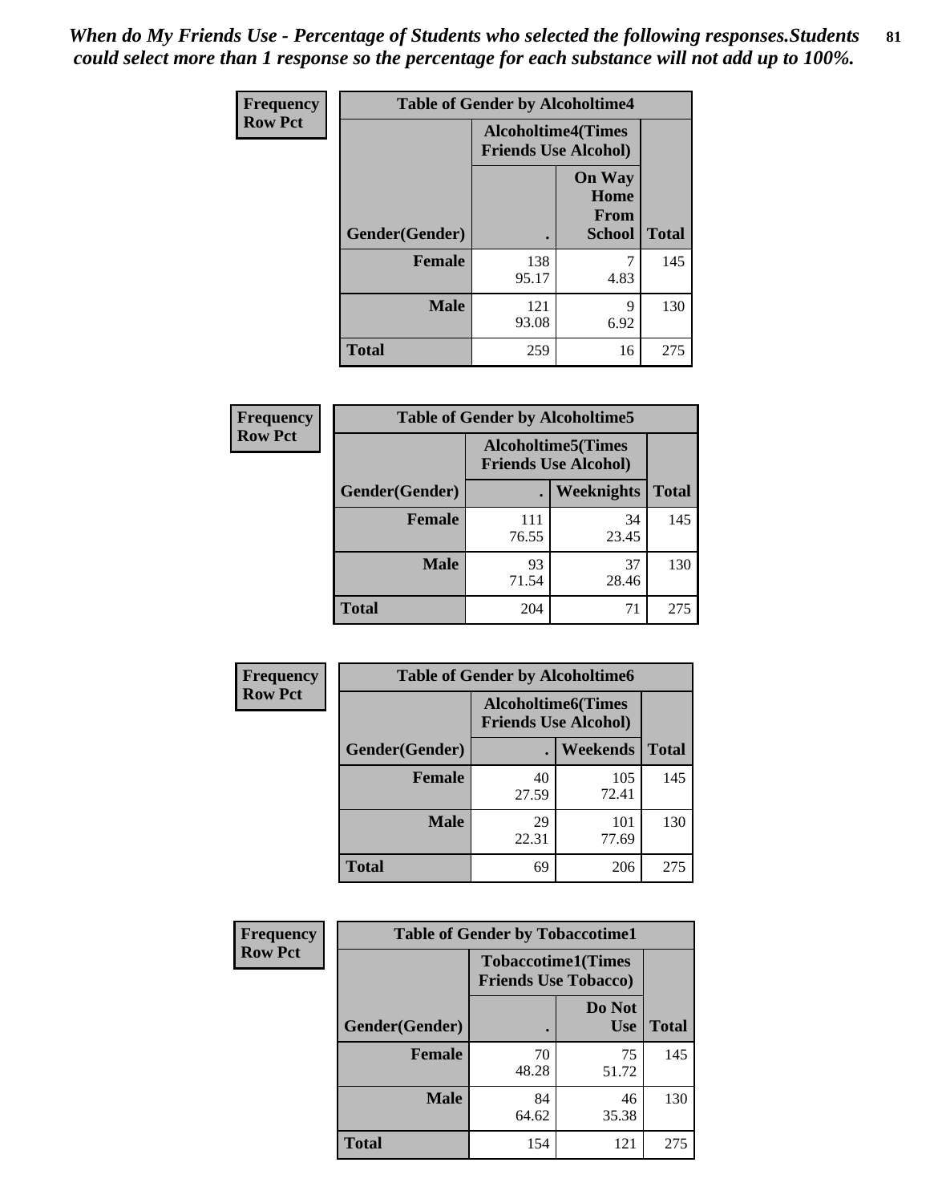*When do My Friends Use - Percentage of Students who selected the following responses.Students could select more than 1 response so the percentage for each substance will not add up to 100%.*

**Frequency**
**Row Pct**

| Table of Gender by Alcoholtime4 | | | |
|---|---|---|---|
| | Alcoholtime4(Times Friends Use Alcohol) | | |
| Gender(Gender) | . | On Way Home From School | Total |
| **Female** | 138<br>95.17 | 7<br>4.83 | 145 |
| **Male** | 121<br>93.08 | 9<br>6.92 | 130 |
| **Total** | 259 | 16 | 275 |

**Frequency**
**Row Pct**

| Table of Gender by Alcoholtime5 | | | |
|---|---|---|---|
| | Alcoholtime5(Times Friends Use Alcohol) | | |
| Gender(Gender) | . | Weeknights | Total |
| **Female** | 111<br>76.55 | 34<br>23.45 | 145 |
| **Male** | 93<br>71.54 | 37<br>28.46 | 130 |
| **Total** | 204 | 71 | 275 |

**Frequency**
**Row Pct**

| Table of Gender by Alcoholtime6 | | | |
|---|---|---|---|
| | Alcoholtime6(Times Friends Use Alcohol) | | |
| Gender(Gender) | . | Weekends | Total |
| **Female** | 40<br>27.59 | 105<br>72.41 | 145 |
| **Male** | 29<br>22.31 | 101<br>77.69 | 130 |
| **Total** | 69 | 206 | 275 |

**Frequency**
**Row Pct**

| Table of Gender by Tobaccotime1 | | | |
|---|---|---|---|
| | Tobaccotime1(Times Friends Use Tobacco) | | |
| Gender(Gender) | . | Do Not Use | Total |
| **Female** | 70<br>48.28 | 75<br>51.72 | 145 |
| **Male** | 84<br>64.62 | 46<br>35.38 | 130 |
| **Total** | 154 | 121 | 275 |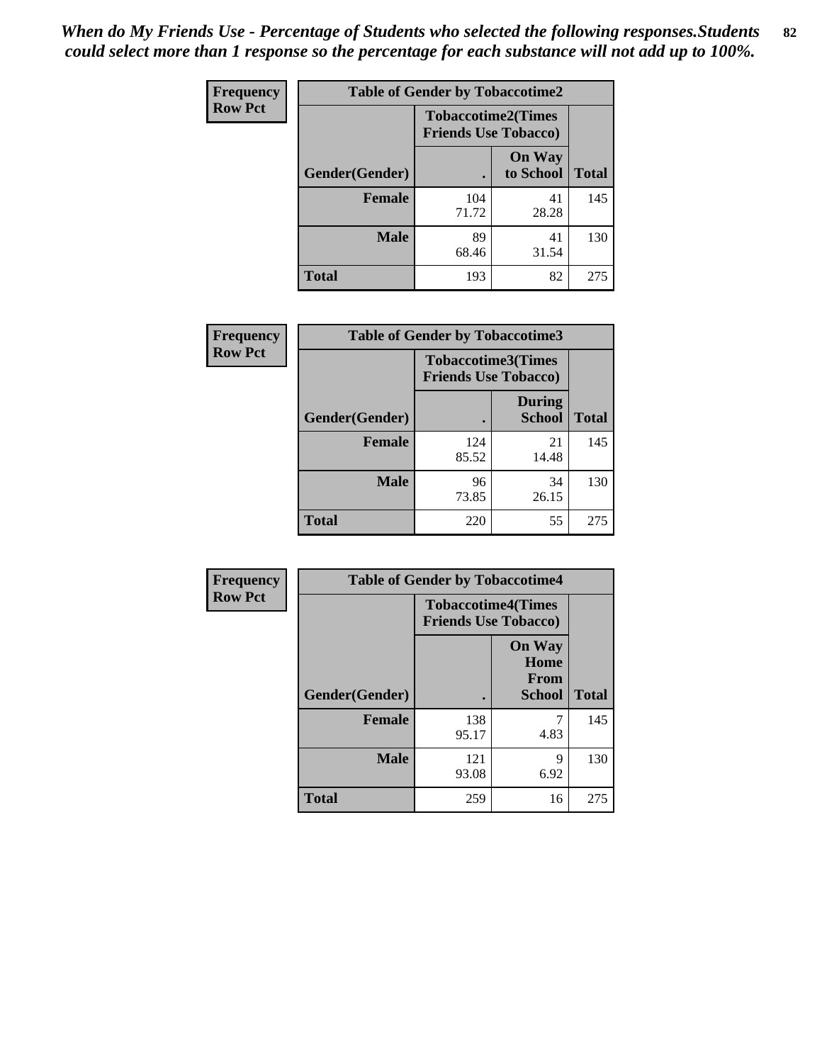*When do My Friends Use - Percentage of Students who selected the following responses.Students could select more than 1 response so the percentage for each substance will not add up to 100%.*

| Frequency<br>Row Pct | Table of Gender by Tobaccotime2 | | |
|---|---|---|---|
| | Tobaccotime2(Times Friends Use Tobacco) | | |
| Gender(Gender) | . | On Way to School | Total |
| **Female** | 104<br>71.72 | 41<br>28.28 | 145 |
| **Male** | 89<br>68.46 | 41<br>31.54 | 130 |
| **Total** | 193 | 82 | 275 |

| Frequency<br>Row Pct | Table of Gender by Tobaccotime3 | | |
|---|---|---|---|
| | Tobaccotime3(Times Friends Use Tobacco) | | |
| Gender(Gender) | . | During School | Total |
| **Female** | 124<br>85.52 | 21<br>14.48 | 145 |
| **Male** | 96<br>73.85 | 34<br>26.15 | 130 |
| **Total** | 220 | 55 | 275 |

| Frequency<br>Row Pct | Table of Gender by Tobaccotime4 | | |
|---|---|---|---|
| | Tobaccotime4(Times Friends Use Tobacco) | | |
| Gender(Gender) | . | On Way Home From School | Total |
| **Female** | 138<br>95.17 | 7<br>4.83 | 145 |
| **Male** | 121<br>93.08 | 9<br>6.92 | 130 |
| **Total** | 259 | 16 | 275 |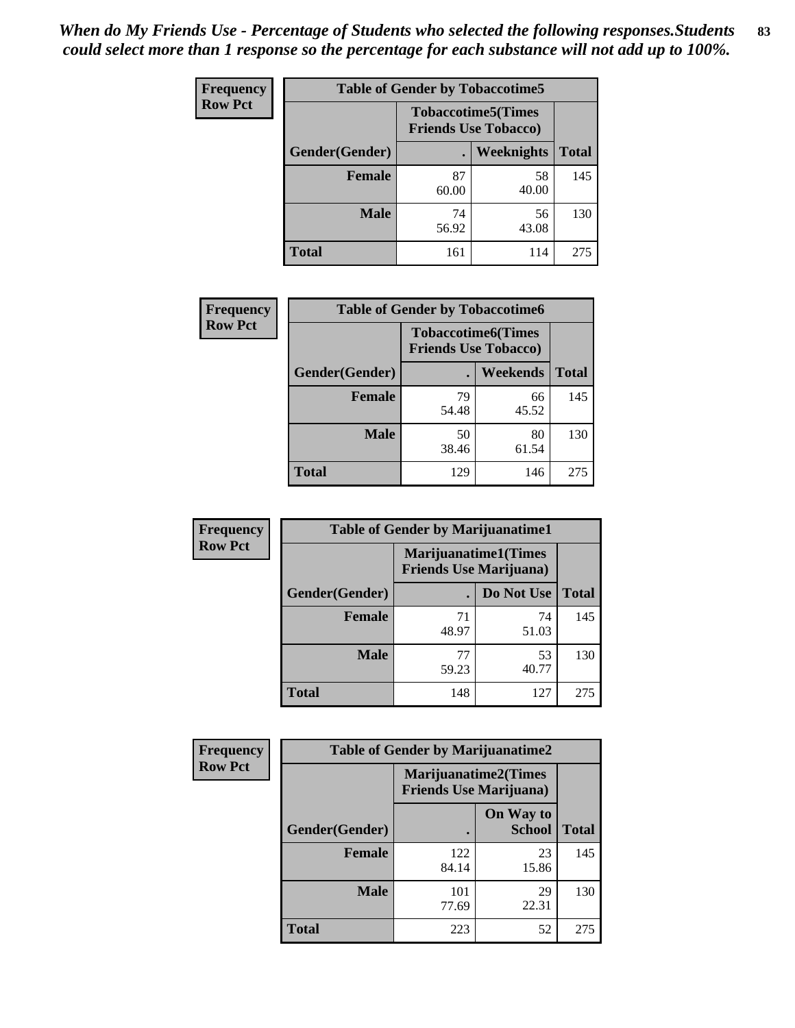*When do My Friends Use - Percentage of Students who selected the following responses.Students could select more than 1 response so the percentage for each substance will not add up to 100%.*

**Frequency Row Pct**

| Table of Gender by Tobaccotime5 | | | |
|---|---|---|---|
| | Tobaccotime5(Times Friends Use Tobacco) | | |
| Gender(Gender) | . | Weeknights | Total |
| **Female** | 87<br>60.00 | 58<br>40.00 | 145 |
| **Male** | 74<br>56.92 | 56<br>43.08 | 130 |
| **Total** | 161 | 114 | 275 |

**Frequency Row Pct**

| Table of Gender by Tobaccotime6 | | | |
|---|---|---|---|
| | Tobaccotime6(Times Friends Use Tobacco) | | |
| Gender(Gender) | . | Weekends | Total |
| **Female** | 79<br>54.48 | 66<br>45.52 | 145 |
| **Male** | 50<br>38.46 | 80<br>61.54 | 130 |
| **Total** | 129 | 146 | 275 |

**Frequency Row Pct**

| Table of Gender by Marijuanatime1 | | | |
|---|---|---|---|
| | Marijuanatime1(Times Friends Use Marijuana) | | |
| Gender(Gender) | . | Do Not Use | Total |
| **Female** | 71<br>48.97 | 74<br>51.03 | 145 |
| **Male** | 77<br>59.23 | 53<br>40.77 | 130 |
| **Total** | 148 | 127 | 275 |

**Frequency Row Pct**

| Table of Gender by Marijuanatime2 | | | |
|---|---|---|---|
| | Marijuanatime2(Times Friends Use Marijuana) | | |
| Gender(Gender) | . | On Way to School | Total |
| **Female** | 122<br>84.14 | 23<br>15.86 | 145 |
| **Male** | 101<br>77.69 | 29<br>22.31 | 130 |
| **Total** | 223 | 52 | 275 |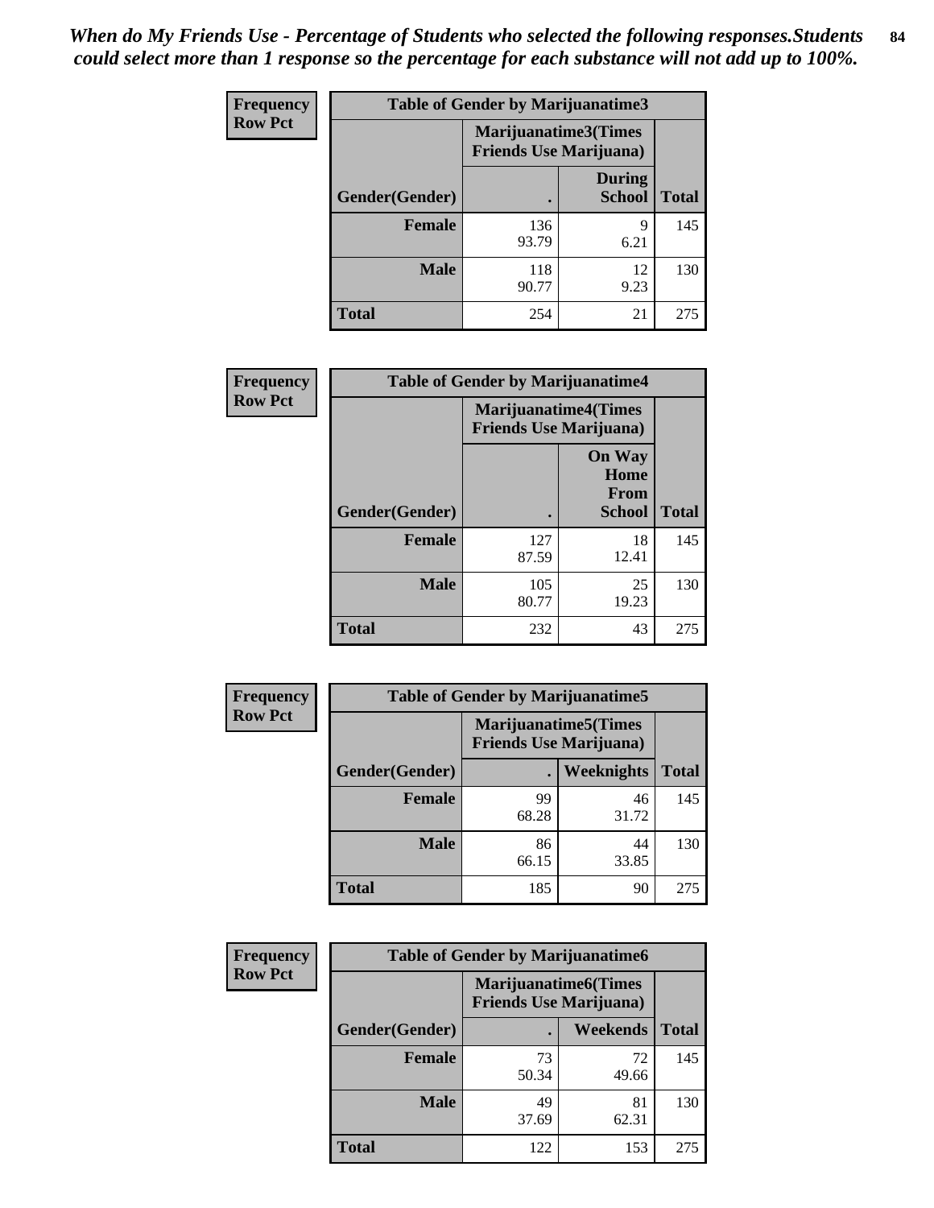*When do My Friends Use - Percentage of Students who selected the following responses.Students could select more than 1 response so the percentage for each substance will not add up to 100%.*

**Frequency**
**Row Pct**

| Table of Gender by Marijuanatime3 | | | |
|---|---|---|---|
| | Marijuanatime3(Times Friends Use Marijuana) | | |
| Gender(Gender) | . | During School | Total |
| Female | 136<br>93.79 | 9<br>6.21 | 145 |
| Male | 118<br>90.77 | 12<br>9.23 | 130 |
| Total | 254 | 21 | 275 |

**Frequency**
**Row Pct**

| Table of Gender by Marijuanatime4 | | | |
|---|---|---|---|
| | Marijuanatime4(Times Friends Use Marijuana) | | |
| Gender(Gender) | . | On Way Home From School | Total |
| Female | 127<br>87.59 | 18<br>12.41 | 145 |
| Male | 105<br>80.77 | 25<br>19.23 | 130 |
| Total | 232 | 43 | 275 |

**Frequency**
**Row Pct**

| Table of Gender by Marijuanatime5 | | | |
|---|---|---|---|
| | Marijuanatime5(Times Friends Use Marijuana) | | |
| Gender(Gender) | . | Weeknights | Total |
| Female | 99<br>68.28 | 46<br>31.72 | 145 |
| Male | 86<br>66.15 | 44<br>33.85 | 130 |
| Total | 185 | 90 | 275 |

**Frequency**
**Row Pct**

| Table of Gender by Marijuanatime6 | | | |
|---|---|---|---|
| | Marijuanatime6(Times Friends Use Marijuana) | | |
| Gender(Gender) | . | Weekends | Total |
| Female | 73<br>50.34 | 72<br>49.66 | 145 |
| Male | 49<br>37.69 | 81<br>62.31 | 130 |
| Total | 122 | 153 | 275 |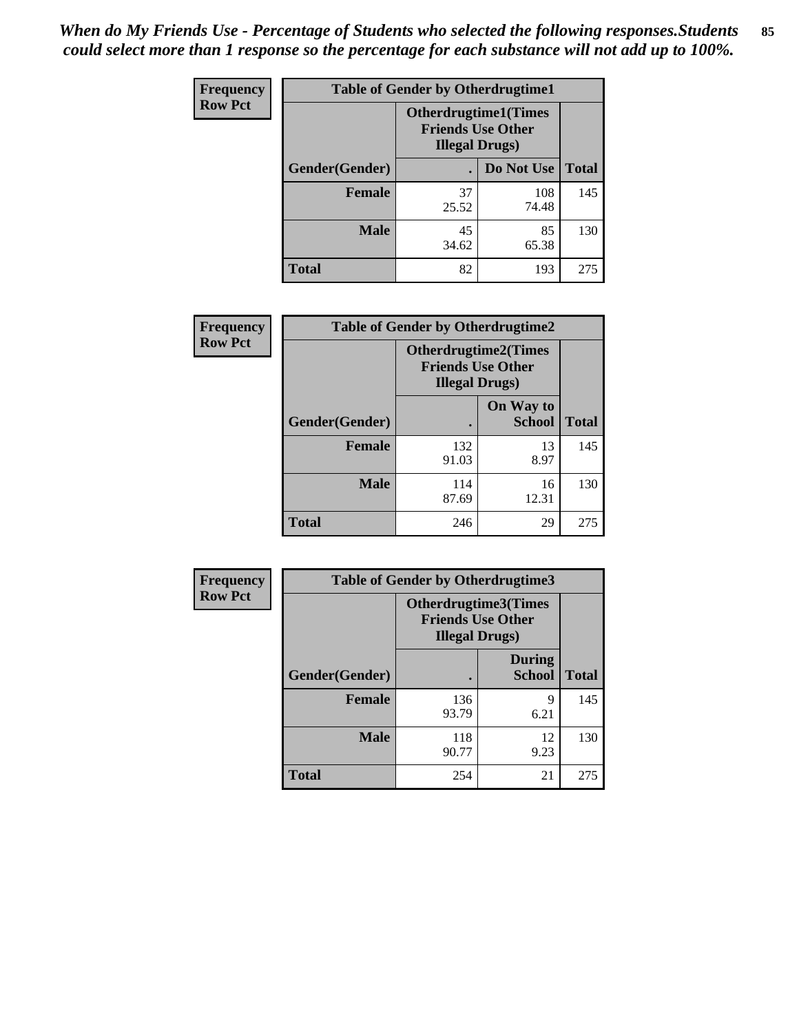*When do My Friends Use - Percentage of Students who selected the following responses.Students could select more than 1 response so the percentage for each substance will not add up to 100%.*

**Frequency**
**Row Pct**

| Table of Gender by Otherdrugtime1 | | | |
|---|---|---|---|
| | Otherdrugtime1(Times Friends Use Other Illegal Drugs) | | |
| Gender(Gender) | . | Do Not Use | Total |
| **Female** | 37<br>25.52 | 108<br>74.48 | 145 |
| **Male** | 45<br>34.62 | 85<br>65.38 | 130 |
| **Total** | 82 | 193 | 275 |

**Frequency**
**Row Pct**

| Table of Gender by Otherdrugtime2 | | | |
|---|---|---|---|
| | Otherdrugtime2(Times Friends Use Other Illegal Drugs) | | |
| Gender(Gender) | . | On Way to School | Total |
| **Female** | 132<br>91.03 | 13<br>8.97 | 145 |
| **Male** | 114<br>87.69 | 16<br>12.31 | 130 |
| **Total** | 246 | 29 | 275 |

**Frequency**
**Row Pct**

| Table of Gender by Otherdrugtime3 | | | |
|---|---|---|---|
| | Otherdrugtime3(Times Friends Use Other Illegal Drugs) | | |
| Gender(Gender) | . | During School | Total |
| **Female** | 136<br>93.79 | 9<br>6.21 | 145 |
| **Male** | 118<br>90.77 | 12<br>9.23 | 130 |
| **Total** | 254 | 21 | 275 |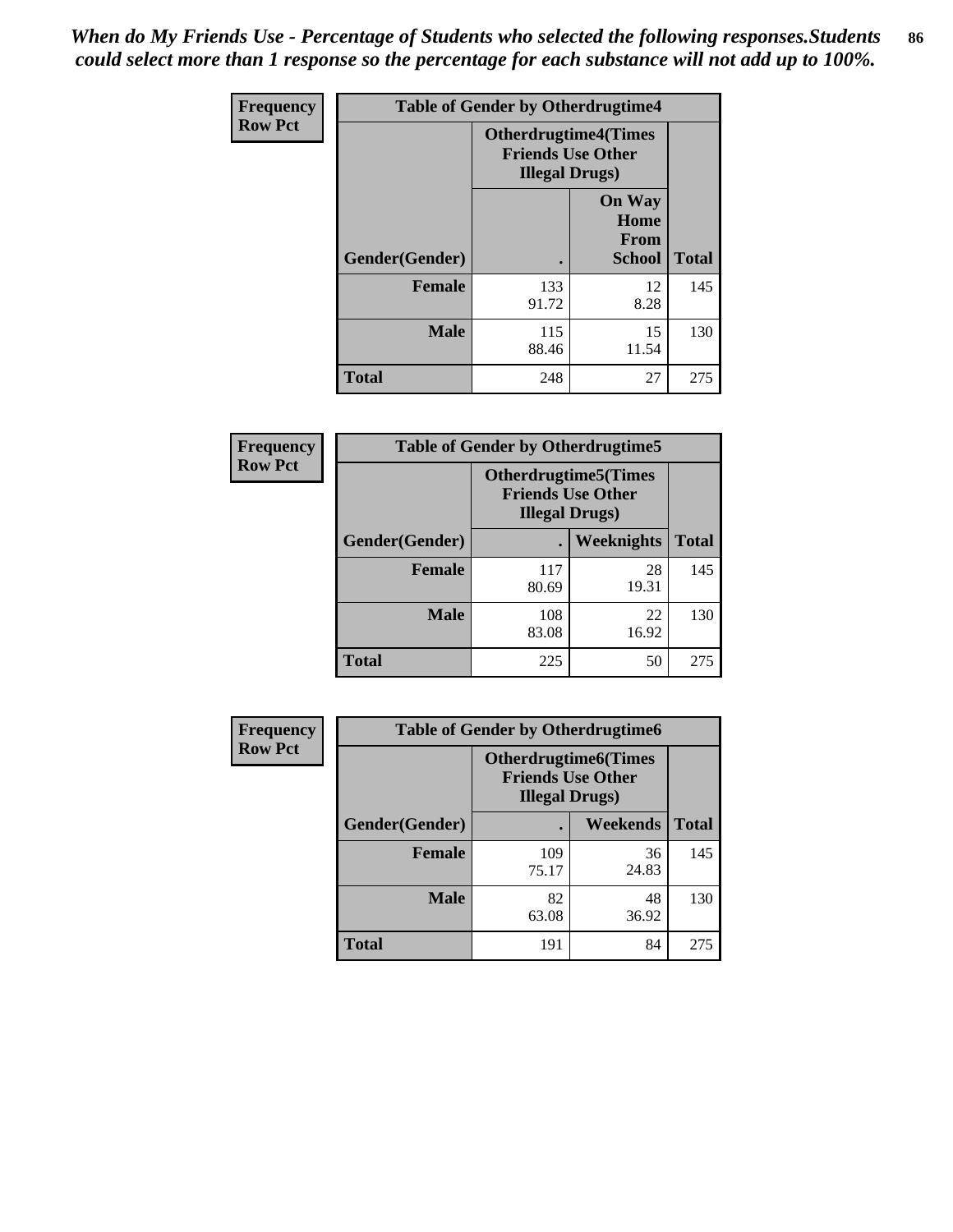*When do My Friends Use - Percentage of Students who selected the following responses.Students could select more than 1 response so the percentage for each substance will not add up to 100%.*

**Frequency**
**Row Pct**

| Table of Gender by Otherdrugtime4 | | | |
|---|---|---|---|
| | Otherdrugtime4(Times Friends Use Other Illegal Drugs) | | |
| Gender(Gender) | . | On Way Home From School | Total |
| **Female** | 133<br>91.72 | 12<br>8.28 | 145 |
| **Male** | 115<br>88.46 | 15<br>11.54 | 130 |
| **Total** | 248 | 27 | 275 |

**Frequency**
**Row Pct**

| Table of Gender by Otherdrugtime5 | | | |
|---|---|---|---|
| | Otherdrugtime5(Times Friends Use Other Illegal Drugs) | | |
| Gender(Gender) | . | Weeknights | Total |
| **Female** | 117<br>80.69 | 28<br>19.31 | 145 |
| **Male** | 108<br>83.08 | 22<br>16.92 | 130 |
| **Total** | 225 | 50 | 275 |

**Frequency**
**Row Pct**

| Table of Gender by Otherdrugtime6 | | | |
|---|---|---|---|
| | Otherdrugtime6(Times Friends Use Other Illegal Drugs) | | |
| Gender(Gender) | . | Weekends | Total |
| **Female** | 109<br>75.17 | 36<br>24.83 | 145 |
| **Male** | 82<br>63.08 | 48<br>36.92 | 130 |
| **Total** | 191 | 84 | 275 |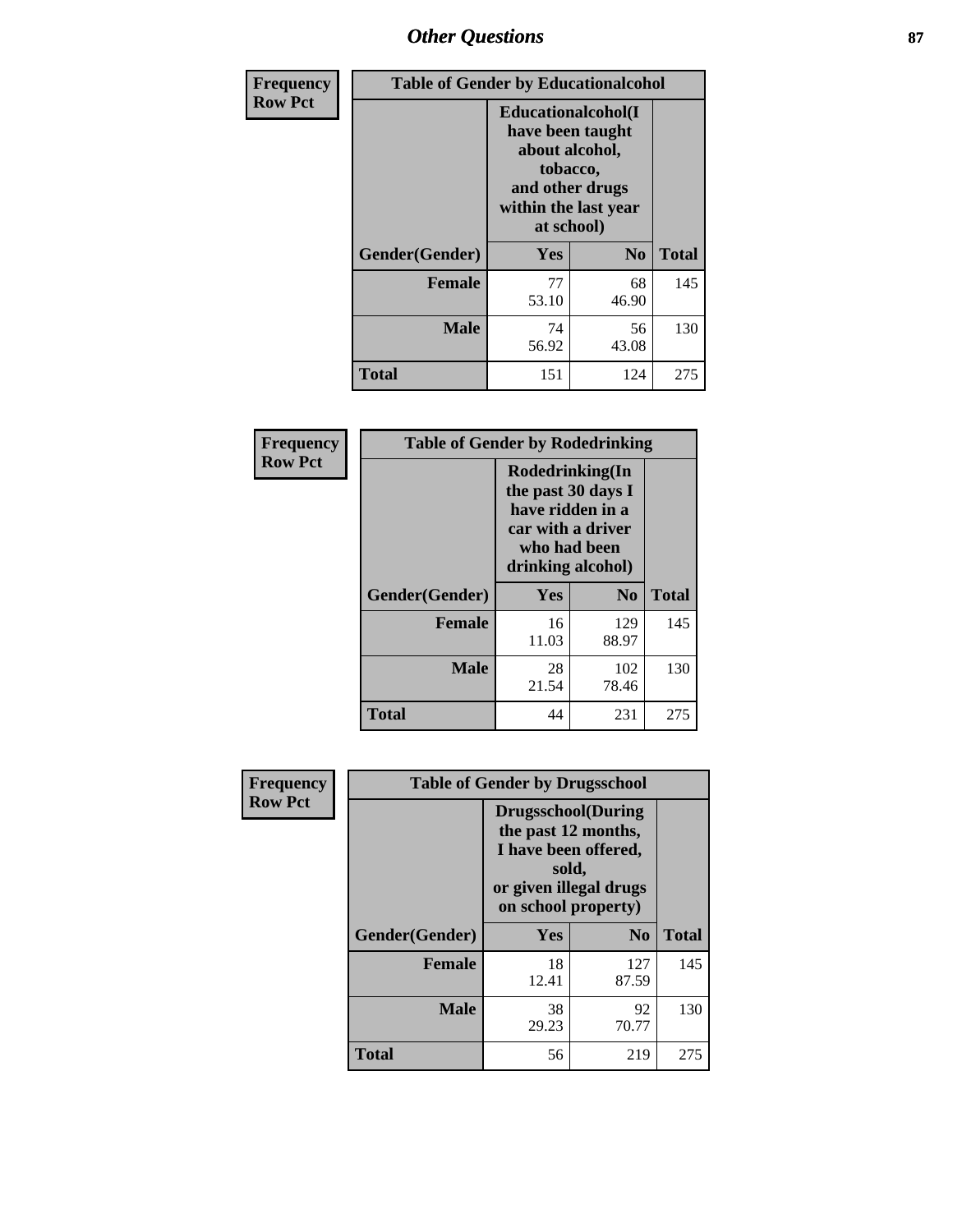## Other Questions

**Frequency**
**Row Pct**

| Table of Gender by Educationalcohol | | | |
|---|---|---|---|
| | Educationalcohol(I have been taught about alcohol, tobacco, and other drugs within the last year at school) | | |
| Gender(Gender) | Yes | No | Total |
| Female | 77<br>53.10 | 68<br>46.90 | 145 |
| Male | 74<br>56.92 | 56<br>43.08 | 130 |
| Total | 151 | 124 | 275 |

**Frequency**
**Row Pct**

| Table of Gender by Rodedrinking | | | |
|---|---|---|---|
| | Rodedrinking(In the past 30 days I have ridden in a car with a driver who had been drinking alcohol) | | |
| Gender(Gender) | Yes | No | Total |
| Female | 16<br>11.03 | 129<br>88.97 | 145 |
| Male | 28<br>21.54 | 102<br>78.46 | 130 |
| Total | 44 | 231 | 275 |

**Frequency**
**Row Pct**

| Table of Gender by Drugsschool | | | |
|---|---|---|---|
| | Drugsschool(During the past 12 months, I have been offered, sold, or given illegal drugs on school property) | | |
| Gender(Gender) | Yes | No | Total |
| Female | 18<br>12.41 | 127<br>87.59 | 145 |
| Male | 38<br>29.23 | 92<br>70.77 | 130 |
| Total | 56 | 219 | 275 |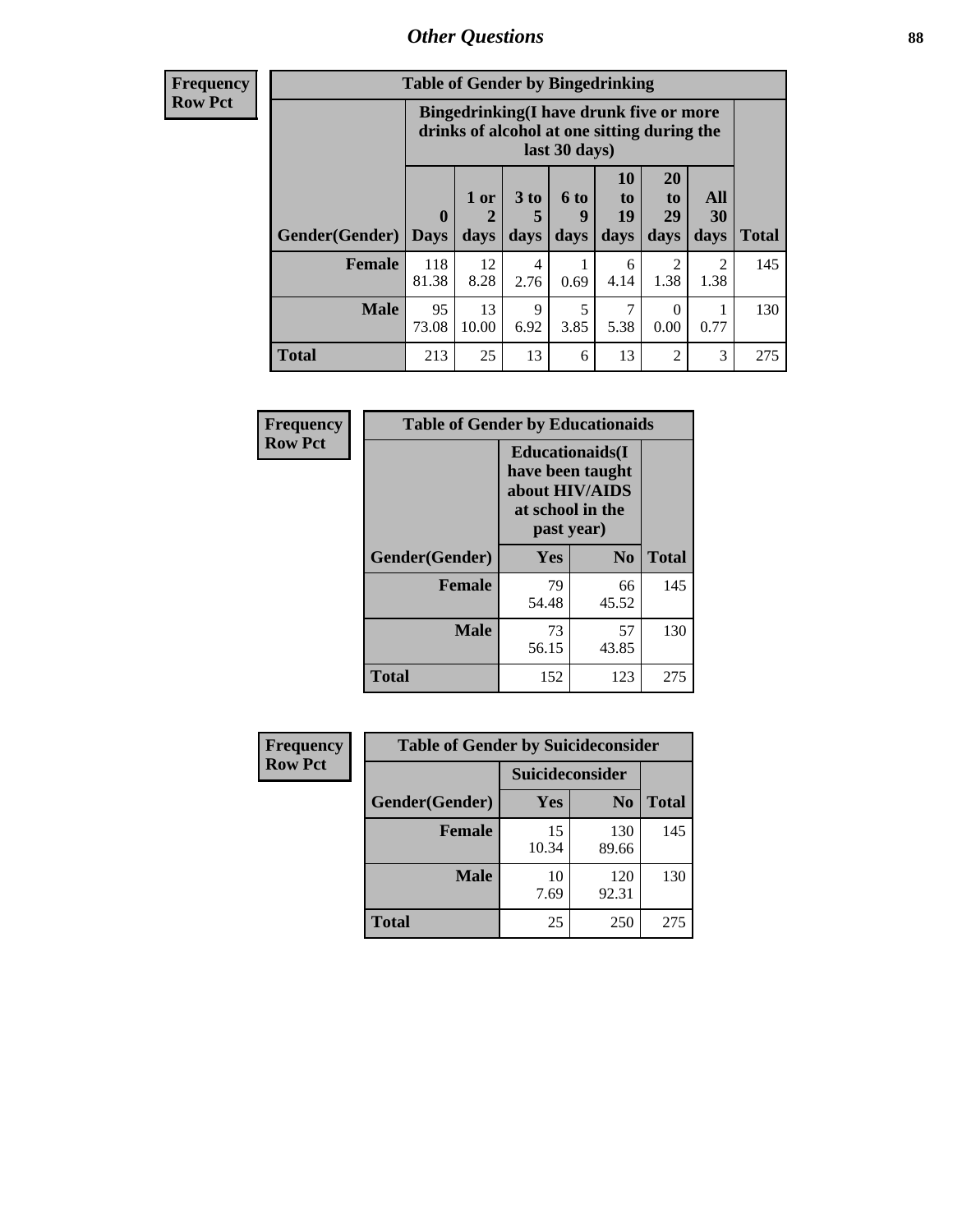| Frequency Row Pct | Table of Gender by Bingedrinking | | | | | | | |
|---|---|---|---|---|---|---|---|---|
| | Bingedrinking(I have drunk five or more drinks of alcohol at one sitting during the last 30 days) | | | | | | | |
| Gender(Gender) | 0 Days | 1 or 2 days | 3 to 5 days | 6 to 9 days | 10 to 19 days | 20 to 29 days | All 30 days | Total |
| Female | 118 81.38 | 12 8.28 | 4 2.76 | 1 0.69 | 6 4.14 | 2 1.38 | 2 1.38 | 145 |
| Male | 95 73.08 | 13 10.00 | 9 6.92 | 5 3.85 | 7 5.38 | 0 0.00 | 1 0.77 | 130 |
| Total | 213 | 25 | 13 | 6 | 13 | 2 | 3 | 275 |

| Frequency Row Pct | Table of Gender by Educationaids | | |
|---|---|---|---|
| | Educationaids(I have been taught about HIV/AIDS at school in the past year) | | |
| Gender(Gender) | Yes | No | Total |
| Female | 79 54.48 | 66 45.52 | 145 |
| Male | 73 56.15 | 57 43.85 | 130 |
| Total | 152 | 123 | 275 |

| Frequency Row Pct | Table of Gender by Suicideconsider | | |
|---|---|---|---|
| | Suicideconsider | | |
| Gender(Gender) | Yes | No | Total |
| Female | 15 10.34 | 130 89.66 | 145 |
| Male | 10 7.69 | 120 92.31 | 130 |
| Total | 25 | 250 | 275 |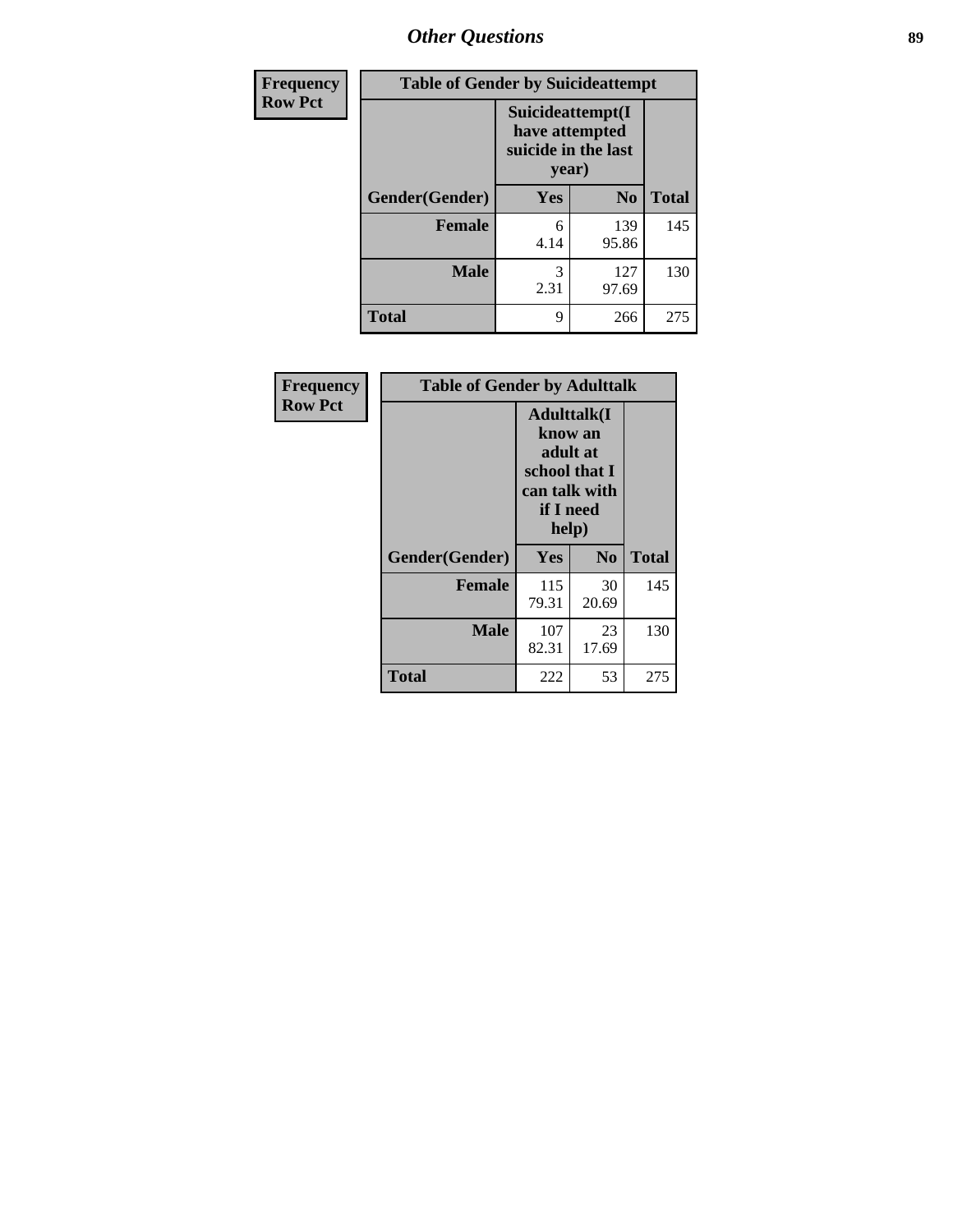## Other Questions

| Frequency Row Pct | Table of Gender by Suicideattempt | | |
|---|---|---|---|
| | Suicideattempt(I have attempted suicide in the last year) | | |
| Gender(Gender) | Yes | No | Total |
| Female | 6<br>4.14 | 139<br>95.86 | 145 |
| Male | 3<br>2.31 | 127<br>97.69 | 130 |
| Total | 9 | 266 | 275 |

| Frequency Row Pct | Table of Gender by Adulttalk | | |
|---|---|---|---|
| | Adulttalk(I know an adult at school that I can talk with if I need help) | | |
| Gender(Gender) | Yes | No | Total |
| Female | 115<br>79.31 | 30<br>20.69 | 145 |
| Male | 107<br>82.31 | 23<br>17.69 | 130 |
| Total | 222 | 53 | 275 |